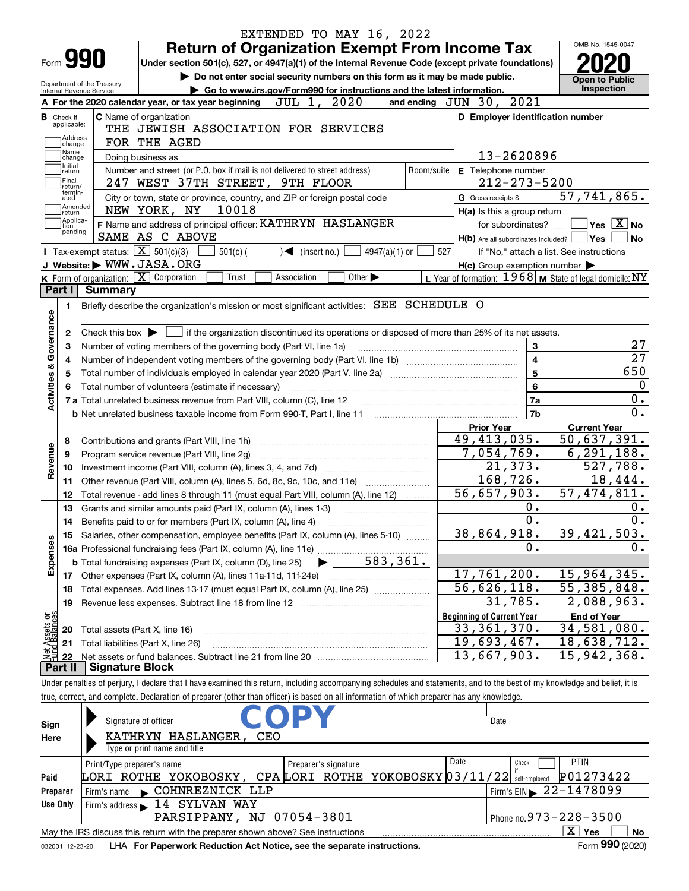EXTENDED TO MAY 16, 2022

# Form 990 — Return of Organization Exempt From Income Tax

Under section 501(c), 527, or 4947(a)(1) of the Internal Revenue Code (except private foundations)

▶ Do not enter social security numbers on this form as it may be made public.

▶ Go to www.irs.gov/Form990 for instructions and the latest information.

Department of the Treasury, Internal Revenue Service

OMB No. 1545-0047 — **2020** — Open to Public Inspection

**A** For the 2020 calendar year, or tax year beginning JUL 1, 2020 and ending JUN 30, 2021

**B** Check if applicable: Address change, Name change, Initial return, Final return/terminated, Amended return, Application pending

**C** Name of organization: THE JEWISH ASSOCIATION FOR SERVICES FOR THE AGED

Doing business as

Number and street (or P.O. box if mail is not delivered to street address): 247 WEST 37TH STREET, 9TH FLOOR — Room/suite

City or town, state or province, country, and ZIP or foreign postal code: NEW YORK, NY 10018

**D** Employer identification number: 13-2620896

**E** Telephone number: 212-273-5200

**G** Gross receipts $ 57,741,865.

**F** Name and address of principal officer: KATHRYN HASLANGER, SAME AS C ABOVE

**H(a)** Is this a group return for subordinates? ☐ Yes ☒ No

**H(b)** Are all subordinates included? ☐ Yes ☐ No — If "No," attach a list. See instructions

**H(c)** Group exemption number ▶

**I** Tax-exempt status: ☒ 501(c)(3) ☐ 501(c) ( ) ◀ (insert no.) ☐ 4947(a)(1) or ☐ 527

**J** Website: ▶ WWW.JASA.ORG

**K** Form of organization: ☒ Corporation ☐ Trust ☐ Association ☐ Other ▶

**L** Year of formation: 1968 **M** State of legal domicile: NY

## Part I Summary

**Activities & Governance**

1. Briefly describe the organization's mission or most significant activities: SEE SCHEDULE O
2. Check this box ▶ ☐ if the organization discontinued its operations or disposed of more than 25% of its net assets.

| | | | |
|---|---|---|---|
| 3 | Number of voting members of the governing body (Part VI, line 1a) | 3 | 27 |
| 4 | Number of independent voting members of the governing body (Part VI, line 1b) | 4 | 27 |
| 5 | Total number of individuals employed in calendar year 2020 (Part V, line 2a) | 5 | 650 |
| 6 | Total number of volunteers (estimate if necessary) | 6 | 0 |
| 7a | Total unrelated business revenue from Part VIII, column (C), line 12 | 7a | 0. |
| b | Net unrelated business taxable income from Form 990-T, Part I, line 11 | 7b | 0. |

| | | Prior Year | Current Year |
|---|---|---|---|
| **Revenue** | | | |
| 8 | Contributions and grants (Part VIII, line 1h) | 49,413,035. | 50,637,391. |
| 9 | Program service revenue (Part VIII, line 2g) | 7,054,769. | 6,291,188. |
| 10 | Investment income (Part VIII, column (A), lines 3, 4, and 7d) | 21,373. | 527,788. |
| 11 | Other revenue (Part VIII, column (A), lines 5, 6d, 8c, 9c, 10c, and 11e) | 168,726. | 18,444. |
| 12 | Total revenue - add lines 8 through 11 (must equal Part VIII, column (A), line 12) | 56,657,903. | 57,474,811. |
| **Expenses** | | | |
| 13 | Grants and similar amounts paid (Part IX, column (A), lines 1-3) | 0. | 0. |
| 14 | Benefits paid to or for members (Part IX, column (A), line 4) | 0. | 0. |
| 15 | Salaries, other compensation, employee benefits (Part IX, column (A), lines 5-10) | 38,864,918. | 39,421,503. |
| 16a | Professional fundraising fees (Part IX, column (A), line 11e) | 0. | 0. |
| b | Total fundraising expenses (Part IX, column (D), line 25) ▶ 583,361. | | |
| 17 | Other expenses (Part IX, column (A), lines 11a-11d, 11f-24e) | 17,761,200. | 15,964,345. |
| 18 | Total expenses. Add lines 13-17 (must equal Part IX, column (A), line 25) | 56,626,118. | 55,385,848. |
| 19 | Revenue less expenses. Subtract line 18 from line 12 | 31,785. | 2,088,963. |

| | | Beginning of Current Year | End of Year |
|---|---|---|---|
| **Net Assets or Fund Balances** | | | |
| 20 | Total assets (Part X, line 16) | 33,361,370. | 34,581,080. |
| 21 | Total liabilities (Part X, line 26) | 19,693,467. | 18,638,712. |
| 22 | Net assets or fund balances. Subtract line 21 from line 20 | 13,667,903. | 15,942,368. |

## Part II Signature Block

Under penalties of perjury, I declare that I have examined this return, including accompanying schedules and statements, and to the best of my knowledge and belief, it is true, correct, and complete. Declaration of preparer (other than officer) is based on all information of which preparer has any knowledge.

**Sign Here**

Signature of officer: COPY — Date

KATHRYN HASLANGER, CEO

Type or print name and title

**Paid Preparer Use Only**

| Print/Type preparer's name | Preparer's signature | Date | Check if self-employed | PTIN |
|---|---|---|---|---|
| LORI ROTHE YOKOBOSKY, CPA | LORI ROTHE YOKOBOSKY | 03/11/22 | ☐ | P01273422 |

Firm's name ▶ COHNREZNICK LLP — Firm's EIN ▶ 22-1478099

Firm's address ▶ 14 SYLVAN WAY, PARSIPPANY, NJ 07054-3801 — Phone no. 973-228-3500

May the IRS discuss this return with the preparer shown above? See instructions ☒ Yes ☐ No

032001 12-23-20 LHA For Paperwork Reduction Act Notice, see the separate instructions. Form **990** (2020)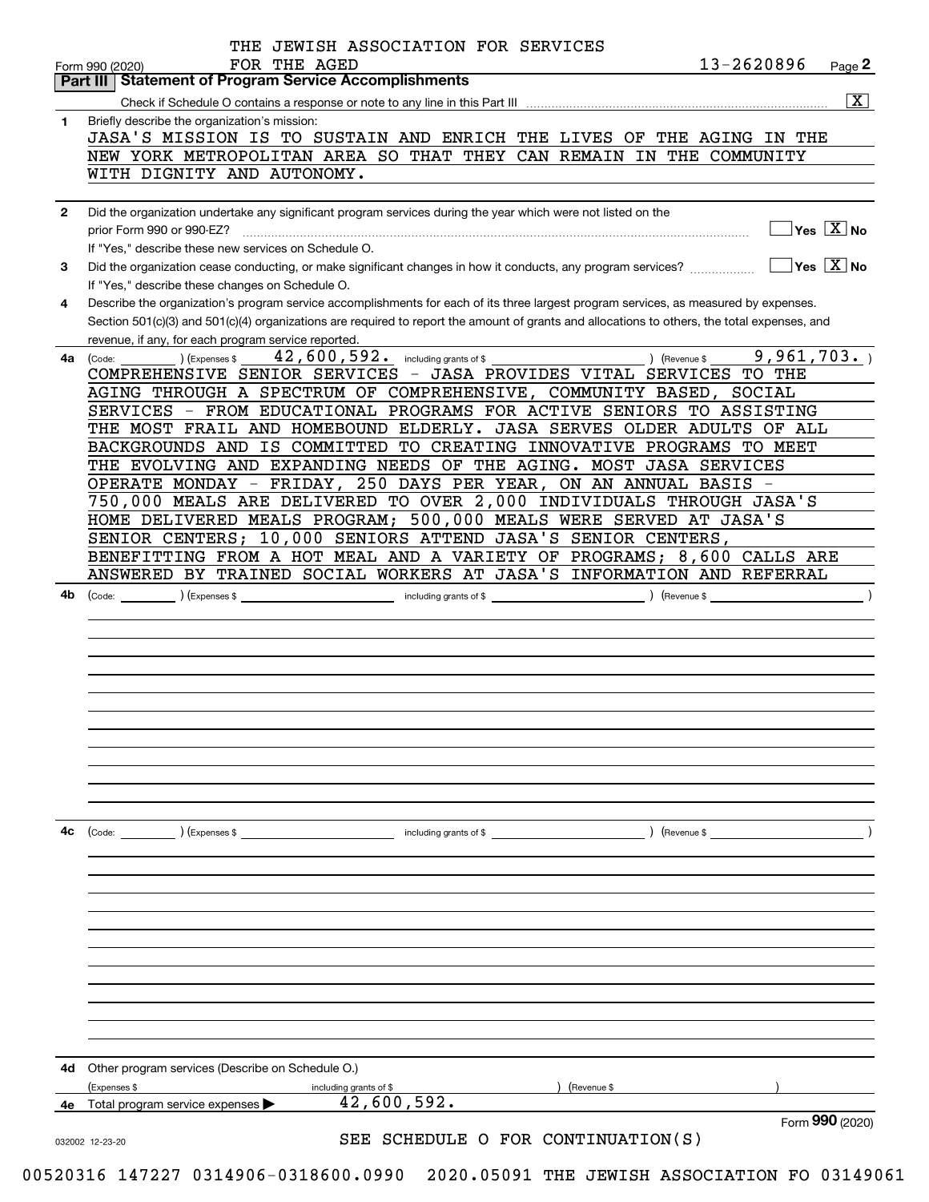THE JEWISH ASSOCIATION FOR SERVICES FOR THE AGED 13-2620896

Form 990 (2020) Page **2**

## Part III Statement of Program Service Accomplishments

Check if Schedule O contains a response or note to any line in this Part III [X]

**1** Briefly describe the organization's mission:

JASA'S MISSION IS TO SUSTAIN AND ENRICH THE LIVES OF THE AGING IN THE NEW YORK METROPOLITAN AREA SO THAT THEY CAN REMAIN IN THE COMMUNITY WITH DIGNITY AND AUTONOMY.

**2** Did the organization undertake any significant program services during the year which were not listed on the prior Form 990 or 990-EZ? [ ] Yes [X] No

If "Yes," describe these new services on Schedule O.

**3** Did the organization cease conducting, or make significant changes in how it conducts, any program services? [ ] Yes [X] No

If "Yes," describe these changes on Schedule O.

**4** Describe the organization's program service accomplishments for each of its three largest program services, as measured by expenses. Section 501(c)(3) and 501(c)(4) organizations are required to report the amount of grants and allocations to others, the total expenses, and revenue, if any, for each program service reported.

**4a** (Code: ) (Expenses $ 42,600,592. including grants of $ ) (Revenue $ 9,961,703. )

COMPREHENSIVE SENIOR SERVICES - JASA PROVIDES VITAL SERVICES TO THE AGING THROUGH A SPECTRUM OF COMPREHENSIVE, COMMUNITY BASED, SOCIAL SERVICES - FROM EDUCATIONAL PROGRAMS FOR ACTIVE SENIORS TO ASSISTING THE MOST FRAIL AND HOMEBOUND ELDERLY. JASA SERVES OLDER ADULTS OF ALL BACKGROUNDS AND IS COMMITTED TO CREATING INNOVATIVE PROGRAMS TO MEET THE EVOLVING AND EXPANDING NEEDS OF THE AGING. MOST JASA SERVICES OPERATE MONDAY - FRIDAY, 250 DAYS PER YEAR, ON AN ANNUAL BASIS - 750,000 MEALS ARE DELIVERED TO OVER 2,000 INDIVIDUALS THROUGH JASA'S HOME DELIVERED MEALS PROGRAM; 500,000 MEALS WERE SERVED AT JASA'S SENIOR CENTERS; 10,000 SENIORS ATTEND JASA'S SENIOR CENTERS, BENEFITTING FROM A HOT MEAL AND A VARIETY OF PROGRAMS; 8,600 CALLS ARE ANSWERED BY TRAINED SOCIAL WORKERS AT JASA'S INFORMATION AND REFERRAL

**4b** (Code: ) (Expenses $ including grants of $ ) (Revenue $ )

**4c** (Code: ) (Expenses $ including grants of $ ) (Revenue $ )

**4d** Other program services (Describe on Schedule O.)

(Expenses $ including grants of $ ) (Revenue $ )

**4e** Total program services expenses ▶ 42,600,592.

Form **990** (2020)

SEE SCHEDULE O FOR CONTINUATION(S)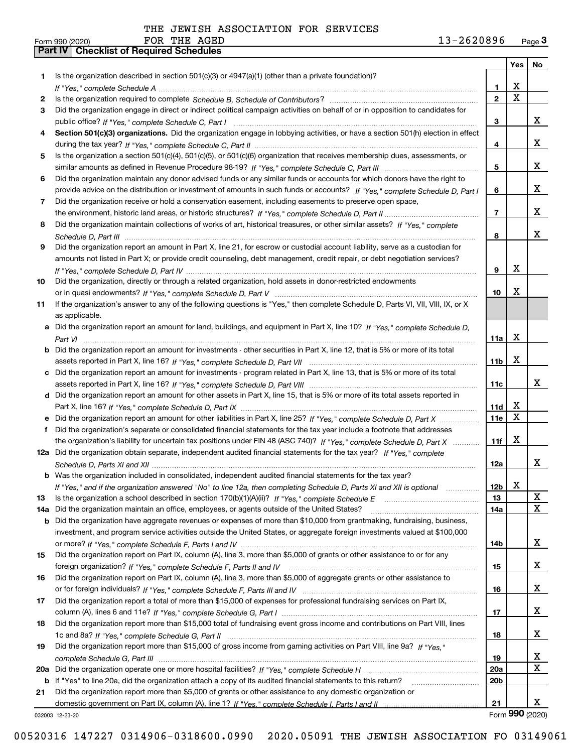THE JEWISH ASSOCIATION FOR SERVICES FOR THE AGED    13-2620896

Form 990 (2020)

## Part IV | Checklist of Required Schedules

| | | | Yes | No |
|---|---|---|---|---|
| 1 | Is the organization described in section 501(c)(3) or 4947(a)(1) (other than a private foundation)? *If "Yes," complete Schedule A* | 1 | X | |
| 2 | Is the organization required to complete *Schedule B, Schedule of Contributors*? | 2 | X | |
| 3 | Did the organization engage in direct or indirect political campaign activities on behalf of or in opposition to candidates for public office? *If "Yes," complete Schedule C, Part I* | 3 | | X |
| 4 | **Section 501(c)(3) organizations.** Did the organization engage in lobbying activities, or have a section 501(h) election in effect during the tax year? *If "Yes," complete Schedule C, Part II* | 4 | | X |
| 5 | Is the organization a section 501(c)(4), 501(c)(5), or 501(c)(6) organization that receives membership dues, assessments, or similar amounts as defined in Revenue Procedure 98-19? *If "Yes," complete Schedule C, Part III* | 5 | | X |
| 6 | Did the organization maintain any donor advised funds or any similar funds or accounts for which donors have the right to provide advice on the distribution or investment of amounts in such funds or accounts? *If "Yes," complete Schedule D, Part I* | 6 | | X |
| 7 | Did the organization receive or hold a conservation easement, including easements to preserve open space, the environment, historic land areas, or historic structures? *If "Yes," complete Schedule D, Part II* | 7 | | X |
| 8 | Did the organization maintain collections of works of art, historical treasures, or other similar assets? *If "Yes," complete Schedule D, Part III* | 8 | | X |
| 9 | Did the organization report an amount in Part X, line 21, for escrow or custodial account liability, serve as a custodian for amounts not listed in Part X; or provide credit counseling, debt management, credit repair, or debt negotiation services? *If "Yes," complete Schedule D, Part IV* | 9 | X | |
| 10 | Did the organization, directly or through a related organization, hold assets in donor-restricted endowments or in quasi endowments? *If "Yes," complete Schedule D, Part V* | 10 | X | |
| 11 | If the organization's answer to any of the following questions is "Yes," then complete Schedule D, Parts VI, VII, VIII, IX, or X as applicable. | | | |
| a | Did the organization report an amount for land, buildings, and equipment in Part X, line 10? *If "Yes," complete Schedule D, Part VI* | 11a | X | |
| b | Did the organization report an amount for investments - other securities in Part X, line 12, that is 5% or more of its total assets reported in Part X, line 16? *If "Yes," complete Schedule D, Part VII* | 11b | X | |
| c | Did the organization report an amount for investments - program related in Part X, line 13, that is 5% or more of its total assets reported in Part X, line 16? *If "Yes," complete Schedule D, Part VIII* | 11c | | X |
| d | Did the organization report an amount for other assets in Part X, line 15, that is 5% or more of its total assets reported in Part X, line 16? *If "Yes," complete Schedule D, Part IX* | 11d | X | |
| e | Did the organization report an amount for other liabilities in Part X, line 25? *If "Yes," complete Schedule D, Part X* | 11e | X | |
| f | Did the organization's separate or consolidated financial statements for the tax year include a footnote that addresses the organization's liability for uncertain tax positions under FIN 48 (ASC 740)? *If "Yes," complete Schedule D, Part X* | 11f | X | |
| 12a | Did the organization obtain separate, independent audited financial statements for the tax year? *If "Yes," complete Schedule D, Parts XI and XII* | 12a | | X |
| b | Was the organization included in consolidated, independent audited financial statements for the tax year? *If "Yes," and if the organization answered "No" to line 12a, then completing Schedule D, Parts XI and XII is optional* | 12b | X | |
| 13 | Is the organization a school described in section 170(b)(1)(A)(ii)? *If "Yes," complete Schedule E* | 13 | | X |
| 14a | Did the organization maintain an office, employees, or agents outside of the United States? | 14a | | X |
| b | Did the organization have aggregate revenues or expenses of more than $10,000 from grantmaking, fundraising, business, investment, and program service activities outside the United States, or aggregate foreign investments valued at $100,000 or more? *If "Yes," complete Schedule F, Parts I and IV* | 14b | | X |
| 15 | Did the organization report on Part IX, column (A), line 3, more than $5,000 of grants or other assistance to or for any foreign organization? *If "Yes," complete Schedule F, Parts II and IV* | 15 | | X |
| 16 | Did the organization report on Part IX, column (A), line 3, more than $5,000 of aggregate grants or other assistance to or for foreign individuals? *If "Yes," complete Schedule F, Parts III and IV* | 16 | | X |
| 17 | Did the organization report a total of more than $15,000 of expenses for professional fundraising services on Part IX, column (A), lines 6 and 11e? *If "Yes," complete Schedule G, Part I* | 17 | | X |
| 18 | Did the organization report more than $15,000 total of fundraising event gross income and contributions on Part VIII, lines 1c and 8a? *If "Yes," complete Schedule G, Part II* | 18 | | X |
| 19 | Did the organization report more than $15,000 of gross income from gaming activities on Part VIII, line 9a? *If "Yes," complete Schedule G, Part III* | 19 | | X |
| 20a | Did the organization operate one or more hospital facilities? *If "Yes," complete Schedule H* | 20a | | X |
| b | If "Yes" to line 20a, did the organization attach a copy of its audited financial statements to this return? | 20b | | |
| 21 | Did the organization report more than $5,000 of grants or other assistance to any domestic organization or domestic government on Part IX, column (A), line 1? *If "Yes," complete Schedule I, Parts I and II* | 21 | | X |

032003 12-23-20    Form **990** (2020)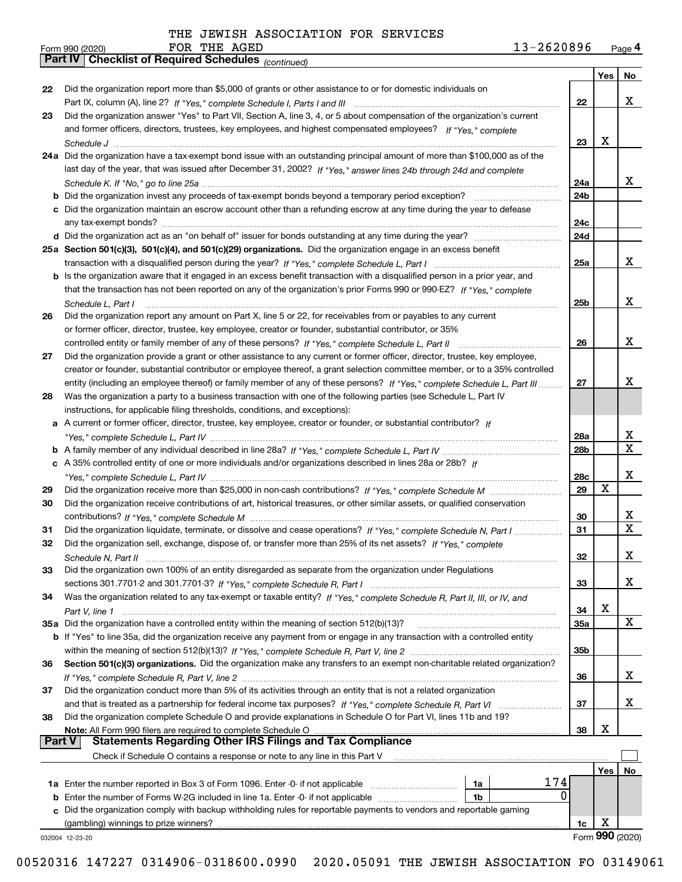THE JEWISH ASSOCIATION FOR SERVICES FOR THE AGED

Form 990 (2020) 13-2620896

**Part IV | Checklist of Required Schedules** *(continued)*

| | | | Yes | No |
|---|---|---|---|---|
| 22 | Did the organization report more than $5,000 of grants or other assistance to or for domestic individuals on Part IX, column (A), line 2? *If "Yes," complete Schedule I, Parts I and III* | 22 | | X |
| 23 | Did the organization answer "Yes" to Part VII, Section A, line 3, 4, or 5 about compensation of the organization's current and former officers, directors, trustees, key employees, and highest compensated employees? *If "Yes," complete Schedule J* | 23 | X | |
| 24a | Did the organization have a tax-exempt bond issue with an outstanding principal amount of more than $100,000 as of the last day of the year, that was issued after December 31, 2002? *If "Yes," answer lines 24b through 24d and complete Schedule K. If "No," go to line 25a* | 24a | | X |
| b | Did the organization invest any proceeds of tax-exempt bonds beyond a temporary period exception? | 24b | | |
| c | Did the organization maintain an escrow account other than a refunding escrow at any time during the year to defease any tax-exempt bonds? | 24c | | |
| d | Did the organization act as an "on behalf of" issuer for bonds outstanding at any time during the year? | 24d | | |
| 25a | **Section 501(c)(3), 501(c)(4), and 501(c)(29) organizations.** Did the organization engage in an excess benefit transaction with a disqualified person during the year? *If "Yes," complete Schedule L, Part I* | 25a | | X |
| b | Is the organization aware that it engaged in an excess benefit transaction with a disqualified person in a prior year, and that the transaction has not been reported on any of the organization's prior Forms 990 or 990-EZ? *If "Yes," complete Schedule L, Part I* | 25b | | X |
| 26 | Did the organization report any amount on Part X, line 5 or 22, for receivables from or payables to any current or former officer, director, trustee, key employee, creator or founder, substantial contributor, or 35% controlled entity or family member of any of these persons? *If "Yes," complete Schedule L, Part II* | 26 | | X |
| 27 | Did the organization provide a grant or other assistance to any current or former officer, director, trustee, key employee, creator or founder, substantial contributor or employee thereof, a grant selection committee member, or to a 35% controlled entity (including an employee thereof) or family member of any of these persons? *If "Yes," complete Schedule L, Part III* | 27 | | X |
| 28 | Was the organization a party to a business transaction with one of the following parties (see Schedule L, Part IV instructions, for applicable filing thresholds, conditions, and exceptions): | | | |
| a | A current or former officer, director, trustee, key employee, creator or founder, or substantial contributor? *If "Yes," complete Schedule L, Part IV* | 28a | | X |
| b | A family member of any individual described in line 28a? *If "Yes," complete Schedule L, Part IV* | 28b | | X |
| c | A 35% controlled entity of one or more individuals and/or organizations described in lines 28a or 28b? *If "Yes," complete Schedule L, Part IV* | 28c | | X |
| 29 | Did the organization receive more than $25,000 in non-cash contributions? *If "Yes," complete Schedule M* | 29 | X | |
| 30 | Did the organization receive contributions of art, historical treasures, or other similar assets, or qualified conservation contributions? *If "Yes," complete Schedule M* | 30 | | X |
| 31 | Did the organization liquidate, terminate, or dissolve and cease operations? *If "Yes," complete Schedule N, Part I* | 31 | | X |
| 32 | Did the organization sell, exchange, dispose of, or transfer more than 25% of its net assets? *If "Yes," complete Schedule N, Part II* | 32 | | X |
| 33 | Did the organization own 100% of an entity disregarded as separate from the organization under Regulations sections 301.7701-2 and 301.7701-3? *If "Yes," complete Schedule R, Part I* | 33 | | X |
| 34 | Was the organization related to any tax-exempt or taxable entity? *If "Yes," complete Schedule R, Part II, III, or IV, and Part V, line 1* | 34 | X | |
| 35a | Did the organization have a controlled entity within the meaning of section 512(b)(13)? | 35a | | X |
| b | If "Yes" to line 35a, did the organization receive any payment from or engage in any transaction with a controlled entity within the meaning of section 512(b)(13)? *If "Yes," complete Schedule R, Part V, line 2* | 35b | | |
| 36 | **Section 501(c)(3) organizations.** Did the organization make any transfers to an exempt non-charitable related organization? *If "Yes," complete Schedule R, Part V, line 2* | 36 | | X |
| 37 | Did the organization conduct more than 5% of its activities through an entity that is not a related organization and that is treated as a partnership for federal income tax purposes? *If "Yes," complete Schedule R, Part VI* | 37 | | X |
| 38 | Did the organization complete Schedule O and provide explanations in Schedule O for Part VI, lines 11b and 19? **Note:** All Form 990 filers are required to complete Schedule O | 38 | X | |

**Part V | Statements Regarding Other IRS Filings and Tax Compliance**

Check if Schedule O contains a response or note to any line in this Part V ☐

| | | | | | Yes | No |
|---|---|---|---|---|---|---|
| 1a | Enter the number reported in Box 3 of Form 1096. Enter -0- if not applicable | 1a | 174 | | | |
| b | Enter the number of Forms W-2G included in line 1a. Enter -0- if not applicable | 1b | 0 | | | |
| c | Did the organization comply with backup withholding rules for reportable payments to vendors and reportable gaming (gambling) winnings to prize winners? | | | 1c | X | |

032004 12-23-20 Form **990** (2020)

00520316 147227 0314906-0318600.0990 2020.05091 THE JEWISH ASSOCIATION FO 03149061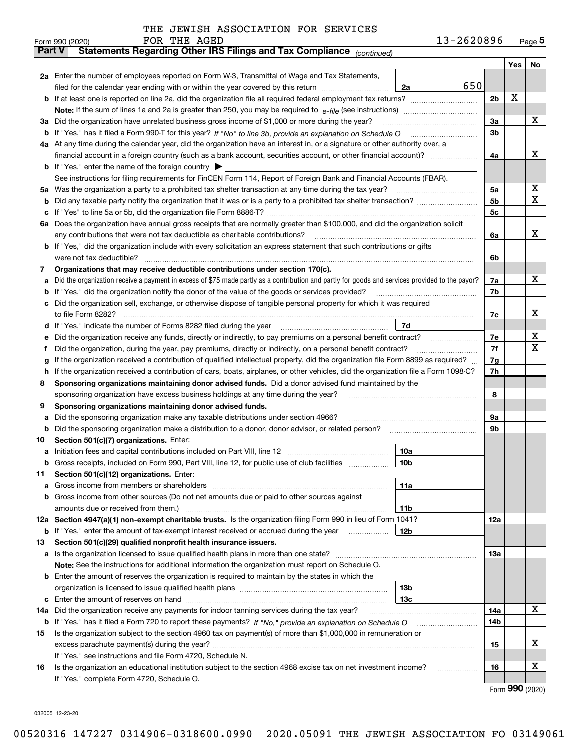THE JEWISH ASSOCIATION FOR SERVICES FOR THE AGED 13-2620896

Form 990 (2020) Page 5

**Part V Statements Regarding Other IRS Filings and Tax Compliance** *(continued)*

| | | | | | Yes | No |
|---|---|---|---|---|---|---|
| **2a** | Enter the number of employees reported on Form W-3, Transmittal of Wage and Tax Statements, filed for the calendar year ending with or within the year covered by this return | 2a | 650 | | | |
| **b** | If at least one is reported on line 2a, did the organization file all required federal employment tax returns? | | | 2b | X | |
| | **Note:** If the sum of lines 1a and 2a is greater than 250, you may be required to *e-file* (see instructions) | | | | | |
| **3a** | Did the organization have unrelated business gross income of $1,000 or more during the year? | | | 3a | | X |
| **b** | If "Yes," has it filed a Form 990-T for this year? *If "No" to line 3b, provide an explanation on Schedule O* | | | 3b | | |
| **4a** | At any time during the calendar year, did the organization have an interest in, or a signature or other authority over, a financial account in a foreign country (such as a bank account, securities account, or other financial account)? | | | 4a | | X |
| **b** | If "Yes," enter the name of the foreign country ▶ | | | | | |
| | See instructions for filing requirements for FinCEN Form 114, Report of Foreign Bank and Financial Accounts (FBAR). | | | | | |
| **5a** | Was the organization a party to a prohibited tax shelter transaction at any time during the tax year? | | | 5a | | X |
| **b** | Did any taxable party notify the organization that it was or is a party to a prohibited tax shelter transaction? | | | 5b | | X |
| **c** | If "Yes" to line 5a or 5b, did the organization file Form 8886-T? | | | 5c | | |
| **6a** | Does the organization have annual gross receipts that are normally greater than $100,000, and did the organization solicit any contributions that were not tax deductible as charitable contributions? | | | 6a | | X |
| **b** | If "Yes," did the organization include with every solicitation an express statement that such contributions or gifts were not tax deductible? | | | 6b | | |
| **7** | **Organizations that may receive deductible contributions under section 170(c).** | | | | | |
| **a** | Did the organization receive a payment in excess of $75 made partly as a contribution and partly for goods and services provided to the payor? | | | 7a | | X |
| **b** | If "Yes," did the organization notify the donor of the value of the goods or services provided? | | | 7b | | |
| **c** | Did the organization sell, exchange, or otherwise dispose of tangible personal property for which it was required to file Form 8282? | | | 7c | | X |
| **d** | If "Yes," indicate the number of Forms 8282 filed during the year | 7d | | | | |
| **e** | Did the organization receive any funds, directly or indirectly, to pay premiums on a personal benefit contract? | | | 7e | | X |
| **f** | Did the organization, during the year, pay premiums, directly or indirectly, on a personal benefit contract? | | | 7f | | X |
| **g** | If the organization received a contribution of qualified intellectual property, did the organization file Form 8899 as required? | | | 7g | | |
| **h** | If the organization received a contribution of cars, boats, airplanes, or other vehicles, did the organization file a Form 1098-C? | | | 7h | | |
| **8** | **Sponsoring organizations maintaining donor advised funds.** Did a donor advised fund maintained by the sponsoring organization have excess business holdings at any time during the year? | | | 8 | | |
| **9** | **Sponsoring organizations maintaining donor advised funds.** | | | | | |
| **a** | Did the sponsoring organization make any taxable distributions under section 4966? | | | 9a | | |
| **b** | Did the sponsoring organization make a distribution to a donor, donor advisor, or related person? | | | 9b | | |
| **10** | **Section 501(c)(7) organizations.** Enter: | | | | | |
| **a** | Initiation fees and capital contributions included on Part VIII, line 12 | 10a | | | | |
| **b** | Gross receipts, included on Form 990, Part VIII, line 12, for public use of club facilities | 10b | | | | |
| **11** | **Section 501(c)(12) organizations.** Enter: | | | | | |
| **a** | Gross income from members or shareholders | 11a | | | | |
| **b** | Gross income from other sources (Do not net amounts due or paid to other sources against amounts due or received from them.) | 11b | | | | |
| **12a** | **Section 4947(a)(1) non-exempt charitable trusts.** Is the organization filing Form 990 in lieu of Form 1041? | | | 12a | | |
| **b** | If "Yes," enter the amount of tax-exempt interest received or accrued during the year | 12b | | | | |
| **13** | **Section 501(c)(29) qualified nonprofit health insurance issuers.** | | | | | |
| **a** | Is the organization licensed to issue qualified health plans in more than one state? | | | 13a | | |
| | **Note:** See the instructions for additional information the organization must report on Schedule O. | | | | | |
| **b** | Enter the amount of reserves the organization is required to maintain by the states in which the organization is licensed to issue qualified health plans | 13b | | | | |
| **c** | Enter the amount of reserves on hand | 13c | | | | |
| **14a** | Did the organization receive any payments for indoor tanning services during the tax year? | | | 14a | | X |
| **b** | If "Yes," has it filed a Form 720 to report these payments? *If "No," provide an explanation on Schedule O* | | | 14b | | |
| **15** | Is the organization subject to the section 4960 tax on payment(s) of more than $1,000,000 in remuneration or excess parachute payment(s) during the year? | | | 15 | | X |
| | If "Yes," see instructions and file Form 4720, Schedule N. | | | | | |
| **16** | Is the organization an educational institution subject to the section 4968 excise tax on net investment income? | | | 16 | | X |
| | If "Yes," complete Form 4720, Schedule O. | | | | | |

Form **990** (2020)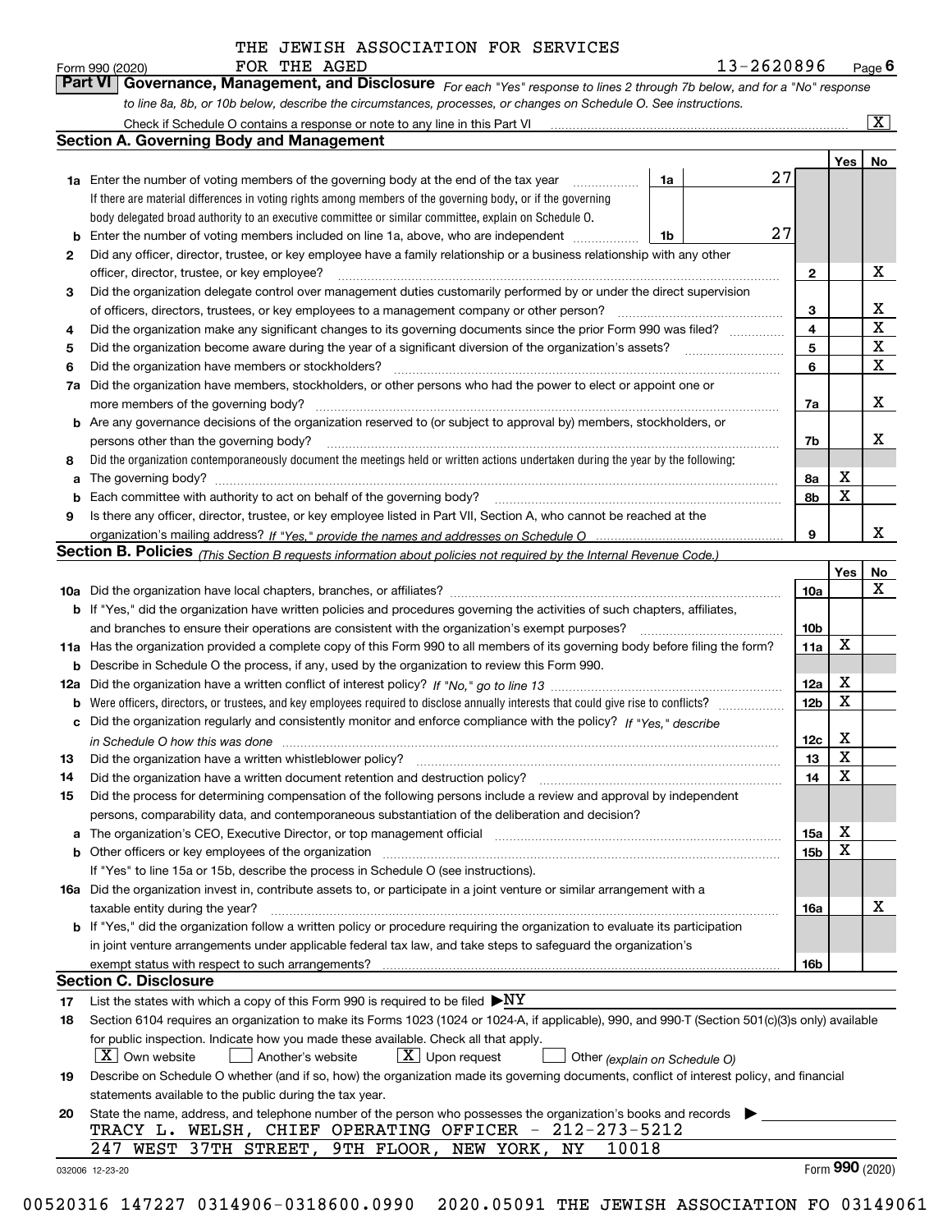THE JEWISH ASSOCIATION FOR SERVICES FOR THE AGED 13-2620896

Form 990 (2020) Page 6

## Part VI Governance, Management, and Disclosure

*For each "Yes" response to lines 2 through 7b below, and for a "No" response to line 8a, 8b, or 10b below, describe the circumstances, processes, or changes on Schedule O. See instructions.*

Check if Schedule O contains a response or note to any line in this Part VI [X]

### Section A. Governing Body and Management

| | | | | Yes | No |
|---|---|---|---|---|---|
| **1a** | Enter the number of voting members of the governing body at the end of the tax year. If there are material differences in voting rights among members of the governing body, or if the governing body delegated broad authority to an executive committee or similar committee, explain on Schedule O. | 1a | 27 | | |
| **b** | Enter the number of voting members included on line 1a, above, who are independent | 1b | 27 | | |
| **2** | Did any officer, director, trustee, or key employee have a family relationship or a business relationship with any other officer, director, trustee, or key employee? | 2 | | | X |
| **3** | Did the organization delegate control over management duties customarily performed by or under the direct supervision of officers, directors, trustees, or key employees to a management company or other person? | 3 | | | X |
| **4** | Did the organization make any significant changes to its governing documents since the prior Form 990 was filed? | 4 | | | X |
| **5** | Did the organization become aware during the year of a significant diversion of the organization's assets? | 5 | | | X |
| **6** | Did the organization have members or stockholders? | 6 | | | X |
| **7a** | Did the organization have members, stockholders, or other persons who had the power to elect or appoint one or more members of the governing body? | 7a | | | X |
| **b** | Are any governance decisions of the organization reserved to (or subject to approval by) members, stockholders, or persons other than the governing body? | 7b | | | X |
| **8** | Did the organization contemporaneously document the meetings held or written actions undertaken during the year by the following: | | | | |
| **a** | The governing body? | 8a | | X | |
| **b** | Each committee with authority to act on behalf of the governing body? | 8b | | X | |
| **9** | Is there any officer, director, trustee, or key employee listed in Part VII, Section A, who cannot be reached at the organization's mailing address? *If "Yes," provide the names and addresses on Schedule O* | 9 | | | X |

### Section B. Policies *(This Section B requests information about policies not required by the Internal Revenue Code.)*

| | | | Yes | No |
|---|---|---|---|---|
| **10a** | Did the organization have local chapters, branches, or affiliates? | 10a | | X |
| **b** | If "Yes," did the organization have written policies and procedures governing the activities of such chapters, affiliates, and branches to ensure their operations are consistent with the organization's exempt purposes? | 10b | | |
| **11a** | Has the organization provided a complete copy of this Form 990 to all members of its governing body before filing the form? | 11a | X | |
| **b** | Describe in Schedule O the process, if any, used by the organization to review this Form 990. | | | |
| **12a** | Did the organization have a written conflict of interest policy? *If "No," go to line 13* | 12a | X | |
| **b** | Were officers, directors, or trustees, and key employees required to disclose annually interests that could give rise to conflicts? | 12b | X | |
| **c** | Did the organization regularly and consistently monitor and enforce compliance with the policy? *If "Yes," describe in Schedule O how this was done* | 12c | X | |
| **13** | Did the organization have a written whistleblower policy? | 13 | X | |
| **14** | Did the organization have a written document retention and destruction policy? | 14 | X | |
| **15** | Did the process for determining compensation of the following persons include a review and approval by independent persons, comparability data, and contemporaneous substantiation of the deliberation and decision? | | | |
| **a** | The organization's CEO, Executive Director, or top management official | 15a | X | |
| **b** | Other officers or key employees of the organization | 15b | X | |
| | If "Yes" to line 15a or 15b, describe the process in Schedule O (see instructions). | | | |
| **16a** | Did the organization invest in, contribute assets to, or participate in a joint venture or similar arrangement with a taxable entity during the year? | 16a | | X |
| **b** | If "Yes," did the organization follow a written policy or procedure requiring the organization to evaluate its participation in joint venture arrangements under applicable federal tax law, and take steps to safeguard the organization's exempt status with respect to such arrangements? | 16b | | |

### Section C. Disclosure

**17** List the states with which a copy of this Form 990 is required to be filed ▶NY

**18** Section 6104 requires an organization to make its Forms 1023 (1024 or 1024-A, if applicable), 990, and 990-T (Section 501(c)(3)s only) available for public inspection. Indicate how you made these available. Check all that apply.

[X] Own website [ ] Another's website [X] Upon request [ ] Other *(explain on Schedule O)*

**19** Describe on Schedule O whether (and if so, how) the organization made its governing documents, conflict of interest policy, and financial statements available to the public during the tax year.

**20** State the name, address, and telephone number of the person who possesses the organization's books and records ▶

TRACY L. WELSH, CHIEF OPERATING OFFICER - 212-273-5212
247 WEST 37TH STREET, 9TH FLOOR, NEW YORK, NY 10018

032006 12-23-20 Form **990** (2020)

00520316 147227 0314906-0318600.0990 2020.05091 THE JEWISH ASSOCIATION FO 03149061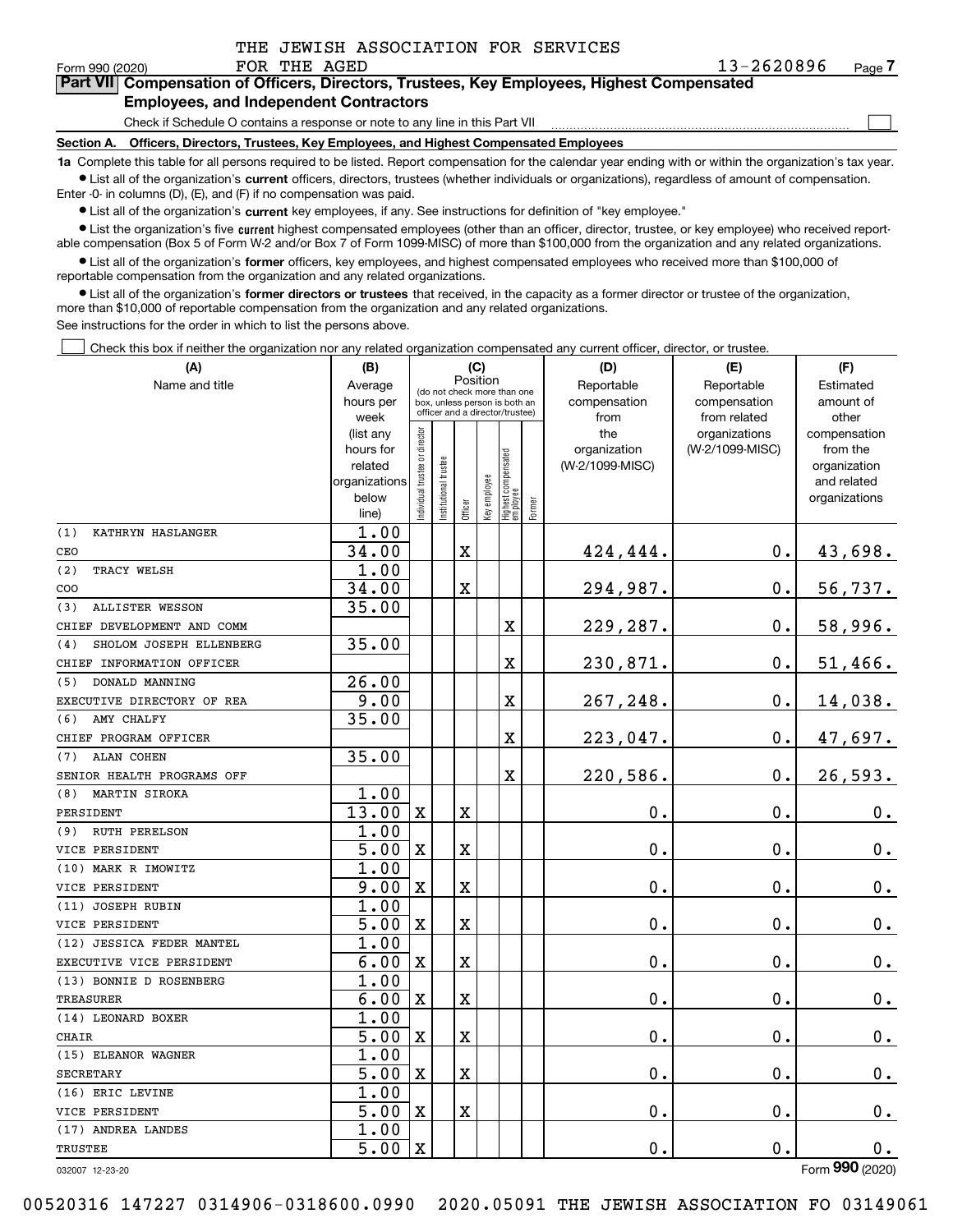THE JEWISH ASSOCIATION FOR SERVICES FOR THE AGED

Form 990 (2020) 13-2620896 Page 7

**Part VII Compensation of Officers, Directors, Trustees, Key Employees, Highest Compensated Employees, and Independent Contractors**

Check if Schedule O contains a response or note to any line in this Part VII

**Section A. Officers, Directors, Trustees, Key Employees, and Highest Compensated Employees**

**1a** Complete this table for all persons required to be listed. Report compensation for the calendar year ending with or within the organization's tax year.

- List all of the organization's **current** officers, directors, trustees (whether individuals or organizations), regardless of amount of compensation. Enter -0- in columns (D), (E), and (F) if no compensation was paid.
- List all of the organization's **current** key employees, if any. See instructions for definition of "key employee."
- List the organization's five **current** highest compensated employees (other than an officer, director, trustee, or key employee) who received reportable compensation (Box 5 of Form W-2 and/or Box 7 of Form 1099-MISC) of more than $100,000 from the organization and any related organizations.
- List all of the organization's **former** officers, key employees, and highest compensated employees who received more than $100,000 of reportable compensation from the organization and any related organizations.
- List all of the organization's **former directors or trustees** that received, in the capacity as a former director or trustee of the organization, more than $10,000 of reportable compensation from the organization and any related organizations.

See instructions for the order in which to list the persons above.

Check this box if neither the organization nor any related organization compensated any current officer, director, or trustee.

| (A) Name and title | (B) Average hours per week (list any hours for related organizations below line) | (C) Individual trustee or director | Institutional trustee | Officer | Key employee | Highest compensated employee | Former | (D) Reportable compensation from the organization (W-2/1099-MISC) | (E) Reportable compensation from related organizations (W-2/1099-MISC) | (F) Estimated amount of other compensation from the organization and related organizations |
|---|---|---|---|---|---|---|---|---|---|---|
| (1) KATHRYN HASLANGER<br>CEO | 1.00<br>34.00 | | | X | | | | 424,444. | 0. | 43,698. |
| (2) TRACY WELSH<br>COO | 1.00<br>34.00 | | | X | | | | 294,987. | 0. | 56,737. |
| (3) ALLISTER WESSON<br>CHIEF DEVELOPMENT AND COMM | 35.00 | | | | | X | | 229,287. | 0. | 58,996. |
| (4) SHOLOM JOSEPH ELLENBERG<br>CHIEF INFORMATION OFFICER | 35.00 | | | | | X | | 230,871. | 0. | 51,466. |
| (5) DONALD MANNING<br>EXECUTIVE DIRECTORY OF REA | 26.00<br>9.00 | | | | | X | | 267,248. | 0. | 14,038. |
| (6) AMY CHALFY<br>CHIEF PROGRAM OFFICER | 35.00 | | | | | X | | 223,047. | 0. | 47,697. |
| (7) ALAN COHEN<br>SENIOR HEALTH PROGRAMS OFF | 35.00 | | | | | X | | 220,586. | 0. | 26,593. |
| (8) MARTIN SIROKA<br>PERSIDENT | 1.00<br>13.00 | X | | X | | | | 0. | 0. | 0. |
| (9) RUTH PERELSON<br>VICE PERSIDENT | 1.00<br>5.00 | X | | X | | | | 0. | 0. | 0. |
| (10) MARK R IMOWITZ<br>VICE PERSIDENT | 1.00<br>9.00 | X | | X | | | | 0. | 0. | 0. |
| (11) JOSEPH RUBIN<br>VICE PERSIDENT | 1.00<br>5.00 | X | | X | | | | 0. | 0. | 0. |
| (12) JESSICA FEDER MANTEL<br>EXECUTIVE VICE PERSIDENT | 1.00<br>6.00 | X | | X | | | | 0. | 0. | 0. |
| (13) BONNIE D ROSENBERG<br>TREASURER | 1.00<br>6.00 | X | | X | | | | 0. | 0. | 0. |
| (14) LEONARD BOXER<br>CHAIR | 1.00<br>5.00 | X | | X | | | | 0. | 0. | 0. |
| (15) ELEANOR WAGNER<br>SECRETARY | 1.00<br>5.00 | X | | X | | | | 0. | 0. | 0. |
| (16) ERIC LEVINE<br>VICE PERSIDENT | 1.00<br>5.00 | X | | X | | | | 0. | 0. | 0. |
| (17) ANDREA LANDES<br>TRUSTEE | 1.00<br>5.00 | X | | | | | | 0. | 0. | 0. |

032007 12-23-20 Form 990 (2020)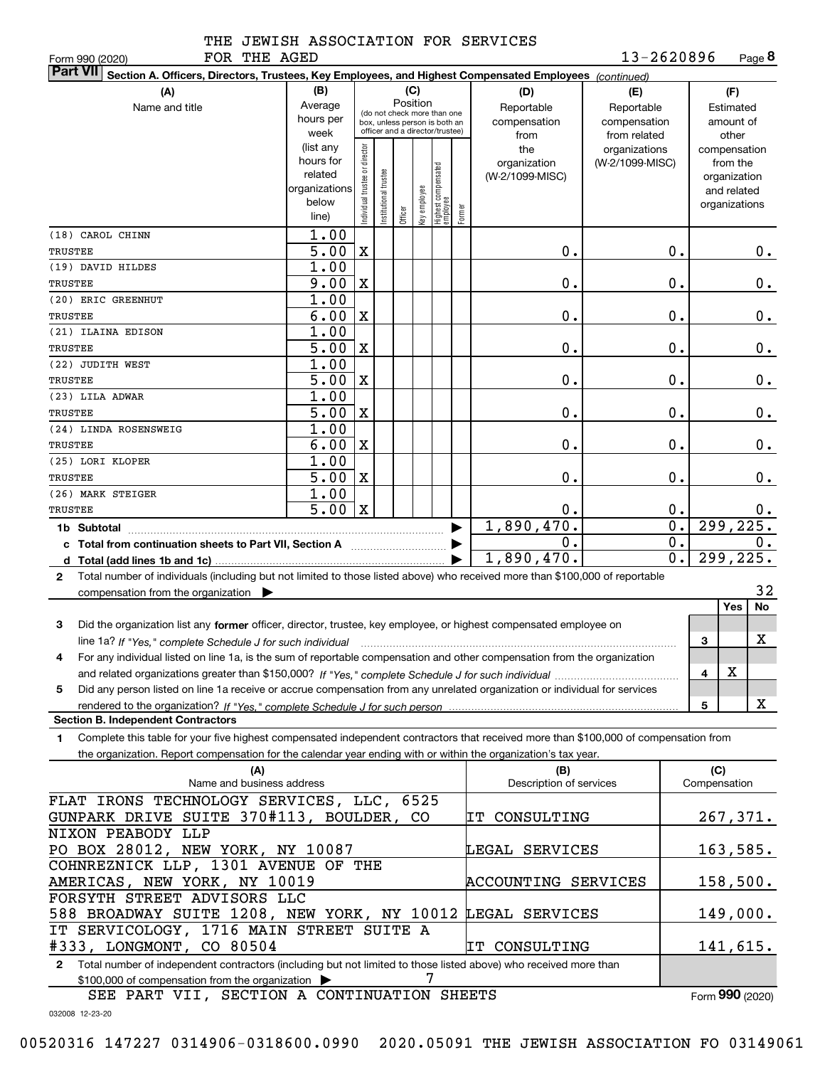THE JEWISH ASSOCIATION FOR SERVICES FOR THE AGED

Form 990 (2020) 13-2620896 Page 8

**Part VII Section A. Officers, Directors, Trustees, Key Employees, and Highest Compensated Employees** *(continued)*

| (A) Name and title | (B) Average hours per week (list any hours for related organizations below line) | (C) Position: Individual trustee or director | Institutional trustee | Officer | Key employee | Highest compensated employee | Former | (D) Reportable compensation from the organization (W-2/1099-MISC) | (E) Reportable compensation from related organizations (W-2/1099-MISC) | (F) Estimated amount of other compensation from the organization and related organizations |
|---|---|---|---|---|---|---|---|---|---|---|
| (18) CAROL CHINN<br>TRUSTEE | 1.00<br>5.00 | X | | | | | | 0. | 0. | 0. |
| (19) DAVID HILDES<br>TRUSTEE | 1.00<br>9.00 | X | | | | | | 0. | 0. | 0. |
| (20) ERIC GREENHUT<br>TRUSTEE | 1.00<br>6.00 | X | | | | | | 0. | 0. | 0. |
| (21) ILAINA EDISON<br>TRUSTEE | 1.00<br>5.00 | X | | | | | | 0. | 0. | 0. |
| (22) JUDITH WEST<br>TRUSTEE | 1.00<br>5.00 | X | | | | | | 0. | 0. | 0. |
| (23) LILA ADWAR<br>TRUSTEE | 1.00<br>5.00 | X | | | | | | 0. | 0. | 0. |
| (24) LINDA ROSENSWEIG<br>TRUSTEE | 1.00<br>6.00 | X | | | | | | 0. | 0. | 0. |
| (25) LORI KLOPER<br>TRUSTEE | 1.00<br>5.00 | X | | | | | | 0. | 0. | 0. |
| (26) MARK STEIGER<br>TRUSTEE | 1.00<br>5.00 | X | | | | | | 0. | 0. | 0. |
| **1b Subtotal** | | | | | | | | 1,890,470. | 0. | 299,225. |
| **c Total from continuation sheets to Part VII, Section A** | | | | | | | | 0. | 0. | 0. |
| **d Total (add lines 1b and 1c)** | | | | | | | | 1,890,470. | 0. | 299,225. |

**2** Total number of individuals (including but not limited to those listed above) who received more than $100,000 of reportable compensation from the organization ▶ 32

| | | Yes | No |
|---|---|---|---|
| **3** Did the organization list any **former** officer, director, trustee, key employee, or highest compensated employee on line 1a? *If "Yes," complete Schedule J for such individual* | 3 | | X |
| **4** For any individual listed on line 1a, is the sum of reportable compensation and other compensation from the organization and related organizations greater than $150,000? *If "Yes," complete Schedule J for such individual* | 4 | X | |
| **5** Did any person listed on line 1a receive or accrue compensation from any unrelated organization or individual for services rendered to the organization? *If "Yes," complete Schedule J for such person* | 5 | | X |

**Section B. Independent Contractors**

**1** Complete this table for your five highest compensated independent contractors that received more than $100,000 of compensation from the organization. Report compensation for the calendar year ending with or within the organization's tax year.

| (A) Name and business address | (B) Description of services | (C) Compensation |
|---|---|---|
| FLAT IRONS TECHNOLOGY SERVICES, LLC, 6525 GUNPARK DRIVE SUITE 370#113, BOULDER, CO | IT CONSULTING | 267,371. |
| NIXON PEABODY LLP<br>PO BOX 28012, NEW YORK, NY 10087 | LEGAL SERVICES | 163,585. |
| COHNREZNICK LLP, 1301 AVENUE OF THE AMERICAS, NEW YORK, NY 10019 | ACCOUNTING SERVICES | 158,500. |
| FORSYTH STREET ADVISORS LLC<br>588 BROADWAY SUITE 1208, NEW YORK, NY 10012 | LEGAL SERVICES | 149,000. |
| IT SERVICOLOGY, 1716 MAIN STREET SUITE A #333, LONGMONT, CO 80504 | IT CONSULTING | 141,615. |

**2** Total number of independent contractors (including but not limited to those listed above) who received more than $100,000 of compensation from the organization ▶ 7

SEE PART VII, SECTION A CONTINUATION SHEETS

Form **990** (2020)

032008 12-23-20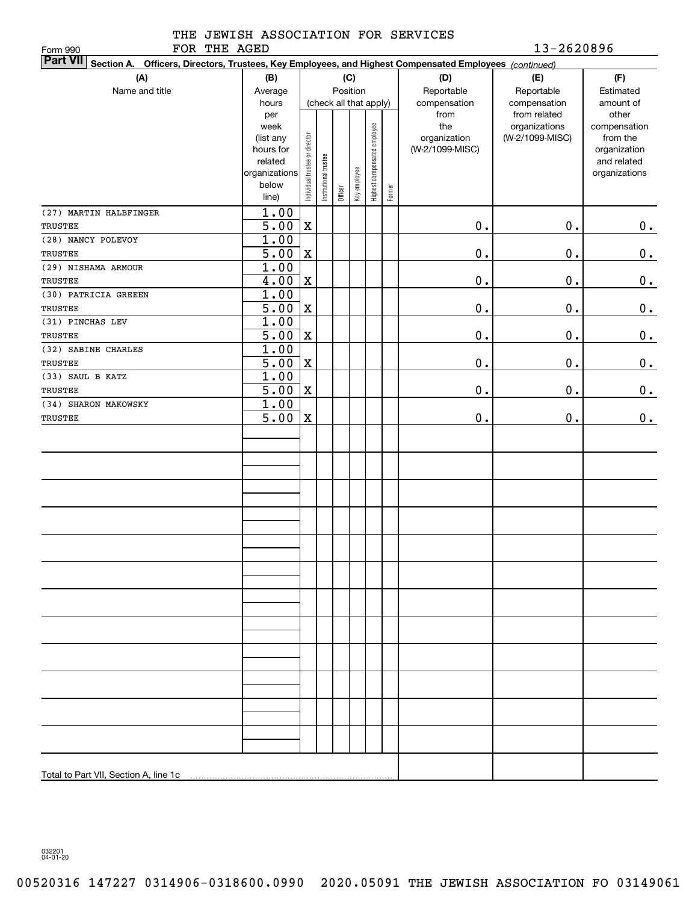THE JEWISH ASSOCIATION FOR SERVICES FOR THE AGED

Form 990 — 13-2620896

**Part VII** **Section A. Officers, Directors, Trustees, Key Employees, and Highest Compensated Employees** *(continued)*

| (A) Name and title | (B) Average hours per week (list any hours for related organizations below line) | (C) Position: Individual trustee or director | Institutional trustee | Officer | Key employee | Highest compensated employee | Former | (D) Reportable compensation from the organization (W-2/1099-MISC) | (E) Reportable compensation from related organizations (W-2/1099-MISC) | (F) Estimated amount of other compensation from the organization and related organizations |
|---|---|---|---|---|---|---|---|---|---|---|
| (27) MARTIN HALBFINGER<br>TRUSTEE | 1.00<br>5.00 | X | | | | | | 0. | 0. | 0. |
| (28) NANCY POLEVOY<br>TRUSTEE | 1.00<br>5.00 | X | | | | | | 0. | 0. | 0. |
| (29) NISHAMA ARMOUR<br>TRUSTEE | 1.00<br>4.00 | X | | | | | | 0. | 0. | 0. |
| (30) PATRICIA GREEEN<br>TRUSTEE | 1.00<br>5.00 | X | | | | | | 0. | 0. | 0. |
| (31) PINCHAS LEV<br>TRUSTEE | 1.00<br>5.00 | X | | | | | | 0. | 0. | 0. |
| (32) SABINE CHARLES<br>TRUSTEE | 1.00<br>5.00 | X | | | | | | 0. | 0. | 0. |
| (33) SAUL B KATZ<br>TRUSTEE | 1.00<br>5.00 | X | | | | | | 0. | 0. | 0. |
| (34) SHARON MAKOWSKY<br>TRUSTEE | 1.00<br>5.00 | X | | | | | | 0. | 0. | 0. |
| Total to Part VII, Section A, line 1c | | | | | | | | | | |

032201 04-01-20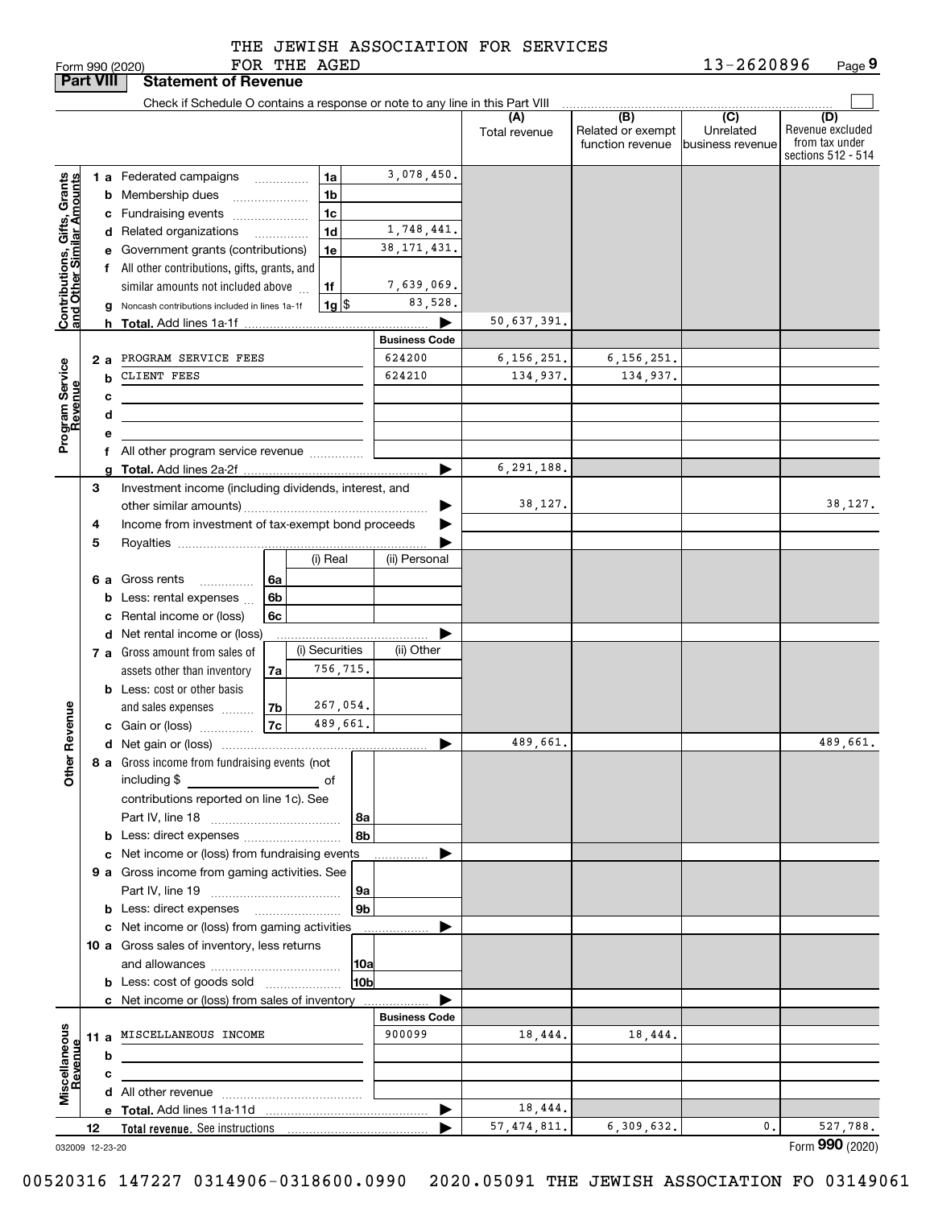THE JEWISH ASSOCIATION FOR SERVICES FOR THE AGED

Form 990 (2020) 13-2620896 Page 9

**Part VIII Statement of Revenue**

Check if Schedule O contains a response or note to any line in this Part VIII

| | | | | (A) Total revenue | (B) Related or exempt function revenue | (C) Unrelated business revenue | (D) Revenue excluded from tax under sections 512 - 514 |
|---|---|---|---|---|---|---|---|
| **Contributions, Gifts, Grants and Other Similar Amounts** | 1 a Federated campaigns | 1a | 3,078,450. | | | | |
| | b Membership dues | 1b | | | | | |
| | c Fundraising events | 1c | | | | | |
| | d Related organizations | 1d | 1,748,441. | | | | |
| | e Government grants (contributions) | 1e | 38,171,431. | | | | |
| | f All other contributions, gifts, grants, and similar amounts not included above | 1f | 7,639,069. | | | | |
| | g Noncash contributions included in lines 1a-1f | 1g $ | 83,528. | | | | |
| | h **Total.** Add lines 1a-1f | | | 50,637,391. | | | |
| | | | **Business Code** | | | | |
| **Program Service Revenue** | 2 a PROGRAM SERVICE FEES | | 624200 | 6,156,251. | 6,156,251. | | |
| | b CLIENT FEES | | 624210 | 134,937. | 134,937. | | |
| | c | | | | | | |
| | d | | | | | | |
| | e | | | | | | |
| | f All other program service revenue | | | | | | |
| | g **Total.** Add lines 2a-2f | | | 6,291,188. | | | |
| **Other Revenue** | 3 Investment income (including dividends, interest, and other similar amounts) | | | 38,127. | | | 38,127. |
| | 4 Income from investment of tax-exempt bond proceeds | | | | | | |
| | 5 Royalties | | | | | | |
| | | | (i) Real / (ii) Personal | | | | |
| | 6 a Gross rents | 6a | | | | | |
| | b Less: rental expenses | 6b | | | | | |
| | c Rental income or (loss) | 6c | | | | | |
| | d Net rental income or (loss) | | | | | | |
| | | | (i) Securities / (ii) Other | | | | |
| | 7 a Gross amount from sales of assets other than inventory | 7a | 756,715. | | | | |
| | b Less: cost or other basis and sales expenses | 7b | 267,054. | | | | |
| | c Gain or (loss) | 7c | 489,661. | | | | |
| | d Net gain or (loss) | | | 489,661. | | | 489,661. |
| | 8 a Gross income from fundraising events (not including $ of contributions reported on line 1c). See Part IV, line 18 | 8a | | | | | |
| | b Less: direct expenses | 8b | | | | | |
| | c Net income or (loss) from fundraising events | | | | | | |
| | 9 a Gross income from gaming activities. See Part IV, line 19 | 9a | | | | | |
| | b Less: direct expenses | 9b | | | | | |
| | c Net income or (loss) from gaming activities | | | | | | |
| | 10 a Gross sales of inventory, less returns and allowances | 10a | | | | | |
| | b Less: cost of goods sold | 10b | | | | | |
| | c Net income or (loss) from sales of inventory | | | | | | |
| | | | **Business Code** | | | | |
| **Miscellaneous Revenue** | 11 a MISCELLANEOUS INCOME | | 900099 | 18,444. | 18,444. | | |
| | b | | | | | | |
| | c | | | | | | |
| | d All other revenue | | | | | | |
| | e **Total.** Add lines 11a-11d | | | 18,444. | | | |
| | 12 **Total revenue.** See instructions | | | 57,474,811. | 6,309,632. | 0. | 527,788. |

032009 12-23-20

Form **990** (2020)

00520316 147227 0314906-0318600.0990 2020.05091 THE JEWISH ASSOCIATION FO 03149061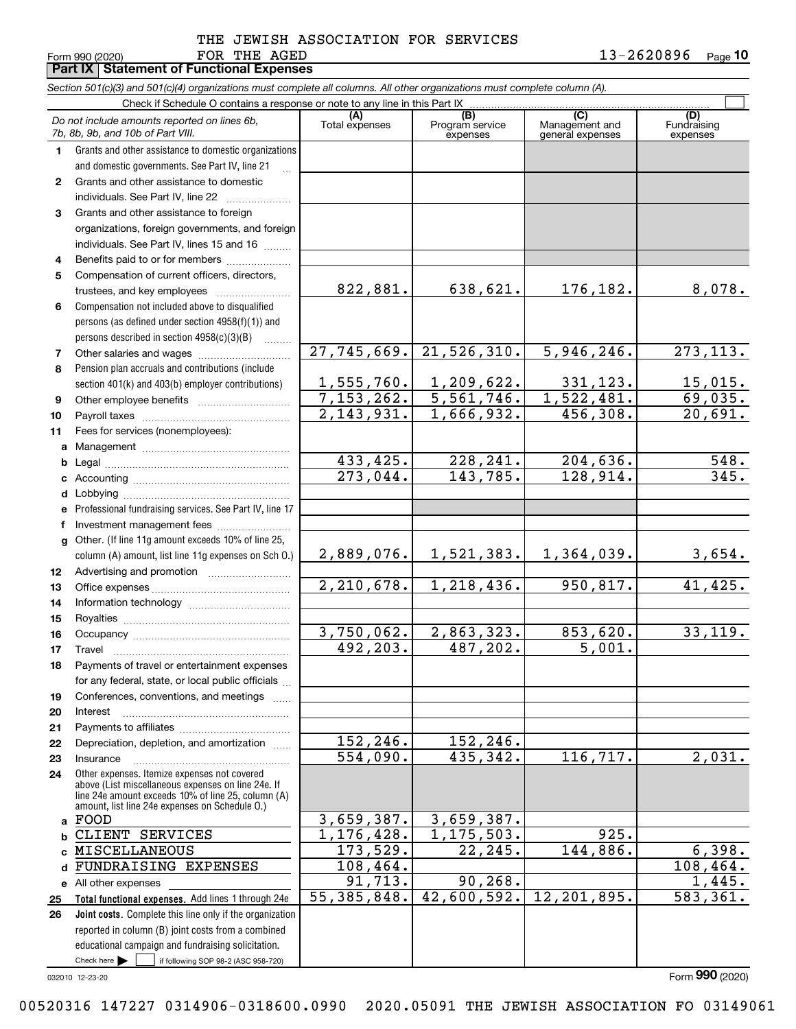THE JEWISH ASSOCIATION FOR SERVICES FOR THE AGED 13-2620896

Form 990 (2020)

## Part IX Statement of Functional Expenses

*Section 501(c)(3) and 501(c)(4) organizations must complete all columns. All other organizations must complete column (A).*

Check if Schedule O contains a response or note to any line in this Part IX

| | *Do not include amounts reported on lines 6b, 7b, 8b, 9b, and 10b of Part VIII.* | (A) Total expenses | (B) Program service expenses | (C) Management and general expenses | (D) Fundraising expenses |
|---|---|---|---|---|---|
| 1 | Grants and other assistance to domestic organizations and domestic governments. See Part IV, line 21 | | | | |
| 2 | Grants and other assistance to domestic individuals. See Part IV, line 22 | | | | |
| 3 | Grants and other assistance to foreign organizations, foreign governments, and foreign individuals. See Part IV, lines 15 and 16 | | | | |
| 4 | Benefits paid to or for members | | | | |
| 5 | Compensation of current officers, directors, trustees, and key employees | 822,881. | 638,621. | 176,182. | 8,078. |
| 6 | Compensation not included above to disqualified persons (as defined under section 4958(f)(1)) and persons described in section 4958(c)(3)(B) | | | | |
| 7 | Other salaries and wages | 27,745,669. | 21,526,310. | 5,946,246. | 273,113. |
| 8 | Pension plan accruals and contributions (include section 401(k) and 403(b) employer contributions) | 1,555,760. | 1,209,622. | 331,123. | 15,015. |
| 9 | Other employee benefits | 7,153,262. | 5,561,746. | 1,522,481. | 69,035. |
| 10 | Payroll taxes | 2,143,931. | 1,666,932. | 456,308. | 20,691. |
| 11 | Fees for services (nonemployees): | | | | |
| a | Management | | | | |
| b | Legal | 433,425. | 228,241. | 204,636. | 548. |
| c | Accounting | 273,044. | 143,785. | 128,914. | 345. |
| d | Lobbying | | | | |
| e | Professional fundraising services. See Part IV, line 17 | | | | |
| f | Investment management fees | | | | |
| g | Other. (If line 11g amount exceeds 10% of line 25, column (A) amount, list line 11g expenses on Sch O.) | 2,889,076. | 1,521,383. | 1,364,039. | 3,654. |
| 12 | Advertising and promotion | | | | |
| 13 | Office expenses | 2,210,678. | 1,218,436. | 950,817. | 41,425. |
| 14 | Information technology | | | | |
| 15 | Royalties | | | | |
| 16 | Occupancy | 3,750,062. | 2,863,323. | 853,620. | 33,119. |
| 17 | Travel | 492,203. | 487,202. | 5,001. | |
| 18 | Payments of travel or entertainment expenses for any federal, state, or local public officials | | | | |
| 19 | Conferences, conventions, and meetings | | | | |
| 20 | Interest | | | | |
| 21 | Payments to affiliates | | | | |
| 22 | Depreciation, depletion, and amortization | 152,246. | 152,246. | | |
| 23 | Insurance | 554,090. | 435,342. | 116,717. | 2,031. |
| 24 | Other expenses. Itemize expenses not covered above (List miscellaneous expenses on line 24e. If line 24e amount exceeds 10% of line 25, column (A) amount, list line 24e expenses on Schedule O.) | | | | |
| a | FOOD | 3,659,387. | 3,659,387. | | |
| b | CLIENT SERVICES | 1,176,428. | 1,175,503. | 925. | |
| c | MISCELLANEOUS | 173,529. | 22,245. | 144,886. | 6,398. |
| d | FUNDRAISING EXPENSES | 108,464. | | | 108,464. |
| e | All other expenses | 91,713. | 90,268. | | 1,445. |
| 25 | **Total functional expenses.** Add lines 1 through 24e | 55,385,848. | 42,600,592. | 12,201,895. | 583,361. |
| 26 | **Joint costs.** Complete this line only if the organization reported in column (B) joint costs from a combined educational campaign and fundraising solicitation. Check here ☐ if following SOP 98-2 (ASC 958-720) | | | | |

032010 12-23-20

Form **990** (2020)

00520316 147227 0314906-0318600.0990 2020.05091 THE JEWISH ASSOCIATION FO 03149061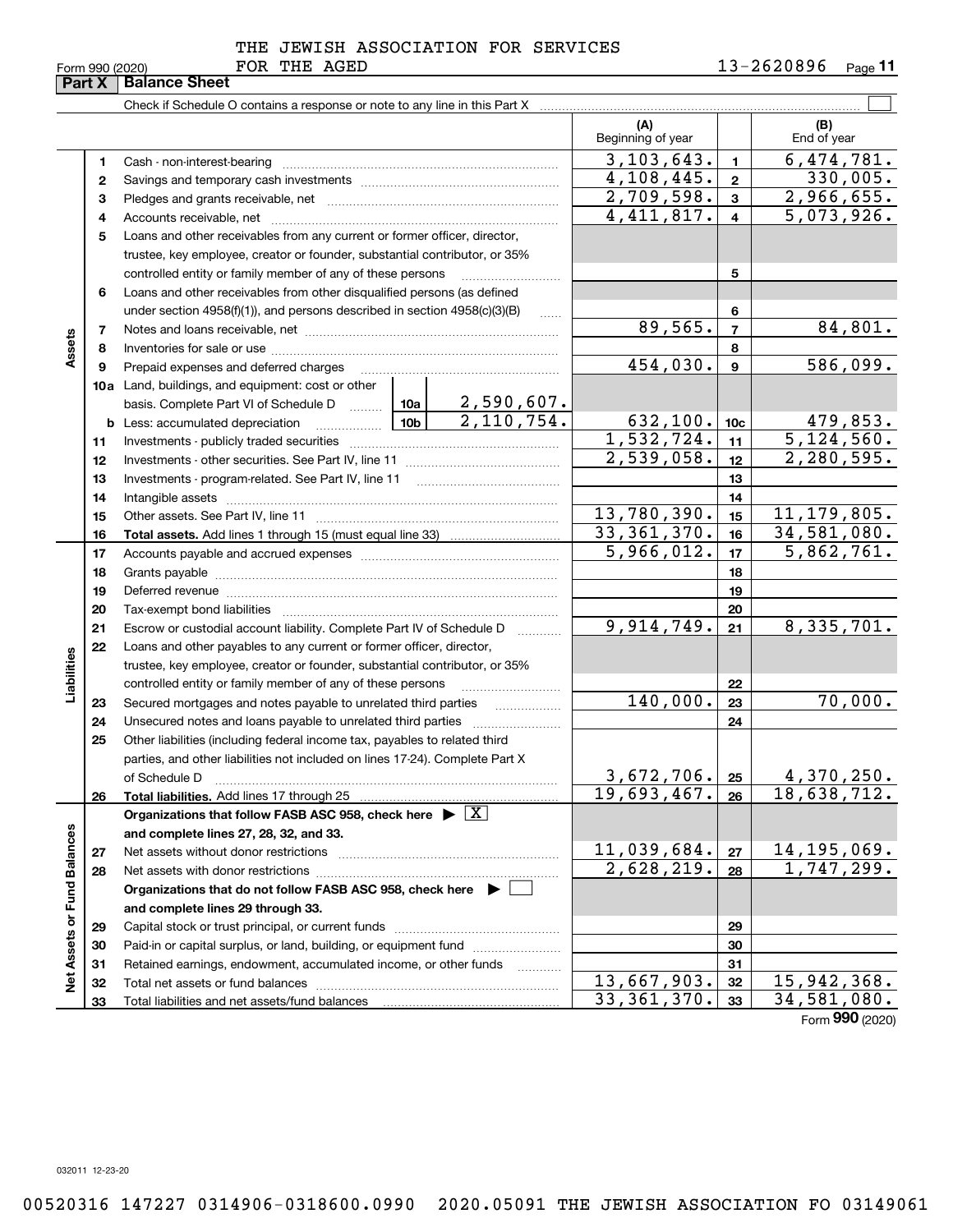THE JEWISH ASSOCIATION FOR SERVICES FOR THE AGED

Form 990 (2020) 13-2620896 Page 11

## Part X Balance Sheet

Check if Schedule O contains a response or note to any line in this Part X

| | | Description | | | (A) Beginning of year | | (B) End of year |
|---|---|---|---|---|---|---|---|
| Assets | 1 | Cash - non-interest-bearing | | | 3,103,643. | 1 | 6,474,781. |
| | 2 | Savings and temporary cash investments | | | 4,108,445. | 2 | 330,005. |
| | 3 | Pledges and grants receivable, net | | | 2,709,598. | 3 | 2,966,655. |
| | 4 | Accounts receivable, net | | | 4,411,817. | 4 | 5,073,926. |
| | 5 | Loans and other receivables from any current or former officer, director, trustee, key employee, creator or founder, substantial contributor, or 35% controlled entity or family member of any of these persons | | | | 5 | |
| | 6 | Loans and other receivables from other disqualified persons (as defined under section 4958(f)(1)), and persons described in section 4958(c)(3)(B) | | | | 6 | |
| | 7 | Notes and loans receivable, net | | | 89,565. | 7 | 84,801. |
| | 8 | Inventories for sale or use | | | | 8 | |
| | 9 | Prepaid expenses and deferred charges | | | 454,030. | 9 | 586,099. |
| | 10a | Land, buildings, and equipment: cost or other basis. Complete Part VI of Schedule D | 10a | 2,590,607. | | | |
| | b | Less: accumulated depreciation | 10b | 2,110,754. | 632,100. | 10c | 479,853. |
| | 11 | Investments - publicly traded securities | | | 1,532,724. | 11 | 5,124,560. |
| | 12 | Investments - other securities. See Part IV, line 11 | | | 2,539,058. | 12 | 2,280,595. |
| | 13 | Investments - program-related. See Part IV, line 11 | | | | 13 | |
| | 14 | Intangible assets | | | | 14 | |
| | 15 | Other assets. See Part IV, line 11 | | | 13,780,390. | 15 | 11,179,805. |
| | 16 | **Total assets.** Add lines 1 through 15 (must equal line 33) | | | 33,361,370. | 16 | 34,581,080. |
| Liabilities | 17 | Accounts payable and accrued expenses | | | 5,966,012. | 17 | 5,862,761. |
| | 18 | Grants payable | | | | 18 | |
| | 19 | Deferred revenue | | | | 19 | |
| | 20 | Tax-exempt bond liabilities | | | | 20 | |
| | 21 | Escrow or custodial account liability. Complete Part IV of Schedule D | | | 9,914,749. | 21 | 8,335,701. |
| | 22 | Loans and other payables to any current or former officer, director, trustee, key employee, creator or founder, substantial contributor, or 35% controlled entity or family member of any of these persons | | | | 22 | |
| | 23 | Secured mortgages and notes payable to unrelated third parties | | | 140,000. | 23 | 70,000. |
| | 24 | Unsecured notes and loans payable to unrelated third parties | | | | 24 | |
| | 25 | Other liabilities (including federal income tax, payables to related third parties, and other liabilities not included on lines 17-24). Complete Part X of Schedule D | | | 3,672,706. | 25 | 4,370,250. |
| | 26 | **Total liabilities.** Add lines 17 through 25 | | | 19,693,467. | 26 | 18,638,712. |
| Net Assets or Fund Balances | | **Organizations that follow FASB ASC 958, check here** ▶ [X] **and complete lines 27, 28, 32, and 33.** | | | | | |
| | 27 | Net assets without donor restrictions | | | 11,039,684. | 27 | 14,195,069. |
| | 28 | Net assets with donor restrictions | | | 2,628,219. | 28 | 1,747,299. |
| | | **Organizations that do not follow FASB ASC 958, check here** ▶ [ ] **and complete lines 29 through 33.** | | | | | |
| | 29 | Capital stock or trust principal, or current funds | | | | 29 | |
| | 30 | Paid-in or capital surplus, or land, building, or equipment fund | | | | 30 | |
| | 31 | Retained earnings, endowment, accumulated income, or other funds | | | | 31 | |
| | 32 | Total net assets or fund balances | | | 13,667,903. | 32 | 15,942,368. |
| | 33 | Total liabilities and net assets/fund balances | | | 33,361,370. | 33 | 34,581,080. |

Form **990** (2020)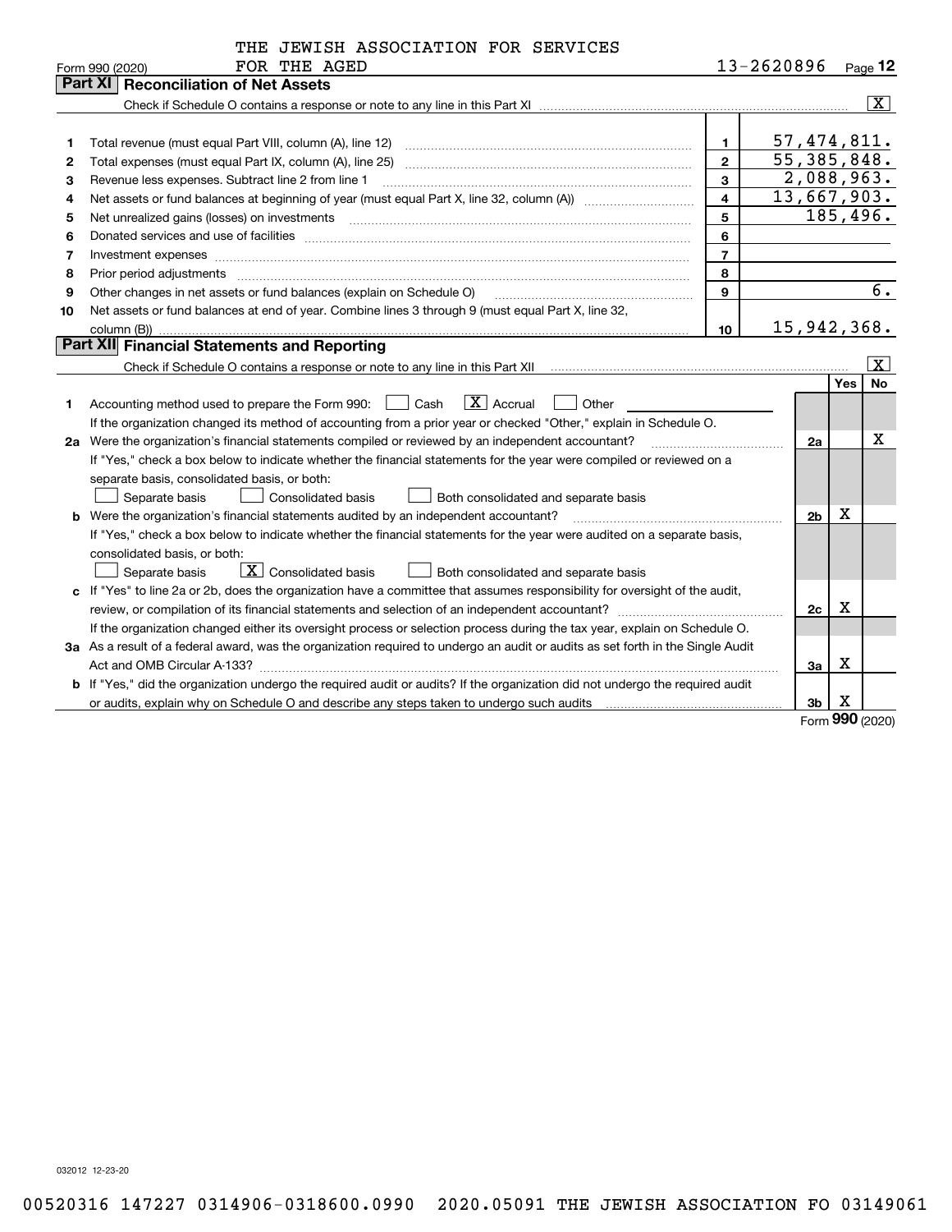THE JEWISH ASSOCIATION FOR SERVICES FOR THE AGED

Form 990 (2020) 13-2620896 Page **12**

## Part XI Reconciliation of Net Assets

Check if Schedule O contains a response or note to any line in this Part XI .......... [X]

| | | | |
|---|---|---|---|
| 1 | Total revenue (must equal Part VIII, column (A), line 12) | 1 | 57,474,811. |
| 2 | Total expenses (must equal Part IX, column (A), line 25) | 2 | 55,385,848. |
| 3 | Revenue less expenses. Subtract line 2 from line 1 | 3 | 2,088,963. |
| 4 | Net assets or fund balances at beginning of year (must equal Part X, line 32, column (A)) | 4 | 13,667,903. |
| 5 | Net unrealized gains (losses) on investments | 5 | 185,496. |
| 6 | Donated services and use of facilities | 6 | |
| 7 | Investment expenses | 7 | |
| 8 | Prior period adjustments | 8 | |
| 9 | Other changes in net assets or fund balances (explain on Schedule O) | 9 | 6. |
| 10 | Net assets or fund balances at end of year. Combine lines 3 through 9 (must equal Part X, line 32, column (B)) | 10 | 15,942,368. |

## Part XII Financial Statements and Reporting

Check if Schedule O contains a response or note to any line in this Part XII .......... [X]

| | | | Yes | No |
|---|---|---|---|---|
| 1 | Accounting method used to prepare the Form 990: [ ] Cash [X] Accrual [ ] Other<br>If the organization changed its method of accounting from a prior year or checked "Other," explain in Schedule O. | | | |
| 2a | Were the organization's financial statements compiled or reviewed by an independent accountant?<br>If "Yes," check a box below to indicate whether the financial statements for the year were compiled or reviewed on a separate basis, consolidated basis, or both:<br>[ ] Separate basis [ ] Consolidated basis [ ] Both consolidated and separate basis | 2a | | X |
| b | Were the organization's financial statements audited by an independent accountant?<br>If "Yes," check a box below to indicate whether the financial statements for the year were audited on a separate basis, consolidated basis, or both:<br>[ ] Separate basis [X] Consolidated basis [ ] Both consolidated and separate basis | 2b | X | |
| c | If "Yes" to line 2a or 2b, does the organization have a committee that assumes responsibility for oversight of the audit, review, or compilation of its financial statements and selection of an independent accountant?<br>If the organization changed either its oversight process or selection process during the tax year, explain on Schedule O. | 2c | X | |
| 3a | As a result of a federal award, was the organization required to undergo an audit or audits as set forth in the Single Audit Act and OMB Circular A-133? | 3a | X | |
| b | If "Yes," did the organization undergo the required audit or audits? If the organization did not undergo the required audit or audits, explain why on Schedule O and describe any steps taken to undergo such audits | 3b | X | |

Form **990** (2020)

032012 12-23-20

00520316 147227 0314906-0318600.0990 2020.05091 THE JEWISH ASSOCIATION FO 03149061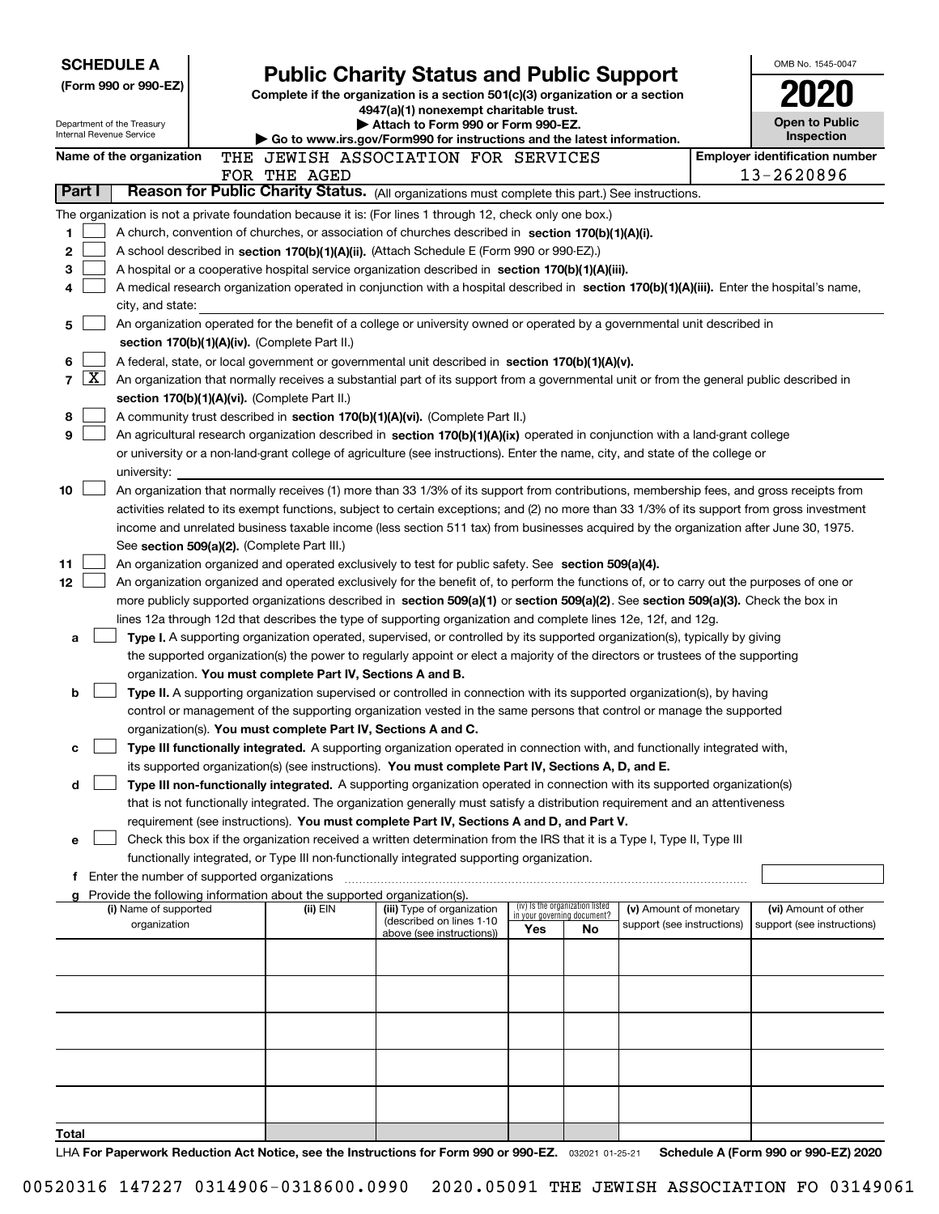**SCHEDULE A**
**(Form 990 or 990-EZ)**

Department of the Treasury
Internal Revenue Service

# Public Charity Status and Public Support

**Complete if the organization is a section 501(c)(3) organization or a section 4947(a)(1) nonexempt charitable trust.**
**▶ Attach to Form 990 or Form 990-EZ.**
**▶ Go to www.irs.gov/Form990 for instructions and the latest information.**

OMB No. 1545-0047
**2020**
**Open to Public Inspection**

**Name of the organization:** THE JEWISH ASSOCIATION FOR SERVICES FOR THE AGED

**Employer identification number:** 13-2620896

**Part I — Reason for Public Charity Status.** (All organizations must complete this part.) See instructions.

The organization is not a private foundation because it is: (For lines 1 through 12, check only one box.)

1. [ ] A church, convention of churches, or association of churches described in **section 170(b)(1)(A)(i).**
2. [ ] A school described in **section 170(b)(1)(A)(ii).** (Attach Schedule E (Form 990 or 990-EZ).)
3. [ ] A hospital or a cooperative hospital service organization described in **section 170(b)(1)(A)(iii).**
4. [ ] A medical research organization operated in conjunction with a hospital described in **section 170(b)(1)(A)(iii).** Enter the hospital's name, city, and state:
5. [ ] An organization operated for the benefit of a college or university owned or operated by a governmental unit described in **section 170(b)(1)(A)(iv).** (Complete Part II.)
6. [ ] A federal, state, or local government or governmental unit described in **section 170(b)(1)(A)(v).**
7. [X] An organization that normally receives a substantial part of its support from a governmental unit or from the general public described in **section 170(b)(1)(A)(vi).** (Complete Part II.)
8. [ ] A community trust described in **section 170(b)(1)(A)(vi).** (Complete Part II.)
9. [ ] An agricultural research organization described in **section 170(b)(1)(A)(ix)** operated in conjunction with a land-grant college or university or a non-land-grant college of agriculture (see instructions). Enter the name, city, and state of the college or university:
10. [ ] An organization that normally receives (1) more than 33 1/3% of its support from contributions, membership fees, and gross receipts from activities related to its exempt functions, subject to certain exceptions; and (2) no more than 33 1/3% of its support from gross investment income and unrelated business taxable income (less section 511 tax) from businesses acquired by the organization after June 30, 1975. See **section 509(a)(2).** (Complete Part III.)
11. [ ] An organization organized and operated exclusively to test for public safety. See **section 509(a)(4).**
12. [ ] An organization organized and operated exclusively for the benefit of, to perform the functions of, or to carry out the purposes of one or more publicly supported organizations described in **section 509(a)(1)** or **section 509(a)(2)**. See **section 509(a)(3).** Check the box in lines 12a through 12d that describes the type of supporting organization and complete lines 12e, 12f, and 12g.
   - **a** [ ] **Type I.** A supporting organization operated, supervised, or controlled by its supported organization(s), typically by giving the supported organization(s) the power to regularly appoint or elect a majority of the directors or trustees of the supporting organization. **You must complete Part IV, Sections A and B.**
   - **b** [ ] **Type II.** A supporting organization supervised or controlled in connection with its supported organization(s), by having control or management of the supporting organization vested in the same persons that control or manage the supported organization(s). **You must complete Part IV, Sections A and C.**
   - **c** [ ] **Type III functionally integrated.** A supporting organization operated in connection with, and functionally integrated with, its supported organization(s) (see instructions). **You must complete Part IV, Sections A, D, and E.**
   - **d** [ ] **Type III non-functionally integrated.** A supporting organization operated in connection with its supported organization(s) that is not functionally integrated. The organization generally must satisfy a distribution requirement and an attentiveness requirement (see instructions). **You must complete Part IV, Sections A and D, and Part V.**
   - **e** [ ] Check this box if the organization received a written determination from the IRS that it is a Type I, Type II, Type III functionally integrated, or Type III non-functionally integrated supporting organization.
   - **f** Enter the number of supported organizations
   - **g** Provide the following information about the supported organization(s).

| (i) Name of supported organization | (ii) EIN | (iii) Type of organization (described on lines 1-10 above (see instructions)) | (iv) Is the organization listed in your governing document? Yes | No | (v) Amount of monetary support (see instructions) | (vi) Amount of other support (see instructions) |
|---|---|---|---|---|---|---|
| | | | | | | |
| | | | | | | |
| | | | | | | |
| | | | | | | |
| | | | | | | |
| **Total** | | | | | | |

LHA **For Paperwork Reduction Act Notice, see the Instructions for Form 990 or 990-EZ.** 032021 01-25-21 **Schedule A (Form 990 or 990-EZ) 2020**

00520316 147227 0314906-0318600.0990 2020.05091 THE JEWISH ASSOCIATION FO 03149061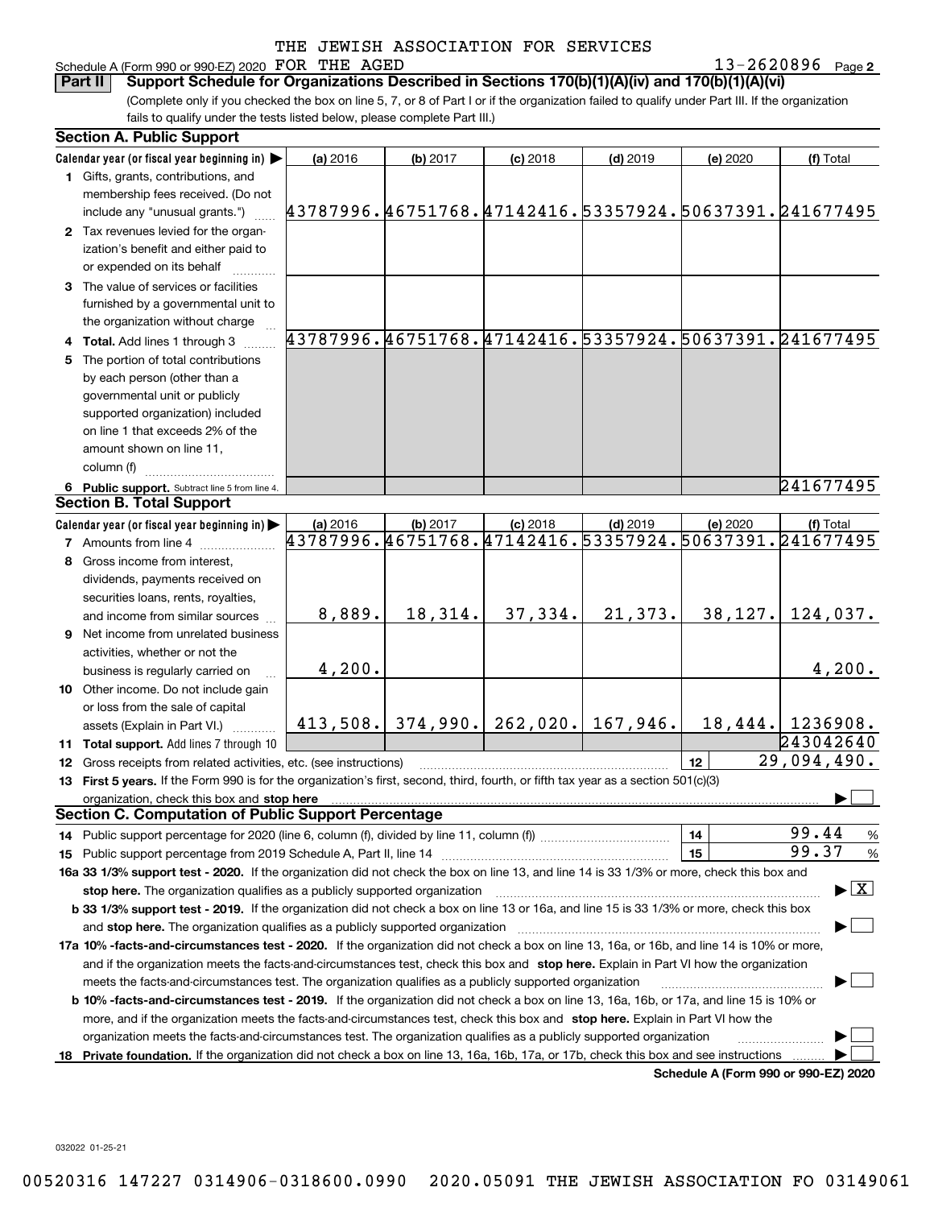THE JEWISH ASSOCIATION FOR SERVICES FOR THE AGED 13-2620896

Schedule A (Form 990 or 990-EZ) 2020 Page 2

## Part II Support Schedule for Organizations Described in Sections 170(b)(1)(A)(iv) and 170(b)(1)(A)(vi)

(Complete only if you checked the box on line 5, 7, or 8 of Part I or if the organization failed to qualify under Part III. If the organization fails to qualify under the tests listed below, please complete Part III.)

### Section A. Public Support

| Calendar year (or fiscal year beginning in) ▶ | (a) 2016 | (b) 2017 | (c) 2018 | (d) 2019 | (e) 2020 | (f) Total |
|---|---|---|---|---|---|---|
| 1 Gifts, grants, contributions, and membership fees received. (Do not include any "unusual grants.") | 43787996. | 46751768. | 47142416. | 53357924. | 50637391. | 241677495 |
| 2 Tax revenues levied for the organization's benefit and either paid to or expended on its behalf | | | | | | |
| 3 The value of services or facilities furnished by a governmental unit to the organization without charge | | | | | | |
| 4 Total. Add lines 1 through 3 | 43787996. | 46751768. | 47142416. | 53357924. | 50637391. | 241677495 |
| 5 The portion of total contributions by each person (other than a governmental unit or publicly supported organization) included on line 1 that exceeds 2% of the amount shown on line 11, column (f) | | | | | | |
| 6 Public support. Subtract line 5 from line 4. | | | | | | 241677495 |

### Section B. Total Support

| Calendar year (or fiscal year beginning in) ▶ | (a) 2016 | (b) 2017 | (c) 2018 | (d) 2019 | (e) 2020 | (f) Total |
|---|---|---|---|---|---|---|
| 7 Amounts from line 4 | 43787996. | 46751768. | 47142416. | 53357924. | 50637391. | 241677495 |
| 8 Gross income from interest, dividends, payments received on securities loans, rents, royalties, and income from similar sources | 8,889. | 18,314. | 37,334. | 21,373. | 38,127. | 124,037. |
| 9 Net income from unrelated business activities, whether or not the business is regularly carried on | 4,200. | | | | | 4,200. |
| 10 Other income. Do not include gain or loss from the sale of capital assets (Explain in Part VI.) | 413,508. | 374,990. | 262,020. | 167,946. | 18,444. | 1236908. |
| 11 Total support. Add lines 7 through 10 | | | | | | 243042640 |

12 Gross receipts from related activities, etc. (see instructions) | 12 | 29,094,490.

13 **First 5 years.** If the Form 990 is for the organization's first, second, third, fourth, or fifth tax year as a section 501(c)(3) organization, check this box and **stop here** ▶ ☐

### Section C. Computation of Public Support Percentage

14 Public support percentage for 2020 (line 6, column (f), divided by line 11, column (f)) | 14 | 99.44 %

15 Public support percentage from 2019 Schedule A, Part II, line 14 | 15 | 99.37 %

**16a 33 1/3% support test - 2020.** If the organization did not check the box on line 13, and line 14 is 33 1/3% or more, check this box and **stop here.** The organization qualifies as a publicly supported organization ▶ ☒

**b 33 1/3% support test - 2019.** If the organization did not check a box on line 13 or 16a, and line 15 is 33 1/3% or more, check this box and **stop here.** The organization qualifies as a publicly supported organization ▶ ☐

**17a 10% -facts-and-circumstances test - 2020.** If the organization did not check a box on line 13, 16a, or 16b, and line 14 is 10% or more, and if the organization meets the facts-and-circumstances test, check this box and **stop here.** Explain in Part VI how the organization meets the facts-and-circumstances test. The organization qualifies as a publicly supported organization ▶ ☐

**b 10% -facts-and-circumstances test - 2019.** If the organization did not check a box on line 13, 16a, 16b, or 17a, and line 15 is 10% or more, and if the organization meets the facts-and-circumstances test, check this box and **stop here.** Explain in Part VI how the organization meets the facts-and-circumstances test. The organization qualifies as a publicly supported organization ▶ ☐

**18 Private foundation.** If the organization did not check a box on line 13, 16a, 16b, 17a, or 17b, check this box and see instructions ▶ ☐

**Schedule A (Form 990 or 990-EZ) 2020**

032022 01-25-21

00520316 147227 0314906-0318600.0990 2020.05091 THE JEWISH ASSOCIATION FO 03149061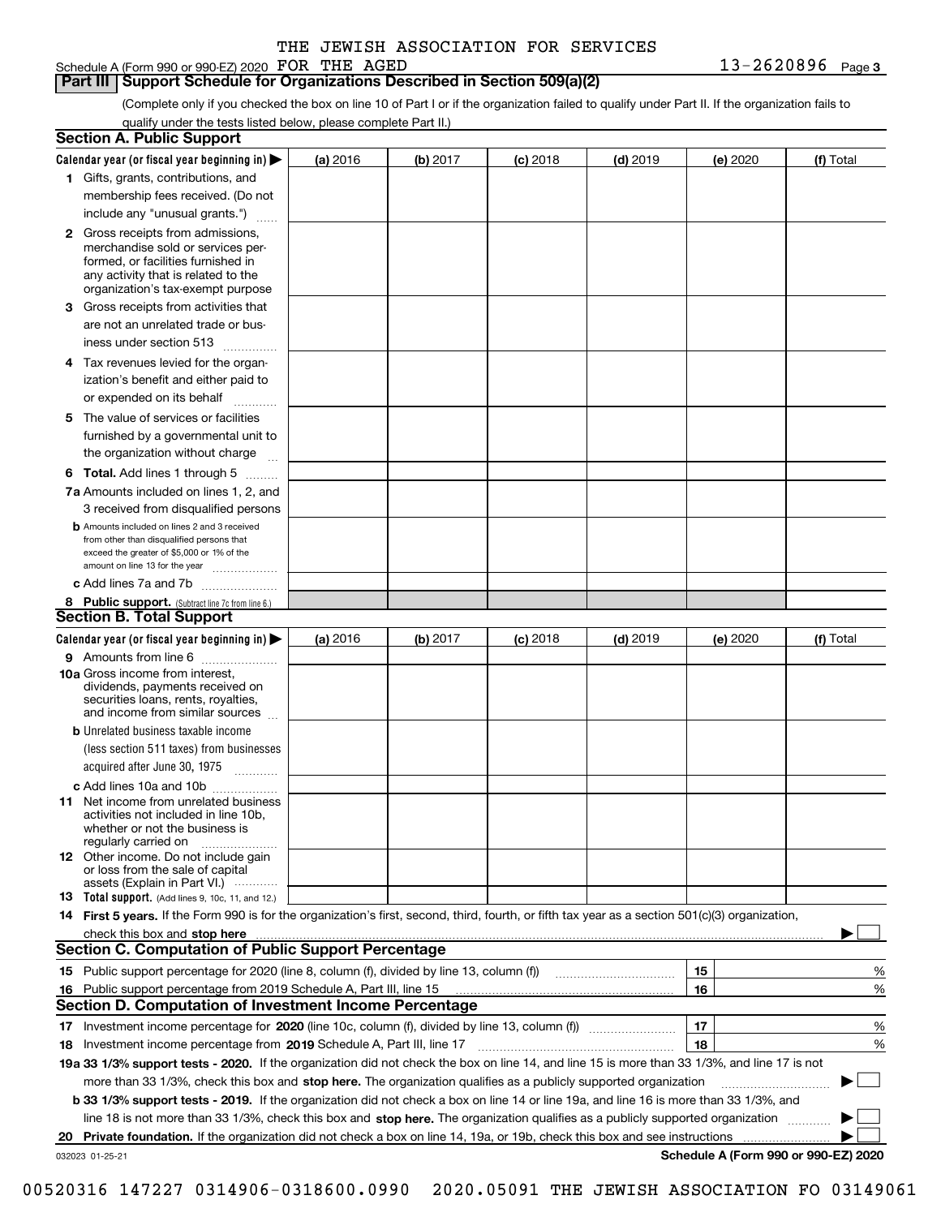THE JEWISH ASSOCIATION FOR SERVICES FOR THE AGED    13-2620896

## Part III Support Schedule for Organizations Described in Section 509(a)(2)

(Complete only if you checked the box on line 10 of Part I or if the organization failed to qualify under Part II. If the organization fails to qualify under the tests listed below, please complete Part II.)

### Section A. Public Support

| Calendar year (or fiscal year beginning in) ▶ | (a) 2016 | (b) 2017 | (c) 2018 | (d) 2019 | (e) 2020 | (f) Total |
|---|---|---|---|---|---|---|
| 1 Gifts, grants, contributions, and membership fees received. (Do not include any "unusual grants.") | | | | | | |
| 2 Gross receipts from admissions, merchandise sold or services performed, or facilities furnished in any activity that is related to the organization's tax-exempt purpose | | | | | | |
| 3 Gross receipts from activities that are not an unrelated trade or business under section 513 | | | | | | |
| 4 Tax revenues levied for the organization's benefit and either paid to or expended on its behalf | | | | | | |
| 5 The value of services or facilities furnished by a governmental unit to the organization without charge | | | | | | |
| 6 **Total.** Add lines 1 through 5 | | | | | | |
| 7a Amounts included on lines 1, 2, and 3 received from disqualified persons | | | | | | |
| b Amounts included on lines 2 and 3 received from other than disqualified persons that exceed the greater of $5,000 or 1% of the amount on line 13 for the year | | | | | | |
| c Add lines 7a and 7b | | | | | | |
| 8 **Public support.** (Subtract line 7c from line 6.) | | | | | | |

### Section B. Total Support

| Calendar year (or fiscal year beginning in) ▶ | (a) 2016 | (b) 2017 | (c) 2018 | (d) 2019 | (e) 2020 | (f) Total |
|---|---|---|---|---|---|---|
| 9 Amounts from line 6 | | | | | | |
| 10a Gross income from interest, dividends, payments received on securities loans, rents, royalties, and income from similar sources | | | | | | |
| b Unrelated business taxable income (less section 511 taxes) from businesses acquired after June 30, 1975 | | | | | | |
| c Add lines 10a and 10b | | | | | | |
| 11 Net income from unrelated business activities not included in line 10b, whether or not the business is regularly carried on | | | | | | |
| 12 Other income. Do not include gain or loss from the sale of capital assets (Explain in Part VI.) | | | | | | |
| 13 **Total support.** (Add lines 9, 10c, 11, and 12.) | | | | | | |

14 **First 5 years.** If the Form 990 is for the organization's first, second, third, fourth, or fifth tax year as a section 501(c)(3) organization, check this box and **stop here** ▶ ☐

### Section C. Computation of Public Support Percentage

| | | | |
|---|---|---|---|
| 15 | Public support percentage for 2020 (line 8, column (f), divided by line 13, column (f)) | 15 | % |
| 16 | Public support percentage from 2019 Schedule A, Part III, line 15 | 16 | % |

### Section D. Computation of Investment Income Percentage

| | | | |
|---|---|---|---|
| 17 | Investment income percentage for **2020** (line 10c, column (f), divided by line 13, column (f)) | 17 | % |
| 18 | Investment income percentage from **2019** Schedule A, Part III, line 17 | 18 | % |

**19a 33 1/3% support tests - 2020.** If the organization did not check the box on line 14, and line 15 is more than 33 1/3%, and line 17 is not more than 33 1/3%, check this box and **stop here.** The organization qualifies as a publicly supported organization ▶ ☐

**b 33 1/3% support tests - 2019.** If the organization did not check a box on line 14 or line 19a, and line 16 is more than 33 1/3%, and line 18 is not more than 33 1/3%, check this box and **stop here.** The organization qualifies as a publicly supported organization ▶ ☐

**20 Private foundation.** If the organization did not check a box on line 14, 19a, or 19b, check this box and see instructions ▶ ☐

032023 01-25-21    Schedule A (Form 990 or 990-EZ) 2020

00520316 147227 0314906-0318600.0990 2020.05091 THE JEWISH ASSOCIATION FO 03149061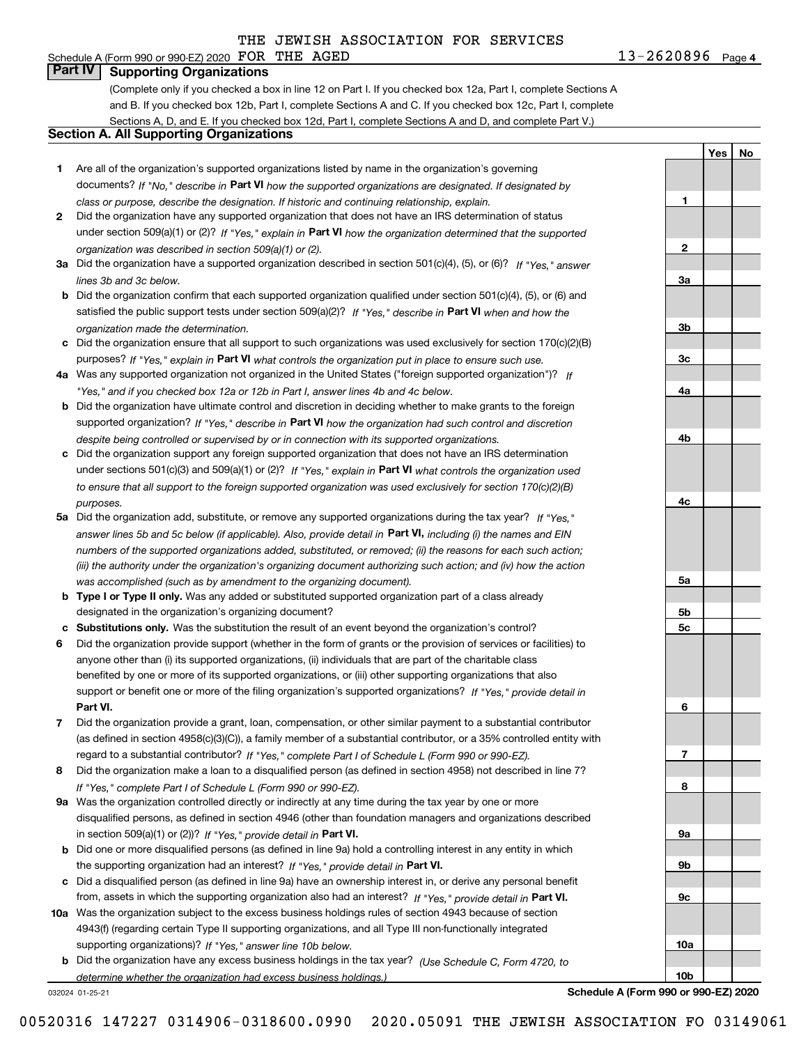THE JEWISH ASSOCIATION FOR SERVICES

Schedule A (Form 990 or 990-EZ) 2020 FOR THE AGED 13-2620896 Page 4

## Part IV Supporting Organizations

(Complete only if you checked a box in line 12 on Part I. If you checked box 12a, Part I, complete Sections A and B. If you checked box 12b, Part I, complete Sections A and C. If you checked box 12c, Part I, complete Sections A, D, and E. If you checked box 12d, Part I, complete Sections A and D, and complete Part V.)

### Section A. All Supporting Organizations

| | | | Yes | No |
|---|---|---|---|---|
| **1** | Are all of the organization's supported organizations listed by name in the organization's governing documents? *If "No," describe in* **Part VI** *how the supported organizations are designated. If designated by class or purpose, describe the designation. If historic and continuing relationship, explain.* | 1 | | |
| **2** | Did the organization have any supported organization that does not have an IRS determination of status under section 509(a)(1) or (2)? *If "Yes," explain in* **Part VI** *how the organization determined that the supported organization was described in section 509(a)(1) or (2).* | 2 | | |
| **3a** | Did the organization have a supported organization described in section 501(c)(4), (5), or (6)? *If "Yes," answer lines 3b and 3c below.* | 3a | | |
| **b** | Did the organization confirm that each supported organization qualified under section 501(c)(4), (5), or (6) and satisfied the public support tests under section 509(a)(2)? *If "Yes," describe in* **Part VI** *when and how the organization made the determination.* | 3b | | |
| **c** | Did the organization ensure that all support to such organizations was used exclusively for section 170(c)(2)(B) purposes? *If "Yes," explain in* **Part VI** *what controls the organization put in place to ensure such use.* | 3c | | |
| **4a** | Was any supported organization not organized in the United States ("foreign supported organization")? *If "Yes," and if you checked box 12a or 12b in Part I, answer lines 4b and 4c below.* | 4a | | |
| **b** | Did the organization have ultimate control and discretion in deciding whether to make grants to the foreign supported organization? *If "Yes," describe in* **Part VI** *how the organization had such control and discretion despite being controlled or supervised by or in connection with its supported organizations.* | 4b | | |
| **c** | Did the organization support any foreign supported organization that does not have an IRS determination under sections 501(c)(3) and 509(a)(1) or (2)? *If "Yes," explain in* **Part VI** *what controls the organization used to ensure that all support to the foreign supported organization was used exclusively for section 170(c)(2)(B) purposes.* | 4c | | |
| **5a** | Did the organization add, substitute, or remove any supported organizations during the tax year? *If "Yes," answer lines 5b and 5c below (if applicable). Also, provide detail in* **Part VI,** *including (i) the names and EIN numbers of the supported organizations added, substituted, or removed; (ii) the reasons for each such action; (iii) the authority under the organization's organizing document authorizing such action; and (iv) how the action was accomplished (such as by amendment to the organizing document).* | 5a | | |
| **b** | **Type I or Type II only.** Was any added or substituted supported organization part of a class already designated in the organization's organizing document? | 5b | | |
| **c** | **Substitutions only.** Was the substitution the result of an event beyond the organization's control? | 5c | | |
| **6** | Did the organization provide support (whether in the form of grants or the provision of services or facilities) to anyone other than (i) its supported organizations, (ii) individuals that are part of the charitable class benefited by one or more of its supported organizations, or (iii) other supporting organizations that also support or benefit one or more of the filing organization's supported organizations? *If "Yes," provide detail in* **Part VI.** | 6 | | |
| **7** | Did the organization provide a grant, loan, compensation, or other similar payment to a substantial contributor (as defined in section 4958(c)(3)(C)), a family member of a substantial contributor, or a 35% controlled entity with regard to a substantial contributor? *If "Yes," complete Part I of Schedule L (Form 990 or 990-EZ).* | 7 | | |
| **8** | Did the organization make a loan to a disqualified person (as defined in section 4958) not described in line 7? *If "Yes," complete Part I of Schedule L (Form 990 or 990-EZ).* | 8 | | |
| **9a** | Was the organization controlled directly or indirectly at any time during the tax year by one or more disqualified persons, as defined in section 4946 (other than foundation managers and organizations described in section 509(a)(1) or (2))? *If "Yes," provide detail in* **Part VI.** | 9a | | |
| **b** | Did one or more disqualified persons (as defined in line 9a) hold a controlling interest in any entity in which the supporting organization had an interest? *If "Yes," provide detail in* **Part VI.** | 9b | | |
| **c** | Did a disqualified person (as defined in line 9a) have an ownership interest in, or derive any personal benefit from, assets in which the supporting organization also had an interest? *If "Yes," provide detail in* **Part VI.** | 9c | | |
| **10a** | Was the organization subject to the excess business holdings rules of section 4943 because of section 4943(f) (regarding certain Type II supporting organizations, and all Type III non-functionally integrated supporting organizations)? *If "Yes," answer line 10b below.* | 10a | | |
| **b** | Did the organization have any excess business holdings in the tax year? *(Use Schedule C, Form 4720, to determine whether the organization had excess business holdings.)* | 10b | | |

032024 01-25-21 **Schedule A (Form 990 or 990-EZ) 2020**

00520316 147227 0314906-0318600.0990 2020.05091 THE JEWISH ASSOCIATION FO 03149061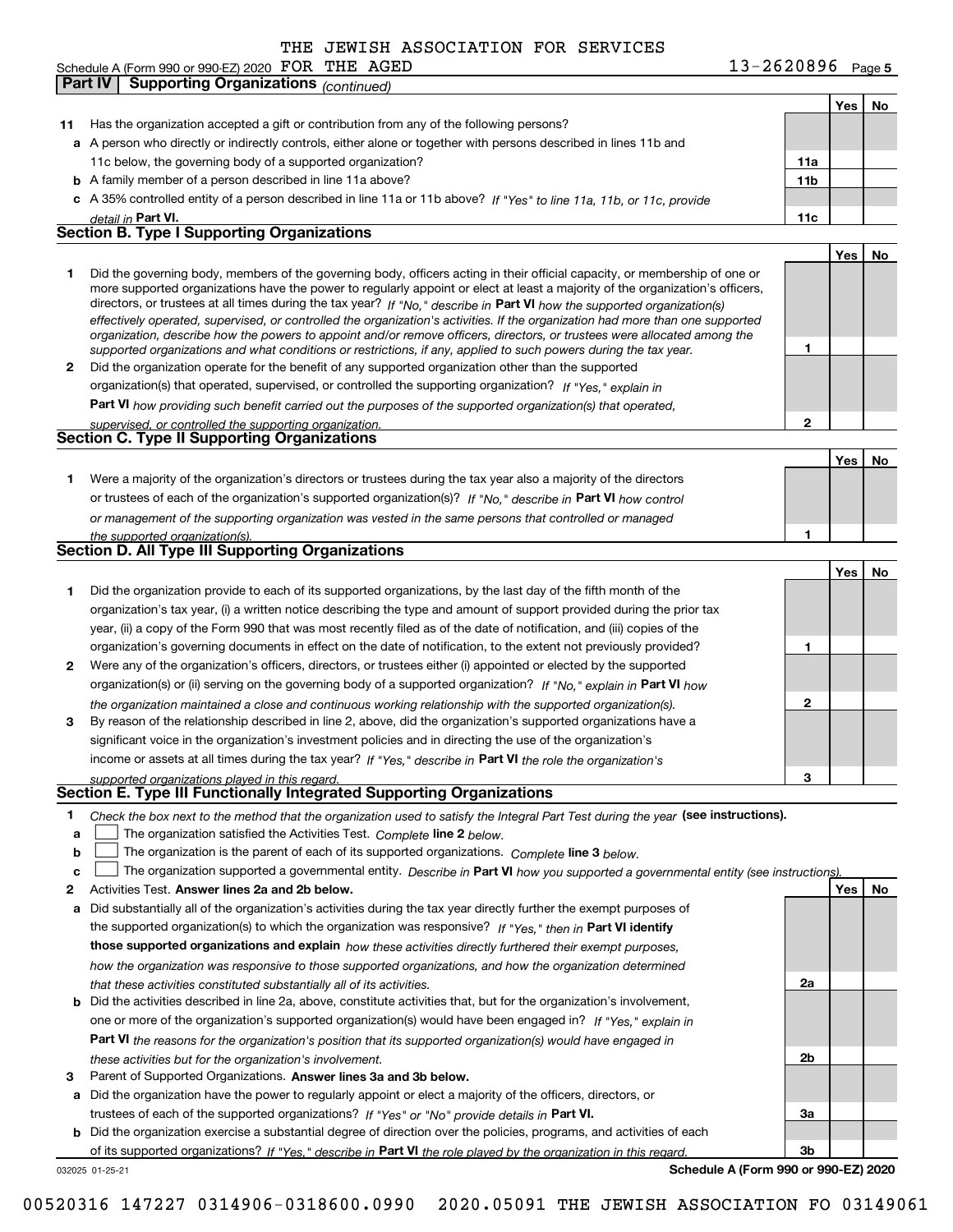THE JEWISH ASSOCIATION FOR SERVICES

Schedule A (Form 990 or 990-EZ) 2020 FOR THE AGED 13-2620896 Page **5**

## Part IV Supporting Organizations *(continued)*

| | | | Yes | No |
|---|---|---|---|---|
| **11** | Has the organization accepted a gift or contribution from any of the following persons? | | | |
| **a** | A person who directly or indirectly controls, either alone or together with persons described in lines 11b and 11c below, the governing body of a supported organization? | **11a** | | |
| **b** | A family member of a person described in line 11a above? | **11b** | | |
| **c** | A 35% controlled entity of a person described in line 11a or 11b above? *If "Yes" to line 11a, 11b, or 11c, provide detail in* **Part VI.** | **11c** | | |

### Section B. Type I Supporting Organizations

| | | | Yes | No |
|---|---|---|---|---|
| **1** | Did the governing body, members of the governing body, officers acting in their official capacity, or membership of one or more supported organizations have the power to regularly appoint or elect at least a majority of the organization's officers, directors, or trustees at all times during the tax year? *If "No," describe in* **Part VI** *how the supported organization(s) effectively operated, supervised, or controlled the organization's activities. If the organization had more than one supported organization, describe how the powers to appoint and/or remove officers, directors, or trustees were allocated among the supported organizations and what conditions or restrictions, if any, applied to such powers during the tax year.* | **1** | | |
| **2** | Did the organization operate for the benefit of any supported organization other than the supported organization(s) that operated, supervised, or controlled the supporting organization? *If "Yes," explain in* **Part VI** *how providing such benefit carried out the purposes of the supported organization(s) that operated, supervised, or controlled the supporting organization.* | **2** | | |

### Section C. Type II Supporting Organizations

| | | | Yes | No |
|---|---|---|---|---|
| **1** | Were a majority of the organization's directors or trustees during the tax year also a majority of the directors or trustees of each of the organization's supported organization(s)? *If "No," describe in* **Part VI** *how control or management of the supporting organization was vested in the same persons that controlled or managed the supported organization(s).* | **1** | | |

### Section D. All Type III Supporting Organizations

| | | | Yes | No |
|---|---|---|---|---|
| **1** | Did the organization provide to each of its supported organizations, by the last day of the fifth month of the organization's tax year, (i) a written notice describing the type and amount of support provided during the prior tax year, (ii) a copy of the Form 990 that was most recently filed as of the date of notification, and (iii) copies of the organization's governing documents in effect on the date of notification, to the extent not previously provided? | **1** | | |
| **2** | Were any of the organization's officers, directors, or trustees either (i) appointed or elected by the supported organization(s) or (ii) serving on the governing body of a supported organization? *If "No," explain in* **Part VI** *how the organization maintained a close and continuous working relationship with the supported organization(s).* | **2** | | |
| **3** | By reason of the relationship described in line 2, above, did the organization's supported organizations have a significant voice in the organization's investment policies and in directing the use of the organization's income or assets at all times during the tax year? *If "Yes," describe in* **Part VI** *the role the organization's supported organizations played in this regard.* | **3** | | |

### Section E. Type III Functionally Integrated Supporting Organizations

**1** *Check the box next to the method that the organization used to satisfy the Integral Part Test during the year* **(see instructions).**

- **a** ☐ The organization satisfied the Activities Test. *Complete* **line 2** *below.*
- **b** ☐ The organization is the parent of each of its supported organizations. *Complete* **line 3** *below.*
- **c** ☐ The organization supported a governmental entity. *Describe in* **Part VI** *how you supported a governmental entity (see instructions).*

| | | | Yes | No |
|---|---|---|---|---|
| **2** | Activities Test. **Answer lines 2a and 2b below.** | | | |
| **a** | Did substantially all of the organization's activities during the tax year directly further the exempt purposes of the supported organization(s) to which the organization was responsive? *If "Yes," then in* **Part VI identify those supported organizations and explain** *how these activities directly furthered their exempt purposes, how the organization was responsive to those supported organizations, and how the organization determined that these activities constituted substantially all of its activities.* | **2a** | | |
| **b** | Did the activities described in line 2a, above, constitute activities that, but for the organization's involvement, one or more of the organization's supported organization(s) would have been engaged in? *If "Yes," explain in* **Part VI** *the reasons for the organization's position that its supported organization(s) would have engaged in these activities but for the organization's involvement.* | **2b** | | |
| **3** | Parent of Supported Organizations. **Answer lines 3a and 3b below.** | | | |
| **a** | Did the organization have the power to regularly appoint or elect a majority of the officers, directors, or trustees of each of the supported organizations? *If "Yes" or "No" provide details in* **Part VI.** | **3a** | | |
| **b** | Did the organization exercise a substantial degree of direction over the policies, programs, and activities of each of its supported organizations? *If "Yes," describe in* **Part VI** *the role played by the organization in this regard.* | **3b** | | |

032025 01-25-21 **Schedule A (Form 990 or 990-EZ) 2020**

00520316 147227 0314906-0318600.0990 2020.05091 THE JEWISH ASSOCIATION FO 03149061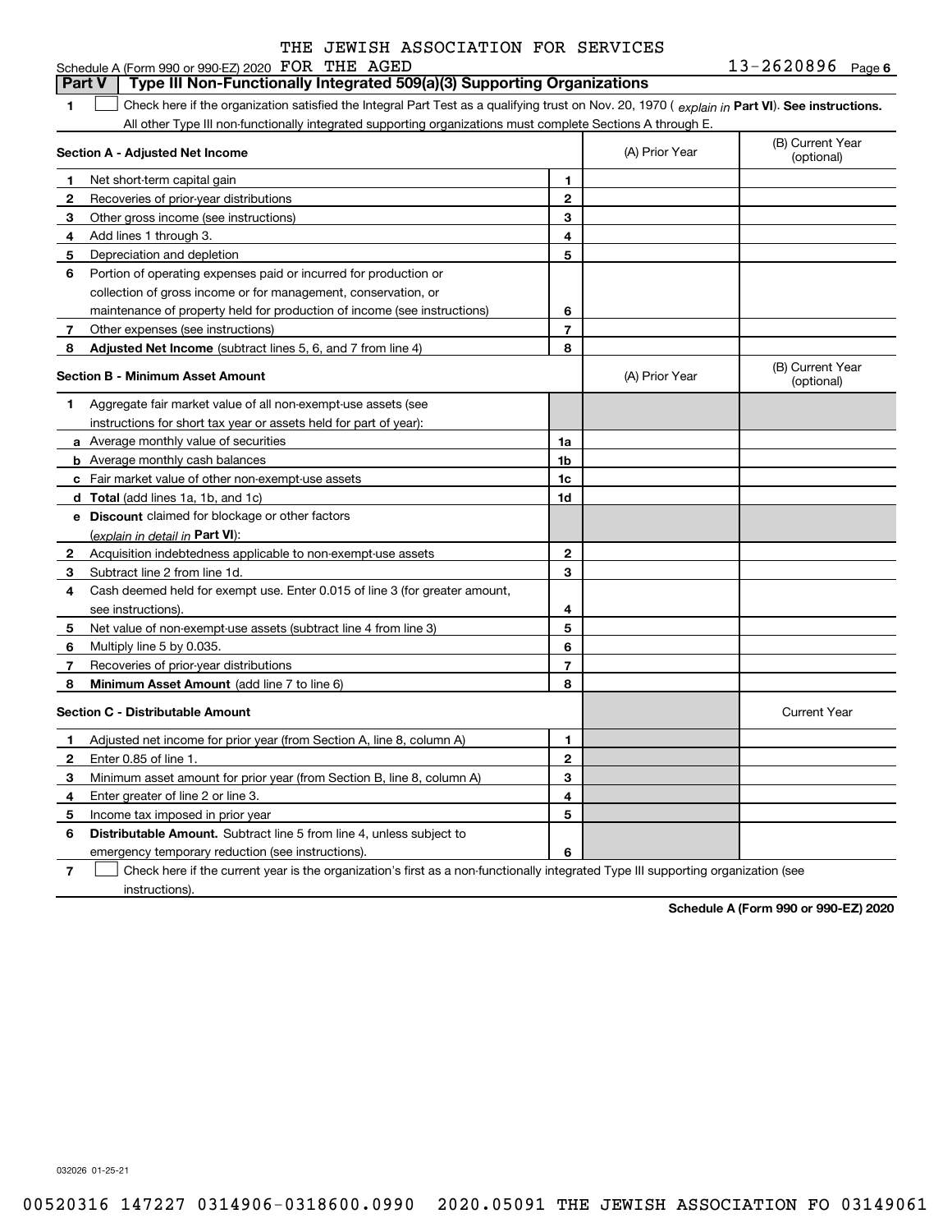THE JEWISH ASSOCIATION FOR SERVICES

Schedule A (Form 990 or 990-EZ) 2020 FOR THE AGED 13-2620896 Page 6

## Part V | Type III Non-Functionally Integrated 509(a)(3) Supporting Organizations

**1** ☐ Check here if the organization satisfied the Integral Part Test as a qualifying trust on Nov. 20, 1970 ( *explain in* **Part VI**). **See instructions.** All other Type III non-functionally integrated supporting organizations must complete Sections A through E.

| **Section A - Adjusted Net Income** | | | (A) Prior Year | (B) Current Year (optional) |
|---|---|---|---|---|
| **1** | Net short-term capital gain | 1 | | |
| **2** | Recoveries of prior-year distributions | 2 | | |
| **3** | Other gross income (see instructions) | 3 | | |
| **4** | Add lines 1 through 3. | 4 | | |
| **5** | Depreciation and depletion | 5 | | |
| **6** | Portion of operating expenses paid or incurred for production or collection of gross income or for management, conservation, or maintenance of property held for production of income (see instructions) | 6 | | |
| **7** | Other expenses (see instructions) | 7 | | |
| **8** | **Adjusted Net Income** (subtract lines 5, 6, and 7 from line 4) | 8 | | |

| **Section B - Minimum Asset Amount** | | | (A) Prior Year | (B) Current Year (optional) |
|---|---|---|---|---|
| **1** | Aggregate fair market value of all non-exempt-use assets (see instructions for short tax year or assets held for part of year): | | | |
| **a** | Average monthly value of securities | 1a | | |
| **b** | Average monthly cash balances | 1b | | |
| **c** | Fair market value of other non-exempt-use assets | 1c | | |
| **d** | **Total** (add lines 1a, 1b, and 1c) | 1d | | |
| **e** | **Discount** claimed for blockage or other factors (*explain in detail in* **Part VI**): | | | |
| **2** | Acquisition indebtedness applicable to non-exempt-use assets | 2 | | |
| **3** | Subtract line 2 from line 1d. | 3 | | |
| **4** | Cash deemed held for exempt use. Enter 0.015 of line 3 (for greater amount, see instructions). | 4 | | |
| **5** | Net value of non-exempt-use assets (subtract line 4 from line 3) | 5 | | |
| **6** | Multiply line 5 by 0.035. | 6 | | |
| **7** | Recoveries of prior-year distributions | 7 | | |
| **8** | **Minimum Asset Amount** (add line 7 to line 6) | 8 | | |

| **Section C - Distributable Amount** | | | | Current Year |
|---|---|---|---|---|
| **1** | Adjusted net income for prior year (from Section A, line 8, column A) | 1 | | |
| **2** | Enter 0.85 of line 1. | 2 | | |
| **3** | Minimum asset amount for prior year (from Section B, line 8, column A) | 3 | | |
| **4** | Enter greater of line 2 or line 3. | 4 | | |
| **5** | Income tax imposed in prior year | 5 | | |
| **6** | **Distributable Amount.** Subtract line 5 from line 4, unless subject to emergency temporary reduction (see instructions). | 6 | | |

**7** ☐ Check here if the current year is the organization's first as a non-functionally integrated Type III supporting organization (see instructions).

**Schedule A (Form 990 or 990-EZ) 2020**

032026 01-25-21

00520316 147227 0314906-0318600.0990 2020.05091 THE JEWISH ASSOCIATION FO 03149061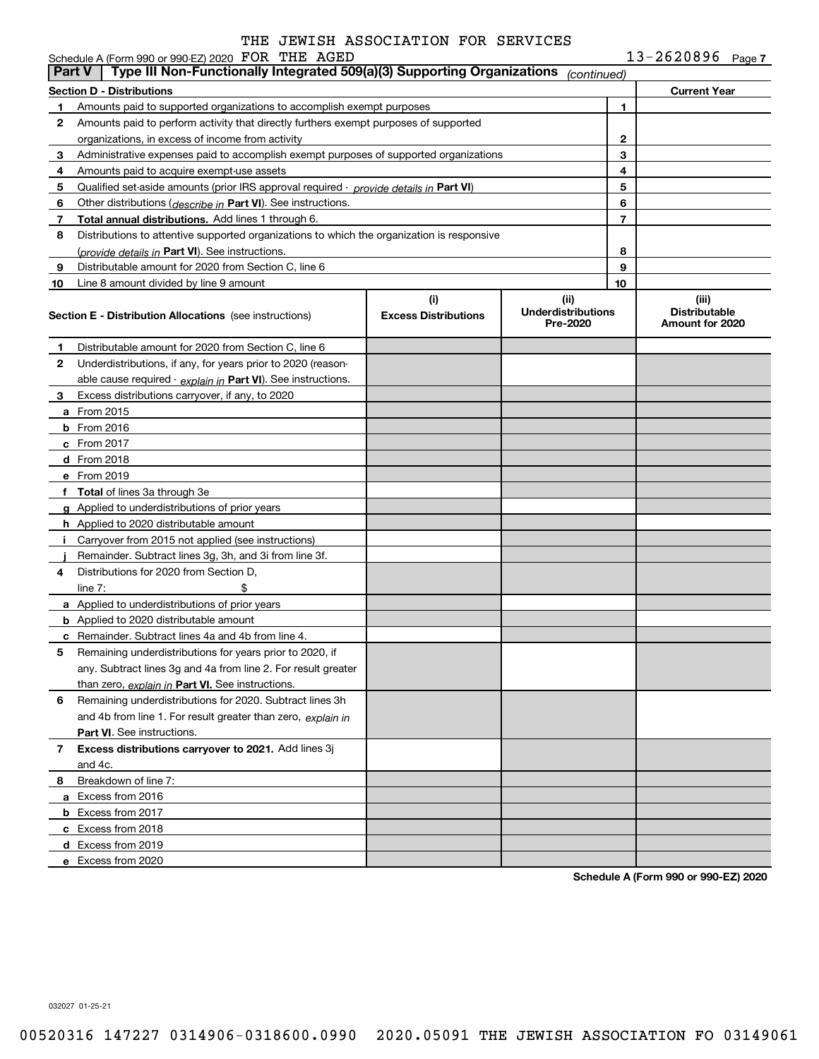THE JEWISH ASSOCIATION FOR SERVICES

Schedule A (Form 990 or 990-EZ) 2020 FOR THE AGED 13-2620896 Page 7

## Part V | Type III Non-Functionally Integrated 509(a)(3) Supporting Organizations *(continued)*

| Section D - Distributions | | | Current Year |
|---|---|---|---|
| 1 | Amounts paid to supported organizations to accomplish exempt purposes | 1 | |
| 2 | Amounts paid to perform activity that directly furthers exempt purposes of supported organizations, in excess of income from activity | 2 | |
| 3 | Administrative expenses paid to accomplish exempt purposes of supported organizations | 3 | |
| 4 | Amounts paid to acquire exempt-use assets | 4 | |
| 5 | Qualified set-aside amounts (prior IRS approval required - *provide details in* **Part VI**) | 5 | |
| 6 | Other distributions (*describe in* **Part VI**). See instructions. | 6 | |
| 7 | **Total annual distributions.** Add lines 1 through 6. | 7 | |
| 8 | Distributions to attentive supported organizations to which the organization is responsive (*provide details in* **Part VI**). See instructions. | 8 | |
| 9 | Distributable amount for 2020 from Section C, line 6 | 9 | |
| 10 | Line 8 amount divided by line 9 amount | 10 | |

| **Section E - Distribution Allocations** (see instructions) | (i) Excess Distributions | (ii) Underdistributions Pre-2020 | (iii) Distributable Amount for 2020 |
|---|---|---|---|
| **1** Distributable amount for 2020 from Section C, line 6 | | | |
| **2** Underdistributions, if any, for years prior to 2020 (reasonable cause required - *explain in* **Part VI**). See instructions. | | | |
| **3** Excess distributions carryover, if any, to 2020 | | | |
| **a** From 2015 | | | |
| **b** From 2016 | | | |
| **c** From 2017 | | | |
| **d** From 2018 | | | |
| **e** From 2019 | | | |
| **f Total** of lines 3a through 3e | | | |
| **g** Applied to underdistributions of prior years | | | |
| **h** Applied to 2020 distributable amount | | | |
| **i** Carryover from 2015 not applied (see instructions) | | | |
| **j** Remainder. Subtract lines 3g, 3h, and 3i from line 3f. | | | |
| **4** Distributions for 2020 from Section D, line 7: $ | | | |
| **a** Applied to underdistributions of prior years | | | |
| **b** Applied to 2020 distributable amount | | | |
| **c** Remainder. Subtract lines 4a and 4b from line 4. | | | |
| **5** Remaining underdistributions for years prior to 2020, if any. Subtract lines 3g and 4a from line 2. For result greater than zero, *explain in* **Part VI.** See instructions. | | | |
| **6** Remaining underdistributions for 2020. Subtract lines 3h and 4b from line 1. For result greater than zero, *explain in* **Part VI**. See instructions. | | | |
| **7 Excess distributions carryover to 2021.** Add lines 3j and 4c. | | | |
| **8** Breakdown of line 7: | | | |
| **a** Excess from 2016 | | | |
| **b** Excess from 2017 | | | |
| **c** Excess from 2018 | | | |
| **d** Excess from 2019 | | | |
| **e** Excess from 2020 | | | |

**Schedule A (Form 990 or 990-EZ) 2020**

032027 01-25-21

00520316 147227 0314906-0318600.0990 2020.05091 THE JEWISH ASSOCIATION FO 03149061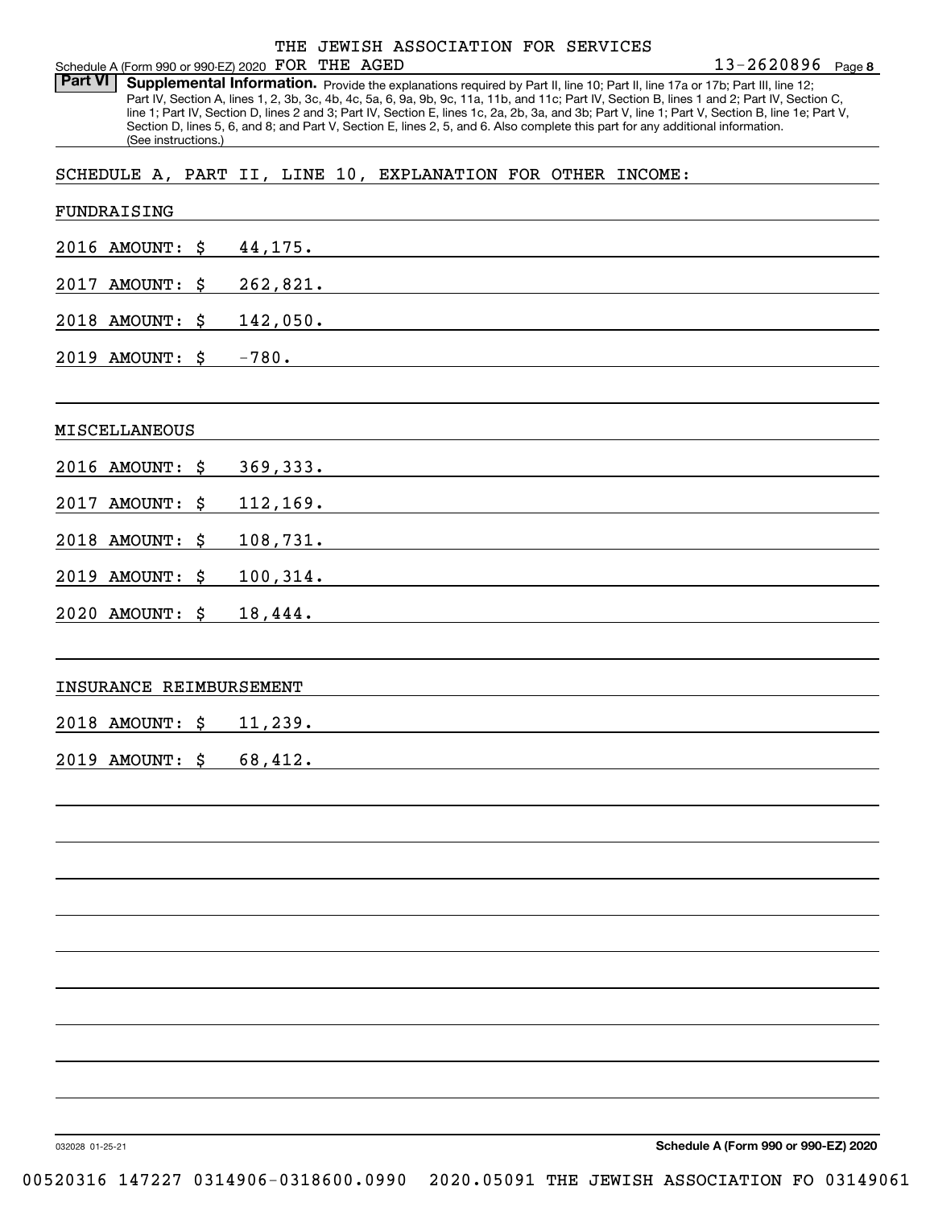THE JEWISH ASSOCIATION FOR SERVICES
Schedule A (Form 990 or 990-EZ) 2020 FOR THE AGED 13-2620896 Page 8

**Part VI** **Supplemental Information.** Provide the explanations required by Part II, line 10; Part II, line 17a or 17b; Part III, line 12; Part IV, Section A, lines 1, 2, 3b, 3c, 4b, 4c, 5a, 6, 9a, 9b, 9c, 11a, 11b, and 11c; Part IV, Section B, lines 1 and 2; Part IV, Section C, line 1; Part IV, Section D, lines 2 and 3; Part IV, Section E, lines 1c, 2a, 2b, 3a, and 3b; Part V, line 1; Part V, Section B, line 1e; Part V, Section D, lines 5, 6, and 8; and Part V, Section E, lines 2, 5, and 6. Also complete this part for any additional information. (See instructions.)

SCHEDULE A, PART II, LINE 10, EXPLANATION FOR OTHER INCOME:

FUNDRAISING

2016 AMOUNT: $ 44,175.

2017 AMOUNT: $ 262,821.

2018 AMOUNT: $ 142,050.

2019 AMOUNT: $ -780.

MISCELLANEOUS

2016 AMOUNT: $ 369,333.

2017 AMOUNT: $ 112,169.

2018 AMOUNT: $ 108,731.

2019 AMOUNT: $ 100,314.

2020 AMOUNT: $ 18,444.

INSURANCE REIMBURSEMENT

2018 AMOUNT: $ 11,239.

2019 AMOUNT: $ 68,412.

032028 01-25-21 **Schedule A (Form 990 or 990-EZ) 2020**

00520316 147227 0314906-0318600.0990 2020.05091 THE JEWISH ASSOCIATION FO 03149061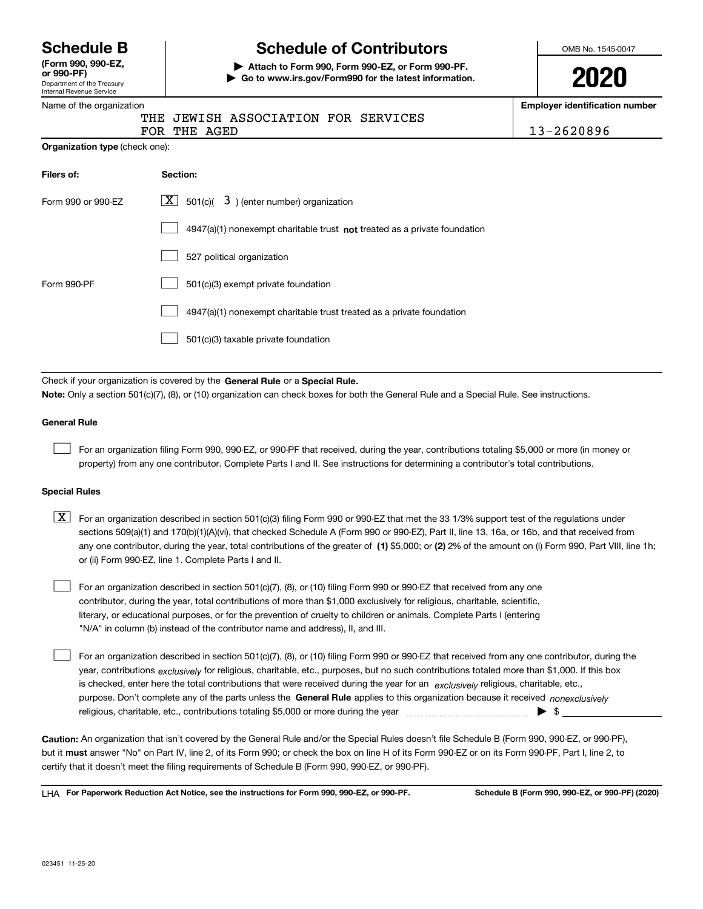# Schedule B

**(Form 990, 990-EZ, or 990-PF)**

Department of the Treasury
Internal Revenue Service

# Schedule of Contributors

▶ **Attach to Form 990, Form 990-EZ, or Form 990-PF.**
▶ **Go to www.irs.gov/Form990 for the latest information.**

OMB No. 1545-0047

**2020**

Name of the organization: THE JEWISH ASSOCIATION FOR SERVICES FOR THE AGED

**Employer identification number:** 13-2620896

**Organization type** (check one):

| **Filers of:** | **Section:** |
|---|---|
| Form 990 or 990-EZ | [X] 501(c)( 3 ) (enter number) organization |
| | [ ] 4947(a)(1) nonexempt charitable trust **not** treated as a private foundation |
| | [ ] 527 political organization |
| Form 990-PF | [ ] 501(c)(3) exempt private foundation |
| | [ ] 4947(a)(1) nonexempt charitable trust treated as a private foundation |
| | [ ] 501(c)(3) taxable private foundation |

Check if your organization is covered by the **General Rule** or a **Special Rule.**

**Note:** Only a section 501(c)(7), (8), or (10) organization can check boxes for both the General Rule and a Special Rule. See instructions.

### General Rule

[ ] For an organization filing Form 990, 990-EZ, or 990-PF that received, during the year, contributions totaling $5,000 or more (in money or property) from any one contributor. Complete Parts I and II. See instructions for determining a contributor's total contributions.

### Special Rules

[X] For an organization described in section 501(c)(3) filing Form 990 or 990-EZ that met the 33 1/3% support test of the regulations under sections 509(a)(1) and 170(b)(1)(A)(vi), that checked Schedule A (Form 990 or 990-EZ), Part II, line 13, 16a, or 16b, and that received from any one contributor, during the year, total contributions of the greater of **(1)** $5,000; or **(2)** 2% of the amount on (i) Form 990, Part VIII, line 1h; or (ii) Form 990-EZ, line 1. Complete Parts I and II.

[ ] For an organization described in section 501(c)(7), (8), or (10) filing Form 990 or 990-EZ that received from any one contributor, during the year, total contributions of more than $1,000 exclusively for religious, charitable, scientific, literary, or educational purposes, or for the prevention of cruelty to children or animals. Complete Parts I (entering "N/A" in column (b) instead of the contributor name and address), II, and III.

[ ] For an organization described in section 501(c)(7), (8), or (10) filing Form 990 or 990-EZ that received from any one contributor, during the year, contributions *exclusively* for religious, charitable, etc., purposes, but no such contributions totaled more than $1,000. If this box is checked, enter here the total contributions that were received during the year for an *exclusively* religious, charitable, etc., purpose. Don't complete any of the parts unless the **General Rule** applies to this organization because it received *nonexclusively* religious, charitable, etc., contributions totaling $5,000 or more during the year ▶ $ ______

**Caution:** An organization that isn't covered by the General Rule and/or the Special Rules doesn't file Schedule B (Form 990, 990-EZ, or 990-PF), but it **must** answer "No" on Part IV, line 2, of its Form 990; or check the box on line H of its Form 990-EZ or on its Form 990-PF, Part I, line 2, to certify that it doesn't meet the filing requirements of Schedule B (Form 990, 990-EZ, or 990-PF).

LHA **For Paperwork Reduction Act Notice, see the instructions for Form 990, 990-EZ, or 990-PF.** **Schedule B (Form 990, 990-EZ, or 990-PF) (2020)**

023451 11-25-20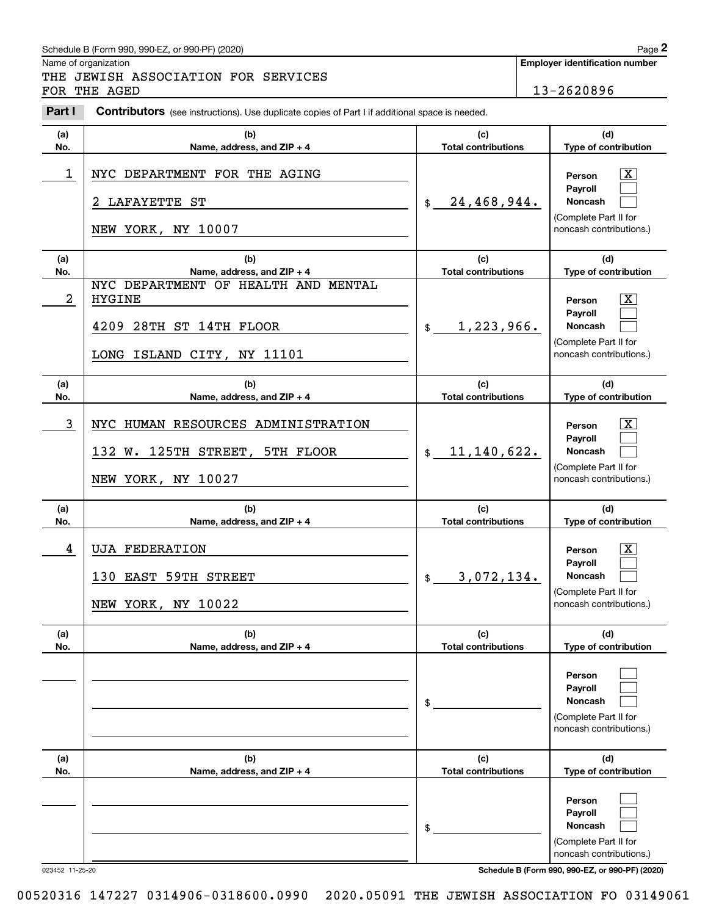Schedule B (Form 990, 990-EZ, or 990-PF) (2020)

Name of organization: THE JEWISH ASSOCIATION FOR SERVICES FOR THE AGED

Employer identification number: 13-2620896

**Part I Contributors** (see instructions). Use duplicate copies of Part I if additional space is needed.

| (a) No. | (b) Name, address, and ZIP + 4 | (c) Total contributions | (d) Type of contribution |
|---|---|---|---|
| 1 | NYC DEPARTMENT FOR THE AGING<br>2 LAFAYETTE ST<br>NEW YORK, NY 10007 | $ 24,468,944. | Person [X]<br>Payroll [ ]<br>Noncash [ ]<br>(Complete Part II for noncash contributions.) |
| 2 | NYC DEPARTMENT OF HEALTH AND MENTAL HYGINE<br>4209 28TH ST 14TH FLOOR<br>LONG ISLAND CITY, NY 11101 | $ 1,223,966. | Person [X]<br>Payroll [ ]<br>Noncash [ ]<br>(Complete Part II for noncash contributions.) |
| 3 | NYC HUMAN RESOURCES ADMINISTRATION<br>132 W. 125TH STREET, 5TH FLOOR<br>NEW YORK, NY 10027 | $ 11,140,622. | Person [X]<br>Payroll [ ]<br>Noncash [ ]<br>(Complete Part II for noncash contributions.) |
| 4 | UJA FEDERATION<br>130 EAST 59TH STREET<br>NEW YORK, NY 10022 | $ 3,072,134. | Person [X]<br>Payroll [ ]<br>Noncash [ ]<br>(Complete Part II for noncash contributions.) |
| | | $ | Person [ ]<br>Payroll [ ]<br>Noncash [ ]<br>(Complete Part II for noncash contributions.) |
| | | $ | Person [ ]<br>Payroll [ ]<br>Noncash [ ]<br>(Complete Part II for noncash contributions.) |

023452 11-25-20

Schedule B (Form 990, 990-EZ, or 990-PF) (2020)

00520316 147227 0314906-0318600.0990 2020.05091 THE JEWISH ASSOCIATION FO 03149061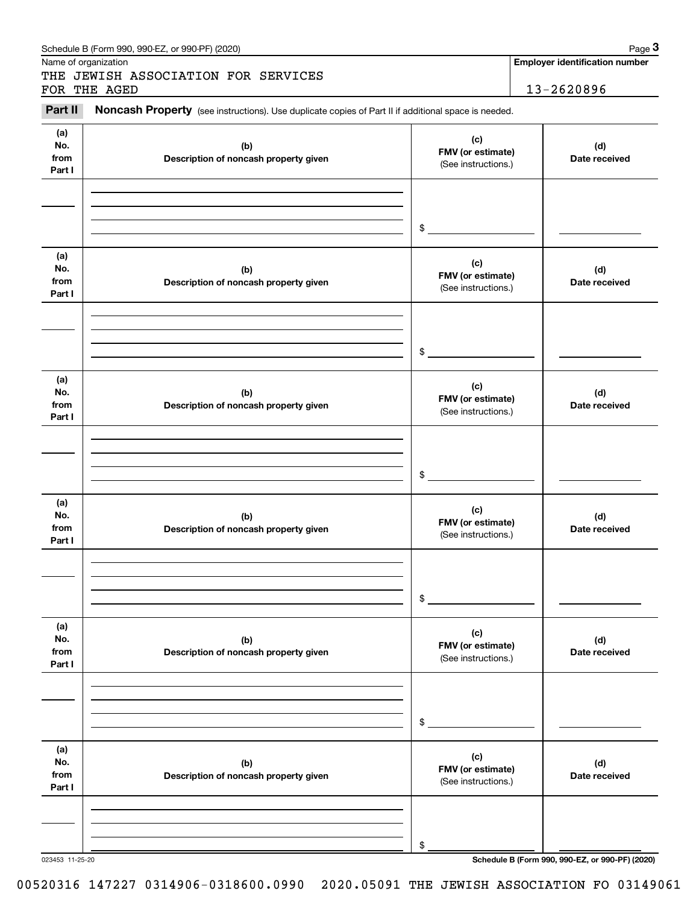Name of organization

THE JEWISH ASSOCIATION FOR SERVICES FOR THE AGED

**Employer identification number**

13-2620896

## Part II Noncash Property

(see instructions). Use duplicate copies of Part II if additional space is needed.

| (a) No. from Part I | (b) Description of noncash property given | (c) FMV (or estimate) (See instructions.) | (d) Date received |
|---|---|---|---|
| | | $ | |

| (a) No. from Part I | (b) Description of noncash property given | (c) FMV (or estimate) (See instructions.) | (d) Date received |
|---|---|---|---|
| | | $ | |

| (a) No. from Part I | (b) Description of noncash property given | (c) FMV (or estimate) (See instructions.) | (d) Date received |
|---|---|---|---|
| | | $ | |

| (a) No. from Part I | (b) Description of noncash property given | (c) FMV (or estimate) (See instructions.) | (d) Date received |
|---|---|---|---|
| | | $ | |

| (a) No. from Part I | (b) Description of noncash property given | (c) FMV (or estimate) (See instructions.) | (d) Date received |
|---|---|---|---|
| | | $ | |

| (a) No. from Part I | (b) Description of noncash property given | (c) FMV (or estimate) (See instructions.) | (d) Date received |
|---|---|---|---|
| | | $ | |

023453 11-25-20

**Schedule B (Form 990, 990-EZ, or 990-PF) (2020)**

00520316 147227 0314906-0318600.0990 2020.05091 THE JEWISH ASSOCIATION FO 03149061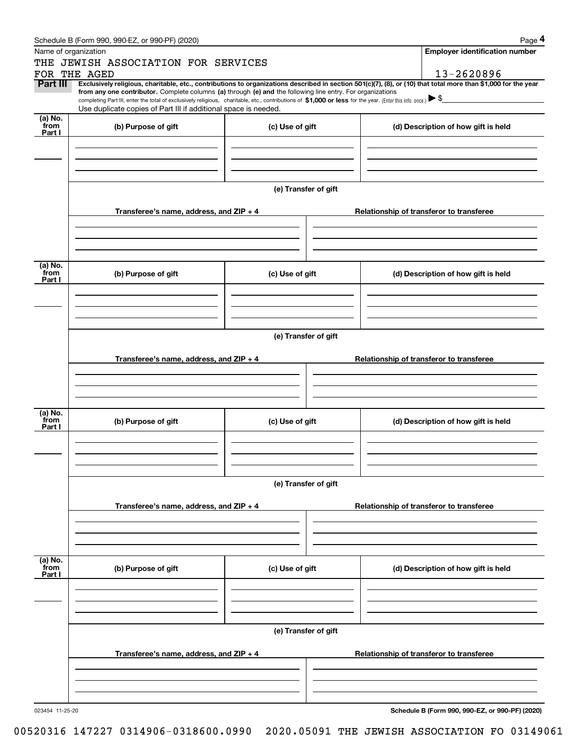Schedule B (Form 990, 990-EZ, or 990-PF) (2020)

Name of organization

THE JEWISH ASSOCIATION FOR SERVICES FOR THE AGED

**Employer identification number**

13-2620896

**Part III** **Exclusively religious, charitable, etc., contributions to organizations described in section 501(c)(7), (8), or (10) that total more than $1,000 for the year from any one contributor.** Complete columns **(a)** through **(e) and** the following line entry. For organizations completing Part III, enter the total of exclusively religious, charitable, etc., contributions of **$1,000 or less** for the year. (Enter this info. once.) ▶ $

Use duplicate copies of Part III if additional space is needed.

| (a) No. from Part I | (b) Purpose of gift | (c) Use of gift | (d) Description of how gift is held |
|---|---|---|---|
| | | | |

(e) Transfer of gift

| Transferee's name, address, and ZIP + 4 | Relationship of transferor to transferee |
|---|---|
| | |

| (a) No. from Part I | (b) Purpose of gift | (c) Use of gift | (d) Description of how gift is held |
|---|---|---|---|
| | | | |

(e) Transfer of gift

| Transferee's name, address, and ZIP + 4 | Relationship of transferor to transferee |
|---|---|
| | |

| (a) No. from Part I | (b) Purpose of gift | (c) Use of gift | (d) Description of how gift is held |
|---|---|---|---|
| | | | |

(e) Transfer of gift

| Transferee's name, address, and ZIP + 4 | Relationship of transferor to transferee |
|---|---|
| | |

| (a) No. from Part I | (b) Purpose of gift | (c) Use of gift | (d) Description of how gift is held |
|---|---|---|---|
| | | | |

(e) Transfer of gift

| Transferee's name, address, and ZIP + 4 | Relationship of transferor to transferee |
|---|---|
| | |

023454 11-25-20

**Schedule B (Form 990, 990-EZ, or 990-PF) (2020)**

00520316 147227 0314906-0318600.0990 2020.05091 THE JEWISH ASSOCIATION FO 03149061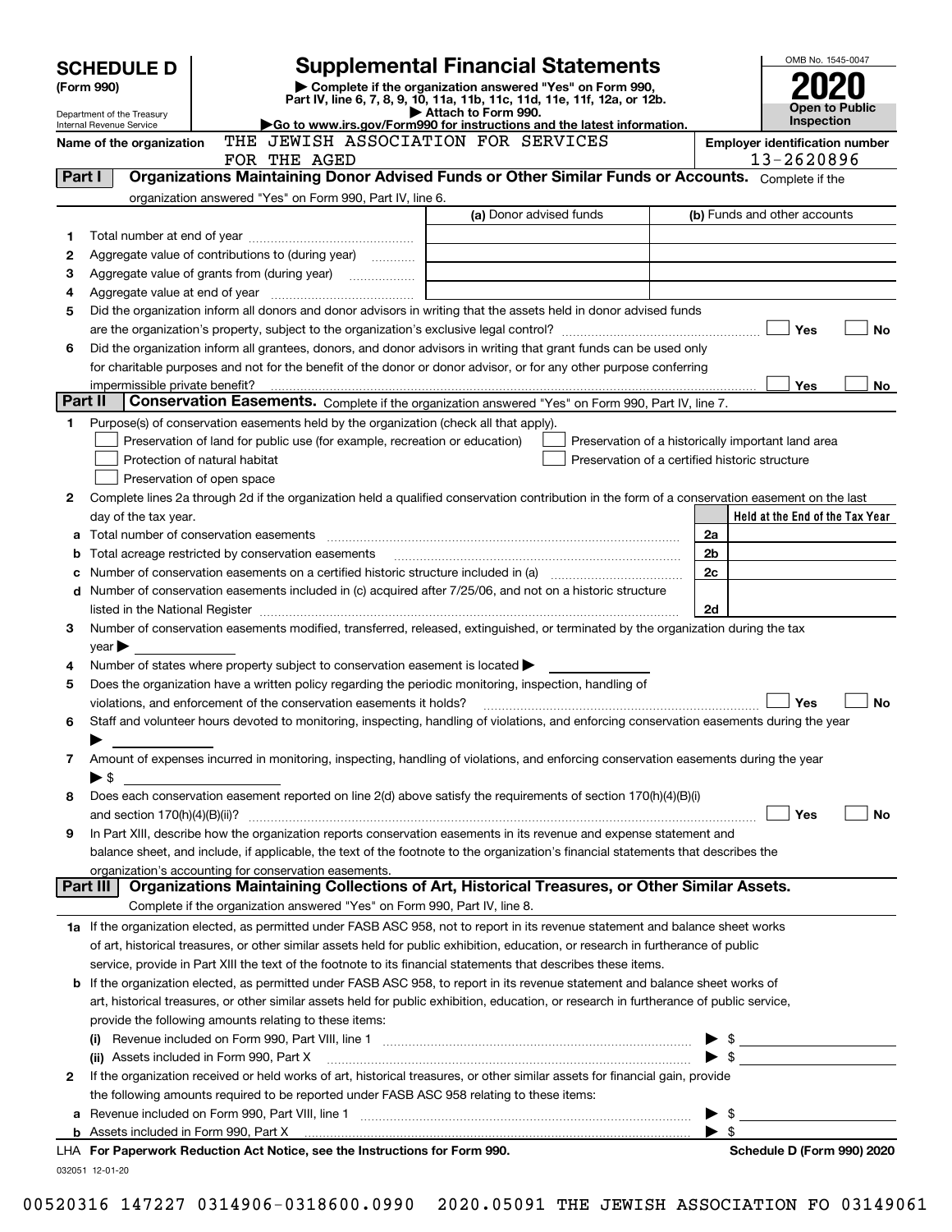# SCHEDULE D (Form 990)

Department of the Treasury
Internal Revenue Service

# Supplemental Financial Statements

▶ Complete if the organization answered "Yes" on Form 990, Part IV, line 6, 7, 8, 9, 10, 11a, 11b, 11c, 11d, 11e, 11f, 12a, or 12b.
▶ Attach to Form 990.
▶Go to www.irs.gov/Form990 for instructions and the latest information.

OMB No. 1545-0047

**2020**

**Open to Public Inspection**

Name of the organization: THE JEWISH ASSOCIATION FOR SERVICES FOR THE AGED

Employer identification number: 13-2620896

## Part I Organizations Maintaining Donor Advised Funds or Other Similar Funds or Accounts. Complete if the organization answered "Yes" on Form 990, Part IV, line 6.

| | | (a) Donor advised funds | (b) Funds and other accounts |
|---|---|---|---|
| 1 | Total number at end of year | | |
| 2 | Aggregate value of contributions to (during year) | | |
| 3 | Aggregate value of grants from (during year) | | |
| 4 | Aggregate value at end of year | | |

5 Did the organization inform all donors and donor advisors in writing that the assets held in donor advised funds are the organization's property, subject to the organization's exclusive legal control? ☐ Yes ☐ No

6 Did the organization inform all grantees, donors, and donor advisors in writing that grant funds can be used only for charitable purposes and not for the benefit of the donor or donor advisor, or for any other purpose conferring impermissible private benefit? ☐ Yes ☐ No

## Part II Conservation Easements. Complete if the organization answered "Yes" on Form 990, Part IV, line 7.

1 Purpose(s) of conservation easements held by the organization (check all that apply).

☐ Preservation of land for public use (for example, recreation or education)
☐ Protection of natural habitat
☐ Preservation of open space
☐ Preservation of a historically important land area
☐ Preservation of a certified historic structure

2 Complete lines 2a through 2d if the organization held a qualified conservation contribution in the form of a conservation easement on the last day of the tax year.

| | | | Held at the End of the Tax Year |
|---|---|---|---|
| a | Total number of conservation easements | 2a | |
| b | Total acreage restricted by conservation easements | 2b | |
| c | Number of conservation easements on a certified historic structure included in (a) | 2c | |
| d | Number of conservation easements included in (c) acquired after 7/25/06, and not on a historic structure listed in the National Register | 2d | |

3 Number of conservation easements modified, transferred, released, extinguished, or terminated by the organization during the tax year ▶

4 Number of states where property subject to conservation easement is located ▶

5 Does the organization have a written policy regarding the periodic monitoring, inspection, handling of violations, and enforcement of the conservation easements it holds? ☐ Yes ☐ No

6 Staff and volunteer hours devoted to monitoring, inspecting, handling of violations, and enforcing conservation easements during the year ▶

7 Amount of expenses incurred in monitoring, inspecting, handling of violations, and enforcing conservation easements during the year ▶ $

8 Does each conservation easement reported on line 2(d) above satisfy the requirements of section 170(h)(4)(B)(i) and section 170(h)(4)(B)(ii)? ☐ Yes ☐ No

9 In Part XIII, describe how the organization reports conservation easements in its revenue and expense statement and balance sheet, and include, if applicable, the text of the footnote to the organization's financial statements that describes the organization's accounting for conservation easements.

## Part III Organizations Maintaining Collections of Art, Historical Treasures, or Other Similar Assets.

Complete if the organization answered "Yes" on Form 990, Part IV, line 8.

1a If the organization elected, as permitted under FASB ASC 958, not to report in its revenue statement and balance sheet works of art, historical treasures, or other similar assets held for public exhibition, education, or research in furtherance of public service, provide in Part XIII the text of the footnote to its financial statements that describes these items.

b If the organization elected, as permitted under FASB ASC 958, to report in its revenue statement and balance sheet works of art, historical treasures, or other similar assets held for public exhibition, education, or research in furtherance of public service, provide the following amounts relating to these items:

(i) Revenue included on Form 990, Part VIII, line 1 ▶ $

(ii) Assets included in Form 990, Part X ▶ $

2 If the organization received or held works of art, historical treasures, or other similar assets for financial gain, provide the following amounts required to be reported under FASB ASC 958 relating to these items:

a Revenue included on Form 990, Part VIII, line 1 ▶ $

b Assets included in Form 990, Part X ▶ $

LHA For Paperwork Reduction Act Notice, see the Instructions for Form 990. Schedule D (Form 990) 2020

032051 12-01-20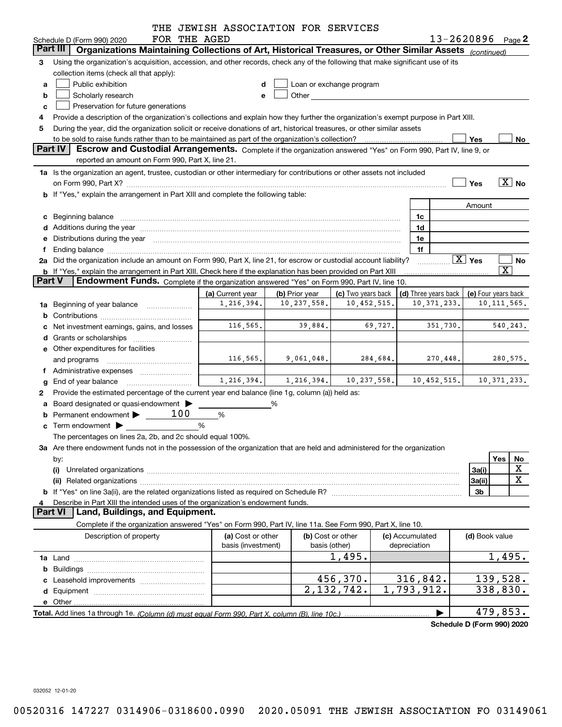THE JEWISH ASSOCIATION FOR SERVICES FOR THE AGED

Schedule D (Form 990) 2020 — 13-2620896 Page 2

**Part III — Organizations Maintaining Collections of Art, Historical Treasures, or Other Similar Assets** *(continued)*

3 Using the organization's acquisition, accession, and other records, check any of the following that make significant use of its collection items (check all that apply):

- a ☐ Public exhibition
- b ☐ Scholarly research
- c ☐ Preservation for future generations
- d ☐ Loan or exchange program
- e ☐ Other

4 Provide a description of the organization's collections and explain how they further the organization's exempt purpose in Part XIII.

5 During the year, did the organization solicit or receive donations of art, historical treasures, or other similar assets to be sold to raise funds rather than to be maintained as part of the organization's collection? ☐ Yes ☐ No

**Part IV — Escrow and Custodial Arrangements.** Complete if the organization answered "Yes" on Form 990, Part IV, line 9, or reported an amount on Form 990, Part X, line 21.

1a Is the organization an agent, trustee, custodian or other intermediary for contributions or other assets not included on Form 990, Part X? ☐ Yes ☒ No

b If "Yes," explain the arrangement in Part XIII and complete the following table:

| | | Amount |
|---|---|---|
| c Beginning balance | 1c | |
| d Additions during the year | 1d | |
| e Distributions during the year | 1e | |
| f Ending balance | 1f | |

2a Did the organization include an amount on Form 990, Part X, line 21, for escrow or custodial account liability? ☒ Yes ☐ No

b If "Yes," explain the arrangement in Part XIII. Check here if the explanation has been provided on Part XIII ☒

**Part V — Endowment Funds.** Complete if the organization answered "Yes" on Form 990, Part IV, line 10.

| | (a) Current year | (b) Prior year | (c) Two years back | (d) Three years back | (e) Four years back |
|---|---|---|---|---|---|
| 1a Beginning of year balance | 1,216,394. | 10,237,558. | 10,452,515. | 10,371,233. | 10,111,565. |
| b Contributions | | | | | |
| c Net investment earnings, gains, and losses | 116,565. | 39,884. | 69,727. | 351,730. | 540,243. |
| d Grants or scholarships | | | | | |
| e Other expenditures for facilities and programs | 116,565. | 9,061,048. | 284,684. | 270,448. | 280,575. |
| f Administrative expenses | | | | | |
| g End of year balance | 1,216,394. | 1,216,394. | 10,237,558. | 10,452,515. | 10,371,233. |

2 Provide the estimated percentage of the current year end balance (line 1g, column (a)) held as:

- a Board designated or quasi-endowment ______ %
- b Permanent endowment 100 %
- c Term endowment ______ %

The percentages on lines 2a, 2b, and 2c should equal 100%.

3a Are there endowment funds not in the possession of the organization that are held and administered for the organization by:

| | | Yes | No |
|---|---|---|---|
| (i) Unrelated organizations | 3a(i) | | X |
| (ii) Related organizations | 3a(ii) | | X |
| b If "Yes" on line 3a(ii), are the related organizations listed as required on Schedule R? | 3b | | |

4 Describe in Part XIII the intended uses of the organization's endowment funds.

**Part VI — Land, Buildings, and Equipment.**

Complete if the organization answered "Yes" on Form 990, Part IV, line 11a. See Form 990, Part X, line 10.

| Description of property | (a) Cost or other basis (investment) | (b) Cost or other basis (other) | (c) Accumulated depreciation | (d) Book value |
|---|---|---|---|---|
| 1a Land | | 1,495. | | 1,495. |
| b Buildings | | | | |
| c Leasehold improvements | | 456,370. | 316,842. | 139,528. |
| d Equipment | | 2,132,742. | 1,793,912. | 338,830. |
| e Other | | | | |
| **Total.** Add lines 1a through 1e. *(Column (d) must equal Form 990, Part X, column (B), line 10c.)* | | | | 479,853. |

**Schedule D (Form 990) 2020**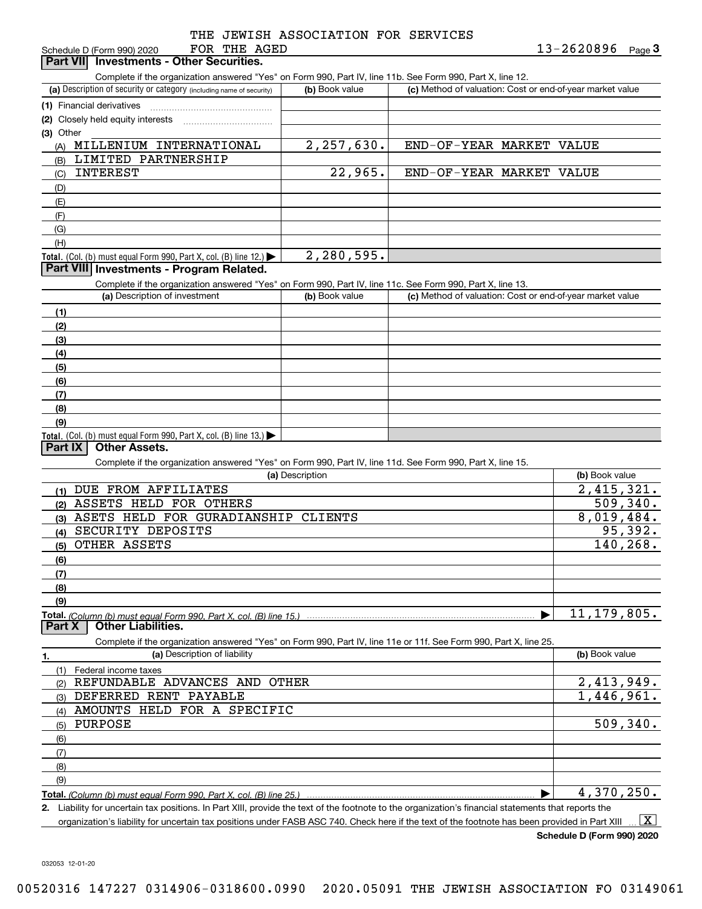THE JEWISH ASSOCIATION FOR SERVICES FOR THE AGED — 13-2620896

Schedule D (Form 990) 2020

## Part VII Investments - Other Securities.

Complete if the organization answered "Yes" on Form 990, Part IV, line 11b. See Form 990, Part X, line 12.

| (a) Description of security or category (including name of security) | (b) Book value | (c) Method of valuation: Cost or end-of-year market value |
|---|---|---|
| (1) Financial derivatives | | |
| (2) Closely held equity interests | | |
| (3) Other | | |
| (A) MILLENIUM INTERNATIONAL | 2,257,630. | END-OF-YEAR MARKET VALUE |
| (B) LIMITED PARTNERSHIP | | |
| (C) INTEREST | 22,965. | END-OF-YEAR MARKET VALUE |
| (D) | | |
| (E) | | |
| (F) | | |
| (G) | | |
| (H) | | |
| **Total.** (Col. (b) must equal Form 990, Part X, col. (B) line 12.) | 2,280,595. | |

## Part VIII Investments - Program Related.

Complete if the organization answered "Yes" on Form 990, Part IV, line 11c. See Form 990, Part X, line 13.

| (a) Description of investment | (b) Book value | (c) Method of valuation: Cost or end-of-year market value |
|---|---|---|
| (1) | | |
| (2) | | |
| (3) | | |
| (4) | | |
| (5) | | |
| (6) | | |
| (7) | | |
| (8) | | |
| (9) | | |
| **Total.** (Col. (b) must equal Form 990, Part X, col. (B) line 13.) | | |

## Part IX Other Assets.

Complete if the organization answered "Yes" on Form 990, Part IV, line 11d. See Form 990, Part X, line 15.

| (a) Description | (b) Book value |
|---|---|
| (1) DUE FROM AFFILIATES | 2,415,321. |
| (2) ASSETS HELD FOR OTHERS | 509,340. |
| (3) ASETS HELD FOR GURADIANSHIP CLIENTS | 8,019,484. |
| (4) SECURITY DEPOSITS | 95,392. |
| (5) OTHER ASSETS | 140,268. |
| (6) | |
| (7) | |
| (8) | |
| (9) | |
| **Total.** *(Column (b) must equal Form 990, Part X, col. (B) line 15.)* | 11,179,805. |

## Part X Other Liabilities.

Complete if the organization answered "Yes" on Form 990, Part IV, line 11e or 11f. See Form 990, Part X, line 25.

| 1. (a) Description of liability | (b) Book value |
|---|---|
| (1) Federal income taxes | |
| (2) REFUNDABLE ADVANCES AND OTHER | 2,413,949. |
| (3) DEFERRED RENT PAYABLE | 1,446,961. |
| (4) AMOUNTS HELD FOR A SPECIFIC | |
| (5) PURPOSE | 509,340. |
| (6) | |
| (7) | |
| (8) | |
| (9) | |
| **Total.** *(Column (b) must equal Form 990, Part X, col. (B) line 25.)* | 4,370,250. |

2. Liability for uncertain tax positions. In Part XIII, provide the text of the footnote to the organization's financial statements that reports the organization's liability for uncertain tax positions under FASB ASC 740. Check here if the text of the footnote has been provided in Part XIII [X]

**Schedule D (Form 990) 2020**

032053 12-01-20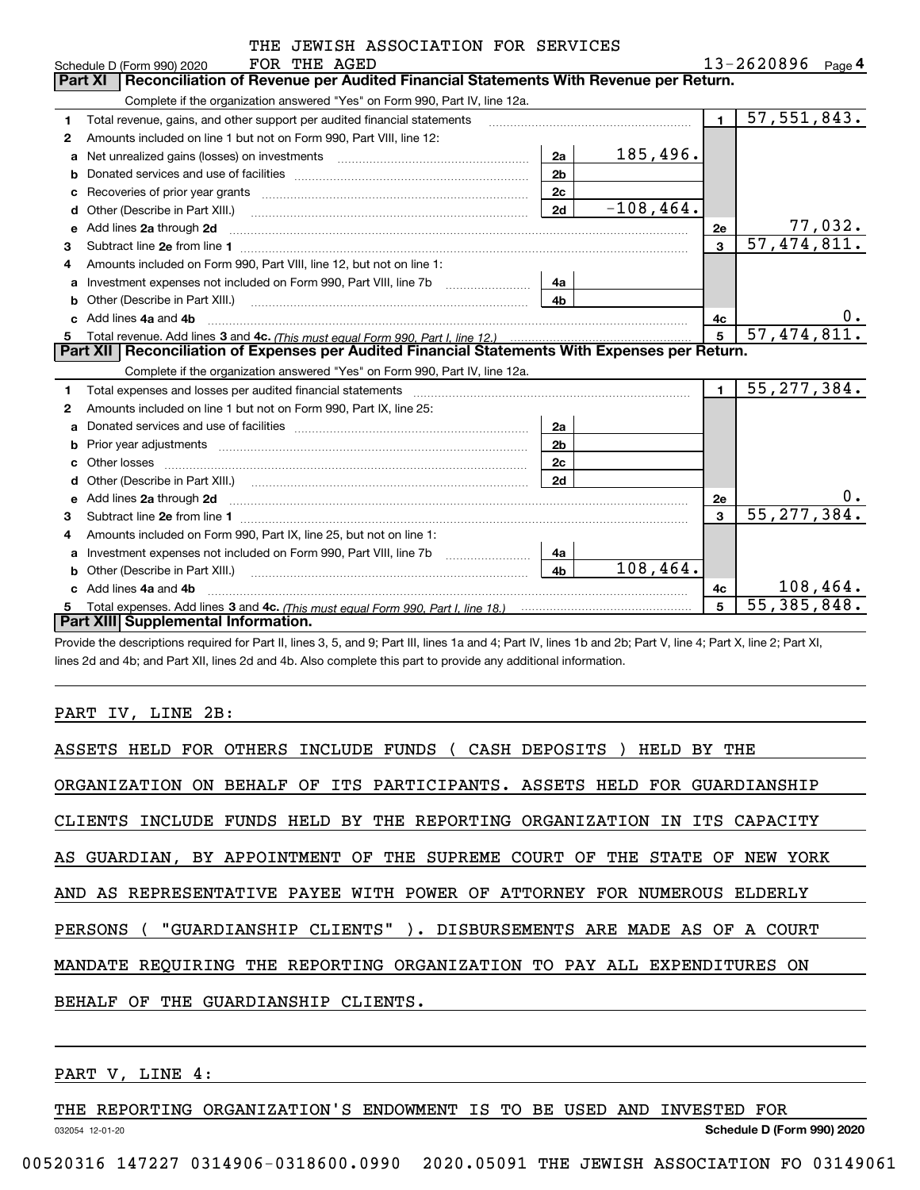THE JEWISH ASSOCIATION FOR SERVICES FOR THE AGED

Schedule D (Form 990) 2020 — 13-2620896 — Page 4

## Part XI Reconciliation of Revenue per Audited Financial Statements With Revenue per Return.

Complete if the organization answered "Yes" on Form 990, Part IV, line 12a.

| | | | | | |
|---|---|---|---|---|---|
| 1 | Total revenue, gains, and other support per audited financial statements | | | 1 | 57,551,843. |
| 2 | Amounts included on line 1 but not on Form 990, Part VIII, line 12: | | | | |
| a | Net unrealized gains (losses) on investments | 2a | 185,496. | | |
| b | Donated services and use of facilities | 2b | | | |
| c | Recoveries of prior year grants | 2c | | | |
| d | Other (Describe in Part XIII.) | 2d | -108,464. | | |
| e | Add lines 2a through 2d | | | 2e | 77,032. |
| 3 | Subtract line 2e from line 1 | | | 3 | 57,474,811. |
| 4 | Amounts included on Form 990, Part VIII, line 12, but not on line 1: | | | | |
| a | Investment expenses not included on Form 990, Part VIII, line 7b | 4a | | | |
| b | Other (Describe in Part XIII.) | 4b | | | |
| c | Add lines 4a and 4b | | | 4c | 0. |
| 5 | Total revenue. Add lines 3 and 4c. *(This must equal Form 990, Part I, line 12.)* | | | 5 | 57,474,811. |

## Part XII Reconciliation of Expenses per Audited Financial Statements With Expenses per Return.

Complete if the organization answered "Yes" on Form 990, Part IV, line 12a.

| | | | | | |
|---|---|---|---|---|---|
| 1 | Total expenses and losses per audited financial statements | | | 1 | 55,277,384. |
| 2 | Amounts included on line 1 but not on Form 990, Part IX, line 25: | | | | |
| a | Donated services and use of facilities | 2a | | | |
| b | Prior year adjustments | 2b | | | |
| c | Other losses | 2c | | | |
| d | Other (Describe in Part XIII.) | 2d | | | |
| e | Add lines 2a through 2d | | | 2e | 0. |
| 3 | Subtract line 2e from line 1 | | | 3 | 55,277,384. |
| 4 | Amounts included on Form 990, Part IX, line 25, but not on line 1: | | | | |
| a | Investment expenses not included on Form 990, Part VIII, line 7b | 4a | | | |
| b | Other (Describe in Part XIII.) | 4b | 108,464. | | |
| c | Add lines 4a and 4b | | | 4c | 108,464. |
| 5 | Total expenses. Add lines 3 and 4c. *(This must equal Form 990, Part I, line 18.)* | | | 5 | 55,385,848. |

## Part XIII Supplemental Information.

Provide the descriptions required for Part II, lines 3, 5, and 9; Part III, lines 1a and 4; Part IV, lines 1b and 2b; Part V, line 4; Part X, line 2; Part XI, lines 2d and 4b; and Part XII, lines 2d and 4b. Also complete this part to provide any additional information.

PART IV, LINE 2B:

ASSETS HELD FOR OTHERS INCLUDE FUNDS ( CASH DEPOSITS ) HELD BY THE ORGANIZATION ON BEHALF OF ITS PARTICIPANTS. ASSETS HELD FOR GUARDIANSHIP CLIENTS INCLUDE FUNDS HELD BY THE REPORTING ORGANIZATION IN ITS CAPACITY AS GUARDIAN, BY APPOINTMENT OF THE SUPREME COURT OF THE STATE OF NEW YORK AND AS REPRESENTATIVE PAYEE WITH POWER OF ATTORNEY FOR NUMEROUS ELDERLY PERSONS ( "GUARDIANSHIP CLIENTS" ). DISBURSEMENTS ARE MADE AS OF A COURT MANDATE REQUIRING THE REPORTING ORGANIZATION TO PAY ALL EXPENDITURES ON BEHALF OF THE GUARDIANSHIP CLIENTS.

PART V, LINE 4:

THE REPORTING ORGANIZATION'S ENDOWMENT IS TO BE USED AND INVESTED FOR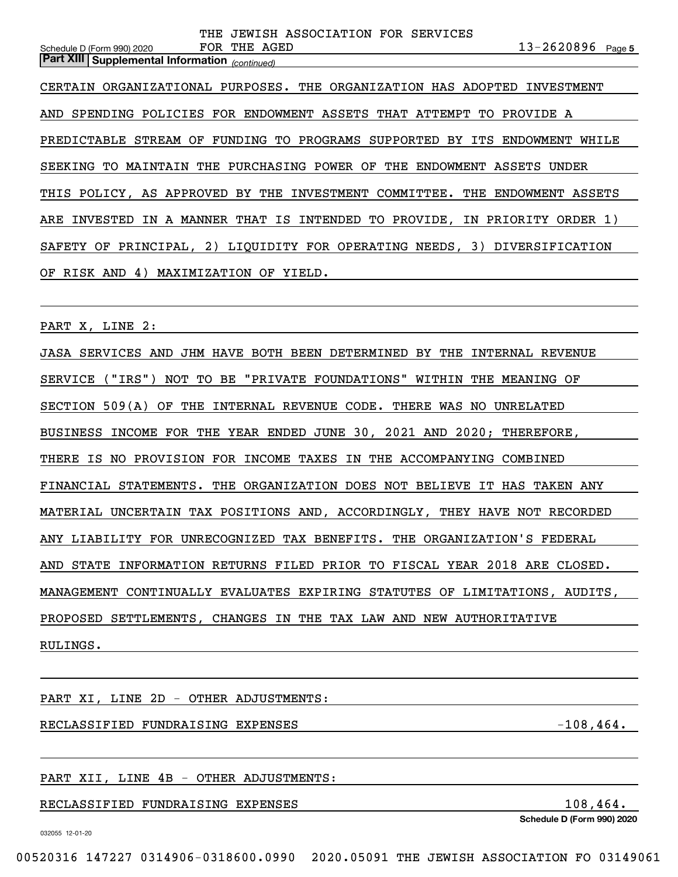**Part XIII Supplemental Information** *(continued)*

CERTAIN ORGANIZATIONAL PURPOSES. THE ORGANIZATION HAS ADOPTED INVESTMENT AND SPENDING POLICIES FOR ENDOWMENT ASSETS THAT ATTEMPT TO PROVIDE A PREDICTABLE STREAM OF FUNDING TO PROGRAMS SUPPORTED BY ITS ENDOWMENT WHILE SEEKING TO MAINTAIN THE PURCHASING POWER OF THE ENDOWMENT ASSETS UNDER THIS POLICY, AS APPROVED BY THE INVESTMENT COMMITTEE. THE ENDOWMENT ASSETS ARE INVESTED IN A MANNER THAT IS INTENDED TO PROVIDE, IN PRIORITY ORDER 1) SAFETY OF PRINCIPAL, 2) LIQUIDITY FOR OPERATING NEEDS, 3) DIVERSIFICATION OF RISK AND 4) MAXIMIZATION OF YIELD.

PART X, LINE 2:

JASA SERVICES AND JHM HAVE BOTH BEEN DETERMINED BY THE INTERNAL REVENUE SERVICE ("IRS") NOT TO BE "PRIVATE FOUNDATIONS" WITHIN THE MEANING OF SECTION 509(A) OF THE INTERNAL REVENUE CODE. THERE WAS NO UNRELATED BUSINESS INCOME FOR THE YEAR ENDED JUNE 30, 2021 AND 2020; THEREFORE, THERE IS NO PROVISION FOR INCOME TAXES IN THE ACCOMPANYING COMBINED FINANCIAL STATEMENTS. THE ORGANIZATION DOES NOT BELIEVE IT HAS TAKEN ANY MATERIAL UNCERTAIN TAX POSITIONS AND, ACCORDINGLY, THEY HAVE NOT RECORDED ANY LIABILITY FOR UNRECOGNIZED TAX BENEFITS. THE ORGANIZATION'S FEDERAL AND STATE INFORMATION RETURNS FILED PRIOR TO FISCAL YEAR 2018 ARE CLOSED. MANAGEMENT CONTINUALLY EVALUATES EXPIRING STATUTES OF LIMITATIONS, AUDITS, PROPOSED SETTLEMENTS, CHANGES IN THE TAX LAW AND NEW AUTHORITATIVE RULINGS.

PART XI, LINE 2D - OTHER ADJUSTMENTS:

| | |
|---|---|
| RECLASSIFIED FUNDRAISING EXPENSES | -108,464. |

PART XII, LINE 4B - OTHER ADJUSTMENTS:

| | |
|---|---|
| RECLASSIFIED FUNDRAISING EXPENSES | 108,464. |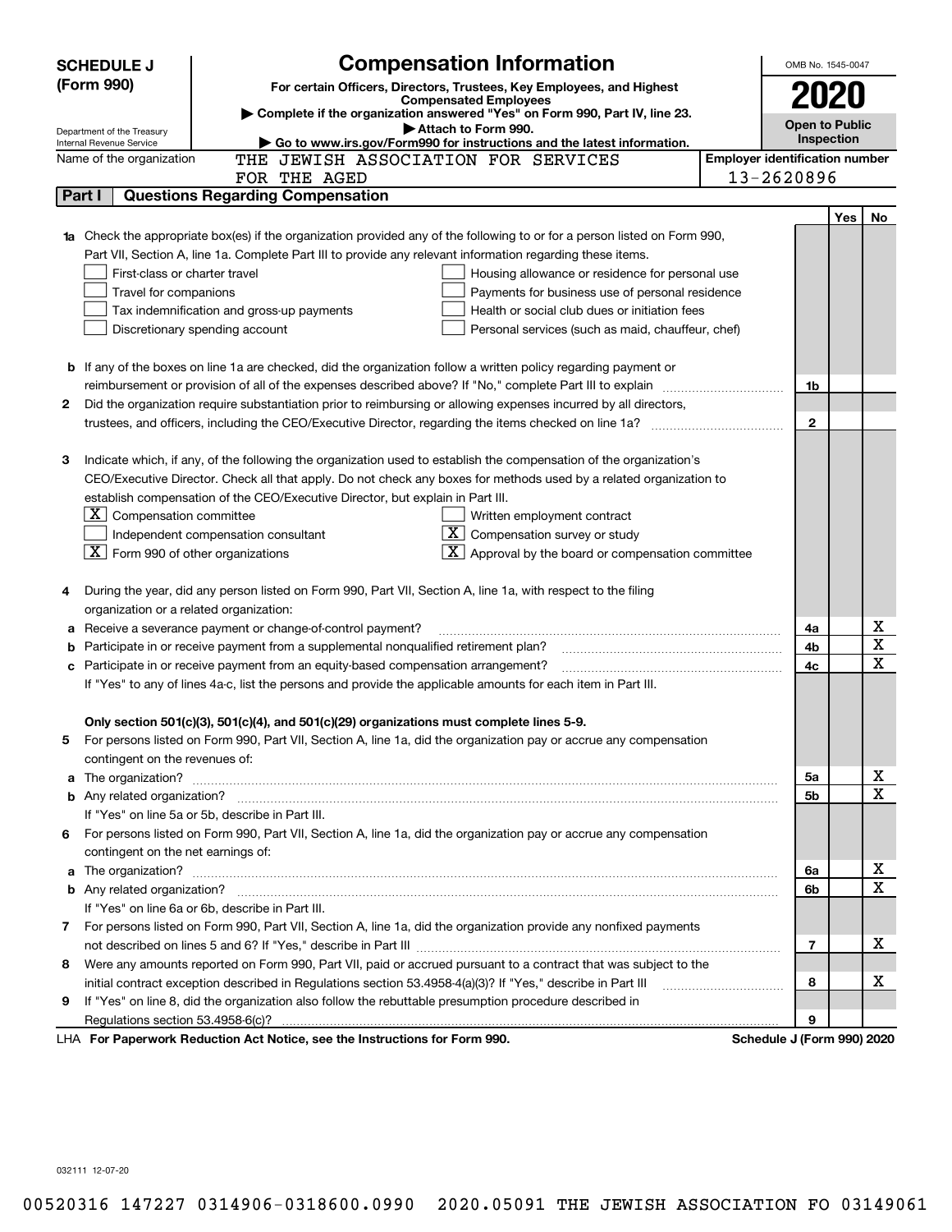**SCHEDULE J (Form 990)**

Department of the Treasury
Internal Revenue Service

# Compensation Information

**For certain Officers, Directors, Trustees, Key Employees, and Highest Compensated Employees**

▶ **Complete if the organization answered "Yes" on Form 990, Part IV, line 23.**

▶ **Attach to Form 990.**

▶ **Go to www.irs.gov/Form990 for instructions and the latest information.**

OMB No. 1545-0047

**2020**

**Open to Public Inspection**

Name of the organization: THE JEWISH ASSOCIATION FOR SERVICES FOR THE AGED

Employer identification number: 13-2620896

## Part I Questions Regarding Compensation

| | | | Yes | No |
|---|---|---|---|---|
| **1a** | Check the appropriate box(es) if the organization provided any of the following to or for a person listed on Form 990, Part VII, Section A, line 1a. Complete Part III to provide any relevant information regarding these items.<br>☐ First-class or charter travel ☐ Housing allowance or residence for personal use<br>☐ Travel for companions ☐ Payments for business use of personal residence<br>☐ Tax indemnification and gross-up payments ☐ Health or social club dues or initiation fees<br>☐ Discretionary spending account ☐ Personal services (such as maid, chauffeur, chef) | | | |
| **b** | If any of the boxes on line 1a are checked, did the organization follow a written policy regarding payment or reimbursement or provision of all of the expenses described above? If "No," complete Part III to explain | 1b | | |
| **2** | Did the organization require substantiation prior to reimbursing or allowing expenses incurred by all directors, trustees, and officers, including the CEO/Executive Director, regarding the items checked on line 1a? | 2 | | |
| **3** | Indicate which, if any, of the following the organization used to establish the compensation of the organization's CEO/Executive Director. Check all that apply. Do not check any boxes for methods used by a related organization to establish compensation of the CEO/Executive Director, but explain in Part III.<br>☒ Compensation committee ☐ Written employment contract<br>☐ Independent compensation consultant ☒ Compensation survey or study<br>☒ Form 990 of other organizations ☒ Approval by the board or compensation committee | | | |
| **4** | During the year, did any person listed on Form 990, Part VII, Section A, line 1a, with respect to the filing organization or a related organization: | | | |
| **a** | Receive a severance payment or change-of-control payment? | 4a | | X |
| **b** | Participate in or receive payment from a supplemental nonqualified retirement plan? | 4b | | X |
| **c** | Participate in or receive payment from an equity-based compensation arrangement? | 4c | | X |
| | If "Yes" to any of lines 4a-c, list the persons and provide the applicable amounts for each item in Part III. | | | |
| | **Only section 501(c)(3), 501(c)(4), and 501(c)(29) organizations must complete lines 5-9.** | | | |
| **5** | For persons listed on Form 990, Part VII, Section A, line 1a, did the organization pay or accrue any compensation contingent on the revenues of: | | | |
| **a** | The organization? | 5a | | X |
| **b** | Any related organization? | 5b | | X |
| | If "Yes" on line 5a or 5b, describe in Part III. | | | |
| **6** | For persons listed on Form 990, Part VII, Section A, line 1a, did the organization pay or accrue any compensation contingent on the net earnings of: | | | |
| **a** | The organization? | 6a | | X |
| **b** | Any related organization? | 6b | | X |
| | If "Yes" on line 6a or 6b, describe in Part III. | | | |
| **7** | For persons listed on Form 990, Part VII, Section A, line 1a, did the organization provide any nonfixed payments not described on lines 5 and 6? If "Yes," describe in Part III | 7 | | X |
| **8** | Were any amounts reported on Form 990, Part VII, paid or accrued pursuant to a contract that was subject to the initial contract exception described in Regulations section 53.4958-4(a)(3)? If "Yes," describe in Part III | 8 | | X |
| **9** | If "Yes" on line 8, did the organization also follow the rebuttable presumption procedure described in Regulations section 53.4958-6(c)? | 9 | | |

LHA **For Paperwork Reduction Act Notice, see the Instructions for Form 990.** **Schedule J (Form 990) 2020**

032111 12-07-20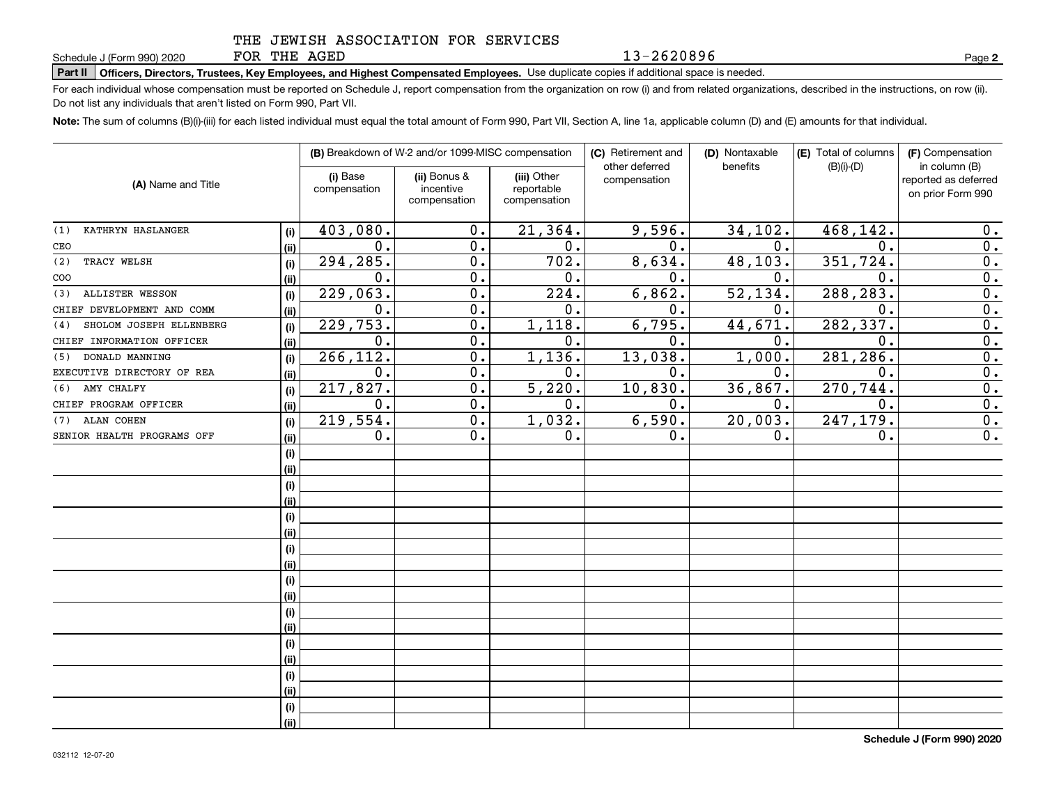THE JEWISH ASSOCIATION FOR SERVICES FOR THE AGED

Schedule J (Form 990) 2020 | 13-2620896 | Page **2**

**Part II** **Officers, Directors, Trustees, Key Employees, and Highest Compensated Employees.** Use duplicate copies if additional space is needed.

For each individual whose compensation must be reported on Schedule J, report compensation from the organization on row (i) and from related organizations, described in the instructions, on row (ii). Do not list any individuals that aren't listed on Form 990, Part VII.

**Note:** The sum of columns (B)(i)-(iii) for each listed individual must equal the total amount of Form 990, Part VII, Section A, line 1a, applicable column (D) and (E) amounts for that individual.

| (A) Name and Title | | (B) Breakdown of W-2 and/or 1099-MISC compensation | | | (C) Retirement and other deferred compensation | (D) Nontaxable benefits | (E) Total of columns (B)(i)-(D) | (F) Compensation in column (B) reported as deferred on prior Form 990 |
|---|---|---|---|---|---|---|---|---|
| | | (i) Base compensation | (ii) Bonus & incentive compensation | (iii) Other reportable compensation | | | | |
| (1) KATHRYN HASLANGER | (i) | 403,080. | 0. | 21,364. | 9,596. | 34,102. | 468,142. | 0. |
| CEO | (ii) | 0. | 0. | 0. | 0. | 0. | 0. | 0. |
| (2) TRACY WELSH | (i) | 294,285. | 0. | 702. | 8,634. | 48,103. | 351,724. | 0. |
| COO | (ii) | 0. | 0. | 0. | 0. | 0. | 0. | 0. |
| (3) ALLISTER WESSON | (i) | 229,063. | 0. | 224. | 6,862. | 52,134. | 288,283. | 0. |
| CHIEF DEVELOPMENT AND COMM | (ii) | 0. | 0. | 0. | 0. | 0. | 0. | 0. |
| (4) SHOLOM JOSEPH ELLENBERG | (i) | 229,753. | 0. | 1,118. | 6,795. | 44,671. | 282,337. | 0. |
| CHIEF INFORMATION OFFICER | (ii) | 0. | 0. | 0. | 0. | 0. | 0. | 0. |
| (5) DONALD MANNING | (i) | 266,112. | 0. | 1,136. | 13,038. | 1,000. | 281,286. | 0. |
| EXECUTIVE DIRECTORY OF REA | (ii) | 0. | 0. | 0. | 0. | 0. | 0. | 0. |
| (6) AMY CHALFY | (i) | 217,827. | 0. | 5,220. | 10,830. | 36,867. | 270,744. | 0. |
| CHIEF PROGRAM OFFICER | (ii) | 0. | 0. | 0. | 0. | 0. | 0. | 0. |
| (7) ALAN COHEN | (i) | 219,554. | 0. | 1,032. | 6,590. | 20,003. | 247,179. | 0. |
| SENIOR HEALTH PROGRAMS OFF | (ii) | 0. | 0. | 0. | 0. | 0. | 0. | 0. |
| | (i) | | | | | | | |
| | (ii) | | | | | | | |
| | (i) | | | | | | | |
| | (ii) | | | | | | | |
| | (i) | | | | | | | |
| | (ii) | | | | | | | |
| | (i) | | | | | | | |
| | (ii) | | | | | | | |
| | (i) | | | | | | | |
| | (ii) | | | | | | | |
| | (i) | | | | | | | |
| | (ii) | | | | | | | |
| | (i) | | | | | | | |
| | (ii) | | | | | | | |
| | (i) | | | | | | | |
| | (ii) | | | | | | | |
| | (i) | | | | | | | |
| | (ii) | | | | | | | |

**Schedule J (Form 990) 2020**

032112 12-07-20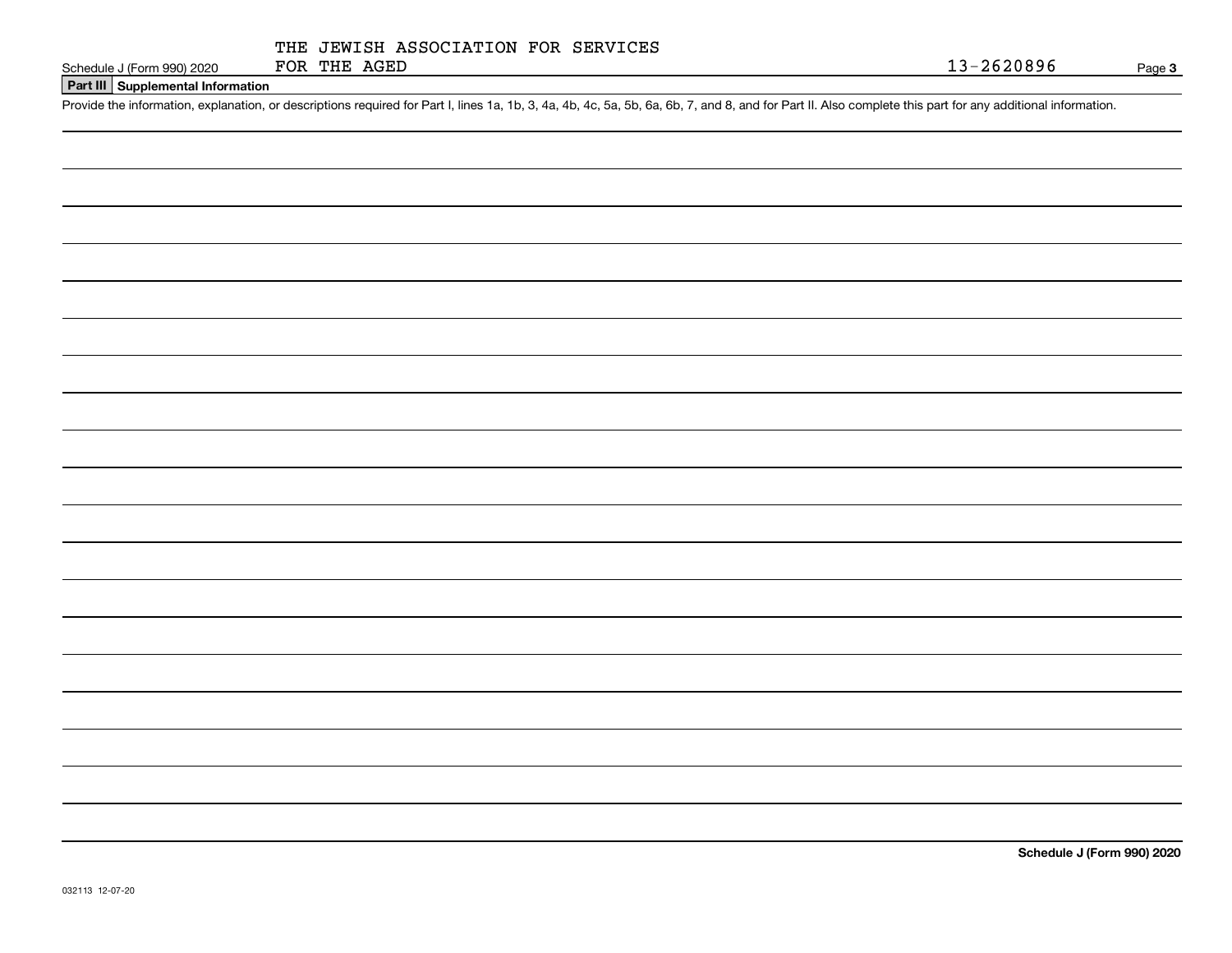THE JEWISH ASSOCIATION FOR SERVICES FOR THE AGED

13-2620896

## Part III Supplemental Information

Provide the information, explanation, or descriptions required for Part I, lines 1a, 1b, 3, 4a, 4b, 4c, 5a, 5b, 6a, 6b, 7, and 8, and for Part II. Also complete this part for any additional information.

Schedule J (Form 990) 2020

032113 12-07-20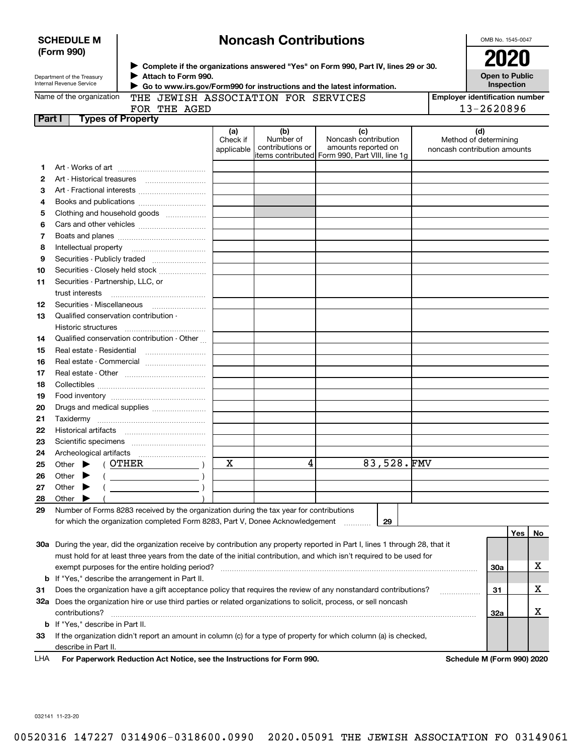**SCHEDULE M (Form 990)**

Department of the Treasury
Internal Revenue Service

# Noncash Contributions

▶ Complete if the organizations answered "Yes" on Form 990, Part IV, lines 29 or 30.
▶ Attach to Form 990.
▶ Go to www.irs.gov/Form990 for instructions and the latest information.

OMB No. 1545-0047

**2020**

**Open to Public Inspection**

Name of the organization: THE JEWISH ASSOCIATION FOR SERVICES FOR THE AGED

Employer identification number: 13-2620896

## Part I Types of Property

| | | (a) Check if applicable | (b) Number of contributions or items contributed | (c) Noncash contribution amounts reported on Form 990, Part VIII, line 1g | (d) Method of determining noncash contribution amounts |
|---|---|---|---|---|---|
| 1 | Art - Works of art | | | | |
| 2 | Art - Historical treasures | | | | |
| 3 | Art - Fractional interests | | | | |
| 4 | Books and publications | | | | |
| 5 | Clothing and household goods | | | | |
| 6 | Cars and other vehicles | | | | |
| 7 | Boats and planes | | | | |
| 8 | Intellectual property | | | | |
| 9 | Securities - Publicly traded | | | | |
| 10 | Securities - Closely held stock | | | | |
| 11 | Securities - Partnership, LLC, or trust interests | | | | |
| 12 | Securities - Miscellaneous | | | | |
| 13 | Qualified conservation contribution - Historic structures | | | | |
| 14 | Qualified conservation contribution - Other | | | | |
| 15 | Real estate - Residential | | | | |
| 16 | Real estate - Commercial | | | | |
| 17 | Real estate - Other | | | | |
| 18 | Collectibles | | | | |
| 19 | Food inventory | | | | |
| 20 | Drugs and medical supplies | | | | |
| 21 | Taxidermy | | | | |
| 22 | Historical artifacts | | | | |
| 23 | Scientific specimens | | | | |
| 24 | Archeological artifacts | | | | |
| 25 | Other ▶ ( OTHER ) | X | 4 | 83,528. | FMV |
| 26 | Other ▶ ( ) | | | | |
| 27 | Other ▶ ( ) | | | | |
| 28 | Other ▶ ( ) | | | | |

29 Number of Forms 8283 received by the organization during the tax year for contributions for which the organization completed Form 8283, Part V, Donee Acknowledgement ..... 29

| | | | Yes | No |
|---|---|---|---|---|
| 30a | During the year, did the organization receive by contribution any property reported in Part I, lines 1 through 28, that it must hold for at least three years from the date of the initial contribution, and which isn't required to be used for exempt purposes for the entire holding period? | 30a | | X |
| b | If "Yes," describe the arrangement in Part II. | | | |
| 31 | Does the organization have a gift acceptance policy that requires the review of any nonstandard contributions? | 31 | | X |
| 32a | Does the organization hire or use third parties or related organizations to solicit, process, or sell noncash contributions? | 32a | | X |
| b | If "Yes," describe in Part II. | | | |
| 33 | If the organization didn't report an amount in column (c) for a type of property for which column (a) is checked, describe in Part II. | | | |

LHA For Paperwork Reduction Act Notice, see the Instructions for Form 990. Schedule M (Form 990) 2020

032141 11-23-20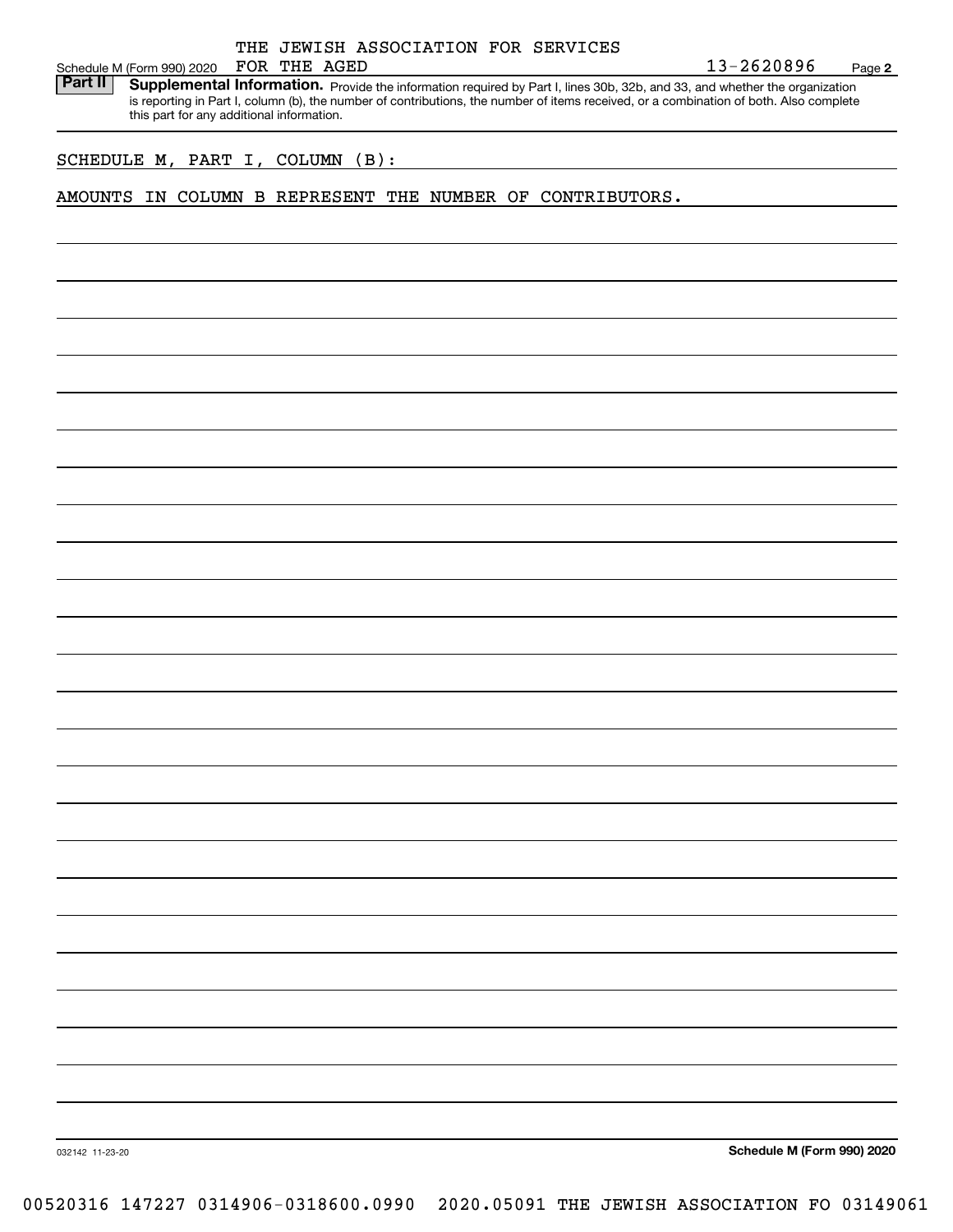THE JEWISH ASSOCIATION FOR SERVICES FOR THE AGED — 13-2620896

Schedule M (Form 990) 2020 — Page 2

**Part II — Supplemental Information.** Provide the information required by Part I, lines 30b, 32b, and 33, and whether the organization is reporting in Part I, column (b), the number of contributions, the number of items received, or a combination of both. Also complete this part for any additional information.

SCHEDULE M, PART I, COLUMN (B):

AMOUNTS IN COLUMN B REPRESENT THE NUMBER OF CONTRIBUTORS.

032142 11-23-20 — Schedule M (Form 990) 2020

00520316 147227 0314906-0318600.0990 2020.05091 THE JEWISH ASSOCIATION FO 03149061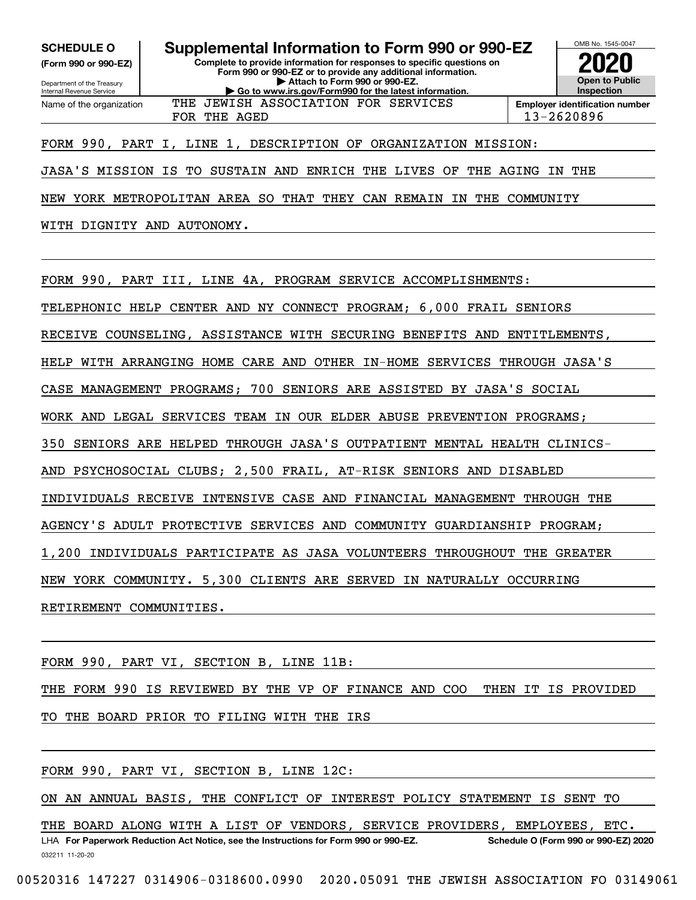**SCHEDULE O** (Form 990 or 990-EZ)

Department of the Treasury
Internal Revenue Service

# Supplemental Information to Form 990 or 990-EZ

**Complete to provide information for responses to specific questions on Form 990 or 990-EZ or to provide any additional information.**
**▶ Attach to Form 990 or 990-EZ.**
**▶ Go to www.irs.gov/Form990 for the latest information.**

OMB No. 1545-0047

**2020**

**Open to Public Inspection**

Name of the organization: THE JEWISH ASSOCIATION FOR SERVICES FOR THE AGED

**Employer identification number:** 13-2620896

FORM 990, PART I, LINE 1, DESCRIPTION OF ORGANIZATION MISSION:

JASA'S MISSION IS TO SUSTAIN AND ENRICH THE LIVES OF THE AGING IN THE NEW YORK METROPOLITAN AREA SO THAT THEY CAN REMAIN IN THE COMMUNITY WITH DIGNITY AND AUTONOMY.

FORM 990, PART III, LINE 4A, PROGRAM SERVICE ACCOMPLISHMENTS:

TELEPHONIC HELP CENTER AND NY CONNECT PROGRAM; 6,000 FRAIL SENIORS RECEIVE COUNSELING, ASSISTANCE WITH SECURING BENEFITS AND ENTITLEMENTS, HELP WITH ARRANGING HOME CARE AND OTHER IN-HOME SERVICES THROUGH JASA'S CASE MANAGEMENT PROGRAMS; 700 SENIORS ARE ASSISTED BY JASA'S SOCIAL WORK AND LEGAL SERVICES TEAM IN OUR ELDER ABUSE PREVENTION PROGRAMS; 350 SENIORS ARE HELPED THROUGH JASA'S OUTPATIENT MENTAL HEALTH CLINICS- AND PSYCHOSOCIAL CLUBS; 2,500 FRAIL, AT-RISK SENIORS AND DISABLED INDIVIDUALS RECEIVE INTENSIVE CASE AND FINANCIAL MANAGEMENT THROUGH THE AGENCY'S ADULT PROTECTIVE SERVICES AND COMMUNITY GUARDIANSHIP PROGRAM; 1,200 INDIVIDUALS PARTICIPATE AS JASA VOLUNTEERS THROUGHOUT THE GREATER NEW YORK COMMUNITY. 5,300 CLIENTS ARE SERVED IN NATURALLY OCCURRING RETIREMENT COMMUNITIES.

FORM 990, PART VI, SECTION B, LINE 11B:

THE FORM 990 IS REVIEWED BY THE VP OF FINANCE AND COO THEN IT IS PROVIDED TO THE BOARD PRIOR TO FILING WITH THE IRS

FORM 990, PART VI, SECTION B, LINE 12C:

ON AN ANNUAL BASIS, THE CONFLICT OF INTEREST POLICY STATEMENT IS SENT TO THE BOARD ALONG WITH A LIST OF VENDORS, SERVICE PROVIDERS, EMPLOYEES, ETC.

LHA **For Paperwork Reduction Act Notice, see the Instructions for Form 990 or 990-EZ.** **Schedule O (Form 990 or 990-EZ) 2020**

032211 11-20-20

00520316 147227 0314906-0318600.0990 2020.05091 THE JEWISH ASSOCIATION FO 03149061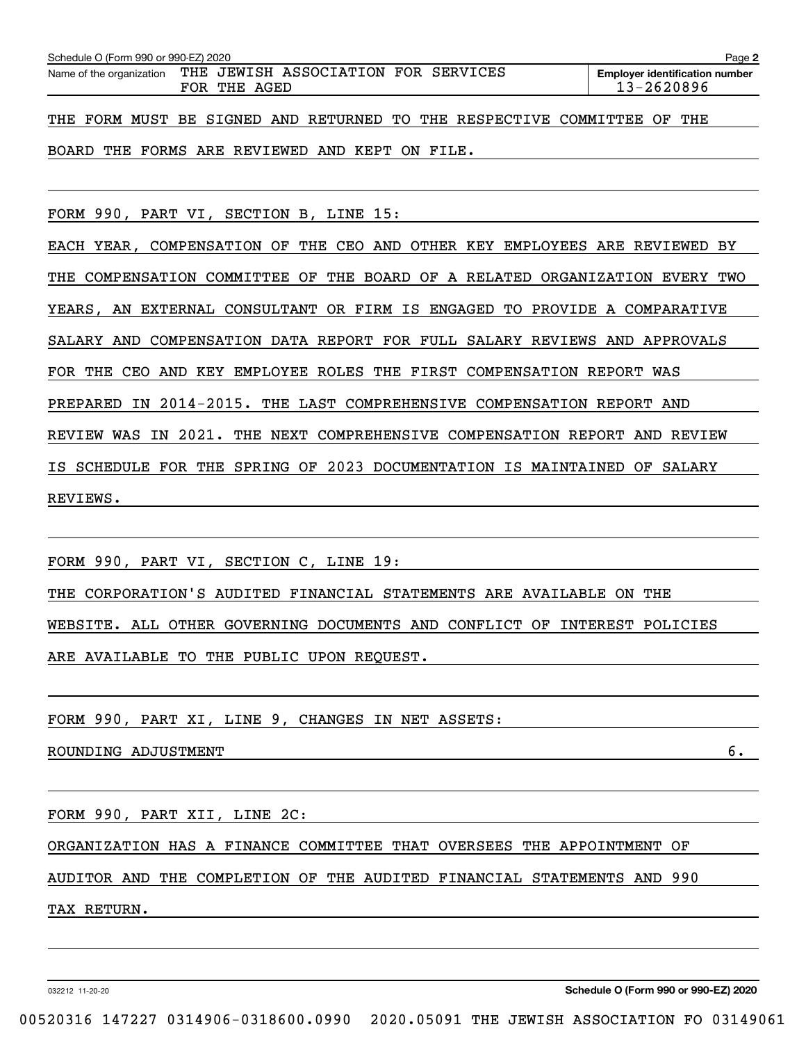Schedule O (Form 990 or 990-EZ) 2020

Name of the organization: THE JEWISH ASSOCIATION FOR SERVICES FOR THE AGED

Employer identification number: 13-2620896

THE FORM MUST BE SIGNED AND RETURNED TO THE RESPECTIVE COMMITTEE OF THE BOARD THE FORMS ARE REVIEWED AND KEPT ON FILE.

FORM 990, PART VI, SECTION B, LINE 15:

EACH YEAR, COMPENSATION OF THE CEO AND OTHER KEY EMPLOYEES ARE REVIEWED BY THE COMPENSATION COMMITTEE OF THE BOARD OF A RELATED ORGANIZATION EVERY TWO YEARS, AN EXTERNAL CONSULTANT OR FIRM IS ENGAGED TO PROVIDE A COMPARATIVE SALARY AND COMPENSATION DATA REPORT FOR FULL SALARY REVIEWS AND APPROVALS FOR THE CEO AND KEY EMPLOYEE ROLES THE FIRST COMPENSATION REPORT WAS PREPARED IN 2014-2015. THE LAST COMPREHENSIVE COMPENSATION REPORT AND REVIEW WAS IN 2021. THE NEXT COMPREHENSIVE COMPENSATION REPORT AND REVIEW IS SCHEDULE FOR THE SPRING OF 2023 DOCUMENTATION IS MAINTAINED OF SALARY REVIEWS.

FORM 990, PART VI, SECTION C, LINE 19:

THE CORPORATION'S AUDITED FINANCIAL STATEMENTS ARE AVAILABLE ON THE WEBSITE. ALL OTHER GOVERNING DOCUMENTS AND CONFLICT OF INTEREST POLICIES ARE AVAILABLE TO THE PUBLIC UPON REQUEST.

FORM 990, PART XI, LINE 9, CHANGES IN NET ASSETS:

| | |
|---|---|
| ROUNDING ADJUSTMENT | 6. |

FORM 990, PART XII, LINE 2C:

ORGANIZATION HAS A FINANCE COMMITTEE THAT OVERSEES THE APPOINTMENT OF AUDITOR AND THE COMPLETION OF THE AUDITED FINANCIAL STATEMENTS AND 990 TAX RETURN.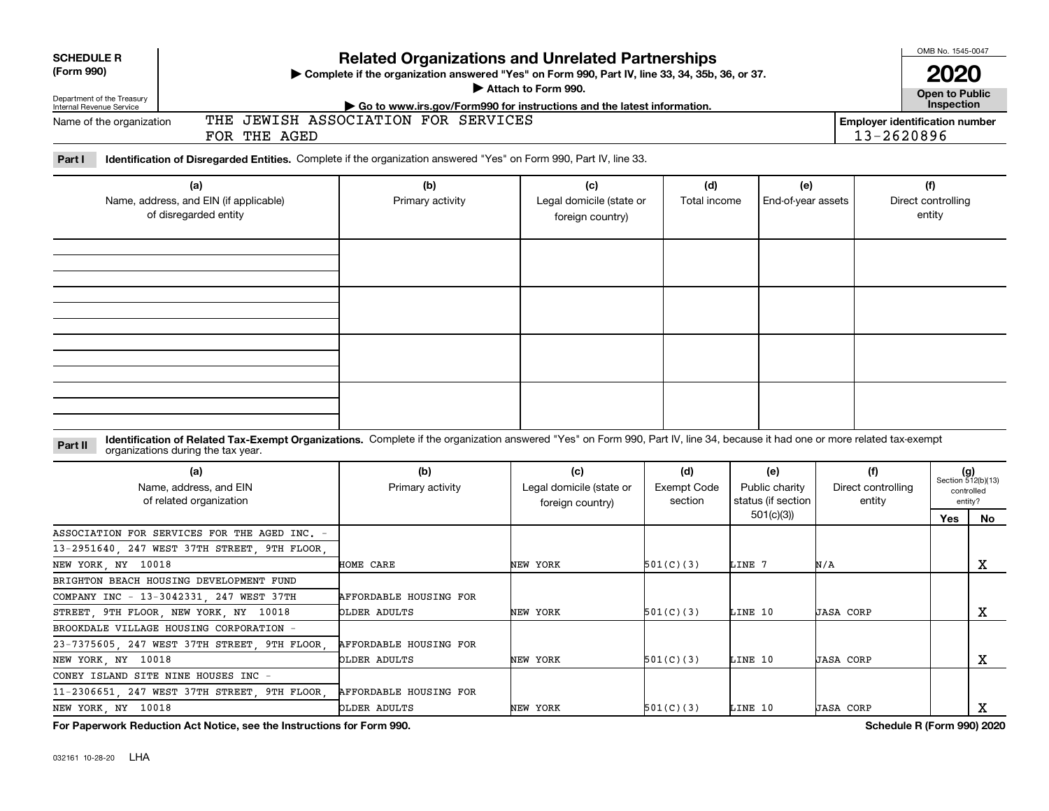**SCHEDULE R (Form 990)**

Department of the Treasury
Internal Revenue Service

# Related Organizations and Unrelated Partnerships

▶ Complete if the organization answered "Yes" on Form 990, Part IV, line 33, 34, 35b, 36, or 37.
▶ Attach to Form 990.
▶ Go to www.irs.gov/Form990 for instructions and the latest information.

OMB No. 1545-0047

**2020**

**Open to Public Inspection**

Name of the organization: THE JEWISH ASSOCIATION FOR SERVICES FOR THE AGED

Employer identification number: 13-2620896

**Part I** **Identification of Disregarded Entities.** Complete if the organization answered "Yes" on Form 990, Part IV, line 33.

| (a) Name, address, and EIN (if applicable) of disregarded entity | (b) Primary activity | (c) Legal domicile (state or foreign country) | (d) Total income | (e) End-of-year assets | (f) Direct controlling entity |
|---|---|---|---|---|---|
| | | | | | |
| | | | | | |
| | | | | | |
| | | | | | |

**Part II** **Identification of Related Tax-Exempt Organizations.** Complete if the organization answered "Yes" on Form 990, Part IV, line 34, because it had one or more related tax-exempt organizations during the tax year.

| (a) Name, address, and EIN of related organization | (b) Primary activity | (c) Legal domicile (state or foreign country) | (d) Exempt Code section | (e) Public charity status (if section 501(c)(3)) | (f) Direct controlling entity | (g) Section 512(b)(13) controlled entity? Yes | No |
|---|---|---|---|---|---|---|---|
| ASSOCIATION FOR SERVICES FOR THE AGED INC. - 13-2951640, 247 WEST 37TH STREET, 9TH FLOOR, NEW YORK, NY 10018 | HOME CARE | NEW YORK | 501(C)(3) | LINE 7 | N/A | | X |
| BRIGHTON BEACH HOUSING DEVELOPMENT FUND COMPANY INC - 13-3042331, 247 WEST 37TH STREET, 9TH FLOOR, NEW YORK, NY 10018 | AFFORDABLE HOUSING FOR OLDER ADULTS | NEW YORK | 501(C)(3) | LINE 10 | JASA CORP | | X |
| BROOKDALE VILLAGE HOUSING CORPORATION - 23-7375605, 247 WEST 37TH STREET, 9TH FLOOR, NEW YORK, NY 10018 | AFFORDABLE HOUSING FOR OLDER ADULTS | NEW YORK | 501(C)(3) | LINE 10 | JASA CORP | | X |
| CONEY ISLAND SITE NINE HOUSES INC - 11-2306651, 247 WEST 37TH STREET, 9TH FLOOR, NEW YORK, NY 10018 | AFFORDABLE HOUSING FOR OLDER ADULTS | NEW YORK | 501(C)(3) | LINE 10 | JASA CORP | | X |

**For Paperwork Reduction Act Notice, see the Instructions for Form 990.** **Schedule R (Form 990) 2020**

032161 10-28-20 LHA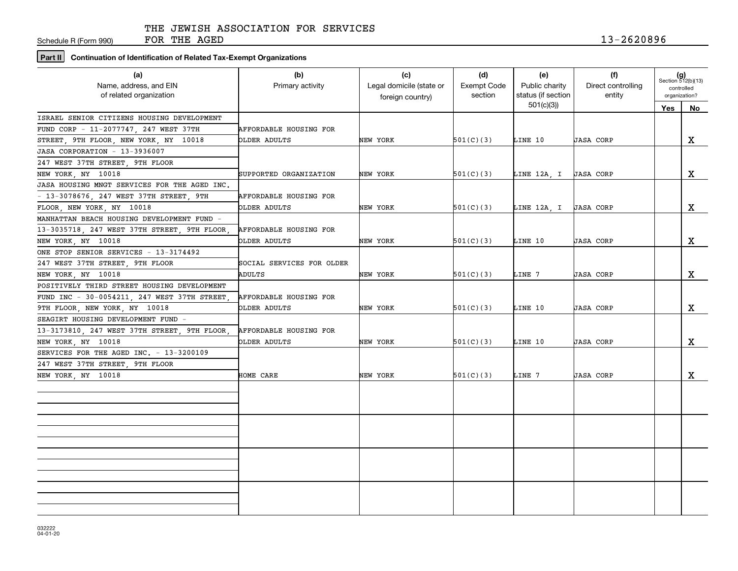Schedule R (Form 990) THE JEWISH ASSOCIATION FOR SERVICES FOR THE AGED 13-2620896

**Part II Continuation of Identification of Related Tax-Exempt Organizations**

| (a) Name, address, and EIN of related organization | (b) Primary activity | (c) Legal domicile (state or foreign country) | (d) Exempt Code section | (e) Public charity status (if section 501(c)(3)) | (f) Direct controlling entity | (g) Section 512(b)(13) controlled organization? Yes | No |
|---|---|---|---|---|---|---|---|
| ISRAEL SENIOR CITIZENS HOUSING DEVELOPMENT FUND CORP - 11-2077747, 247 WEST 37TH STREET, 9TH FLOOR, NEW YORK, NY 10018 | AFFORDABLE HOUSING FOR OLDER ADULTS | NEW YORK | 501(C)(3) | LINE 10 | JASA CORP | | X |
| JASA CORPORATION - 13-3936007 247 WEST 37TH STREET, 9TH FLOOR NEW YORK, NY 10018 | SUPPORTED ORGANIZATION | NEW YORK | 501(C)(3) | LINE 12A, I | JASA CORP | | X |
| JASA HOUSING MNGT SERVICES FOR THE AGED INC. - 13-3078676, 247 WEST 37TH STREET, 9TH FLOOR, NEW YORK, NY 10018 | AFFORDABLE HOUSING FOR OLDER ADULTS | NEW YORK | 501(C)(3) | LINE 12A, I | JASA CORP | | X |
| MANHATTAN BEACH HOUSING DEVELOPMENT FUND - 13-3035718, 247 WEST 37TH STREET, 9TH FLOOR, NEW YORK, NY 10018 | AFFORDABLE HOUSING FOR OLDER ADULTS | NEW YORK | 501(C)(3) | LINE 10 | JASA CORP | | X |
| ONE STOP SENIOR SERVICES - 13-3174492 247 WEST 37TH STREET, 9TH FLOOR NEW YORK, NY 10018 | SOCIAL SERVICES FOR OLDER ADULTS | NEW YORK | 501(C)(3) | LINE 7 | JASA CORP | | X |
| POSITIVELY THIRD STREET HOUSING DEVELOPMENT FUND INC - 30-0054211, 247 WEST 37TH STREET, 9TH FLOOR, NEW YORK, NY 10018 | AFFORDABLE HOUSING FOR OLDER ADULTS | NEW YORK | 501(C)(3) | LINE 10 | JASA CORP | | X |
| SEAGIRT HOUSING DEVELOPMENT FUND - 13-3173810, 247 WEST 37TH STREET, 9TH FLOOR, NEW YORK, NY 10018 | AFFORDABLE HOUSING FOR OLDER ADULTS | NEW YORK | 501(C)(3) | LINE 10 | JASA CORP | | X |
| SERVICES FOR THE AGED INC. - 13-3200109 247 WEST 37TH STREET, 9TH FLOOR NEW YORK, NY 10018 | HOME CARE | NEW YORK | 501(C)(3) | LINE 7 | JASA CORP | | X |

032222 04-01-20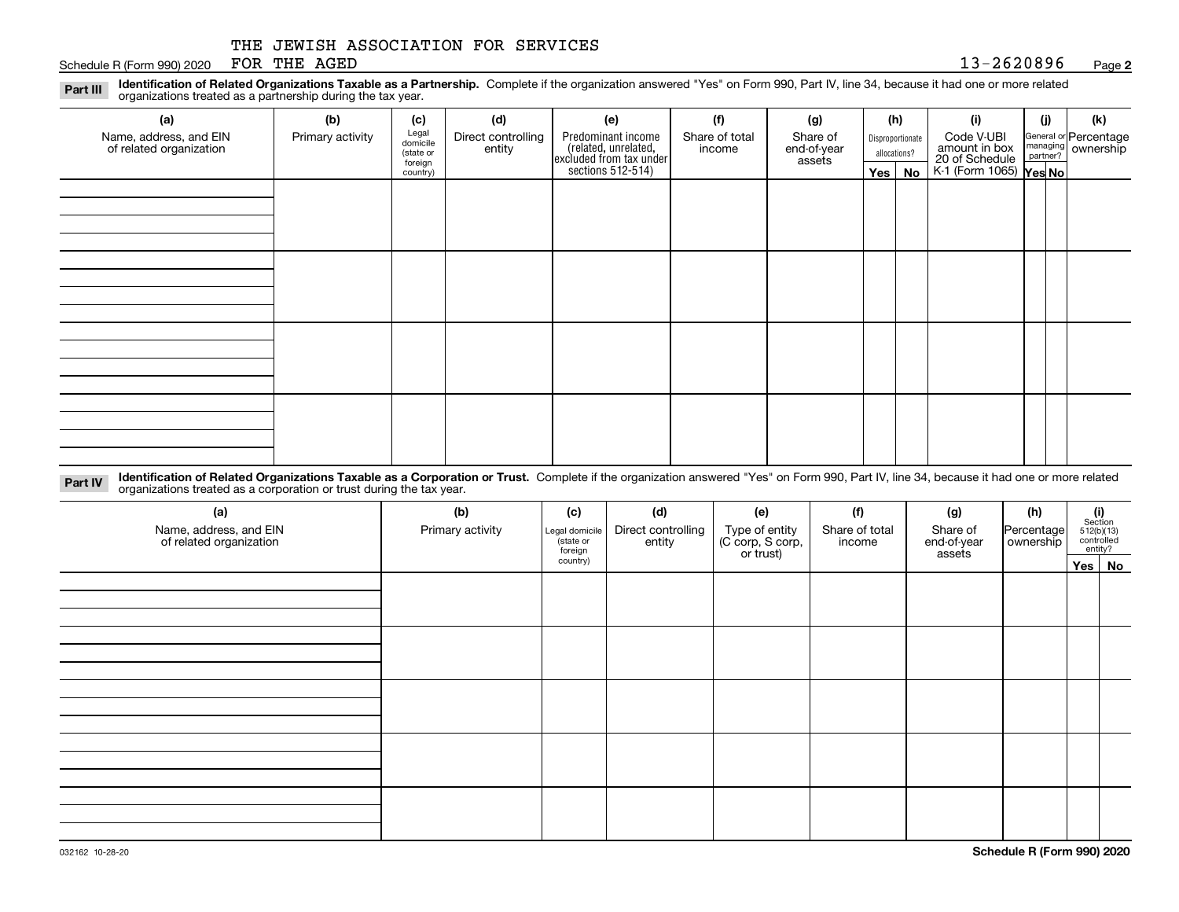THE JEWISH ASSOCIATION FOR SERVICES FOR THE AGED

Schedule R (Form 990) 2020 | 13-2620896 | Page **2**

**Part III** **Identification of Related Organizations Taxable as a Partnership.** Complete if the organization answered "Yes" on Form 990, Part IV, line 34, because it had one or more related organizations treated as a partnership during the tax year.

| (a) Name, address, and EIN of related organization | (b) Primary activity | (c) Legal domicile (state or foreign country) | (d) Direct controlling entity | (e) Predominant income (related, unrelated, excluded from tax under sections 512-514) | (f) Share of total income | (g) Share of end-of-year assets | (h) Disproportionate allocations? | | (i) Code V-UBI amount in box 20 of Schedule K-1 (Form 1065) | (j) General or managing partner? | | (k) Percentage ownership |
|---|---|---|---|---|---|---|---|---|---|---|---|---|
| | | | | | | | Yes | No | | Yes | No | |
| | | | | | | | | | | | | |
| | | | | | | | | | | | | |
| | | | | | | | | | | | | |
| | | | | | | | | | | | | |

**Part IV** **Identification of Related Organizations Taxable as a Corporation or Trust.** Complete if the organization answered "Yes" on Form 990, Part IV, line 34, because it had one or more related organizations treated as a corporation or trust during the tax year.

| (a) Name, address, and EIN of related organization | (b) Primary activity | (c) Legal domicile (state or foreign country) | (d) Direct controlling entity | (e) Type of entity (C corp, S corp, or trust) | (f) Share of total income | (g) Share of end-of-year assets | (h) Percentage ownership | (i) Section 512(b)(13) controlled entity? | |
|---|---|---|---|---|---|---|---|---|---|
| | | | | | | | | Yes | No |
| | | | | | | | | | |
| | | | | | | | | | |
| | | | | | | | | | |
| | | | | | | | | | |
| | | | | | | | | | |

032162 10-28-20

**Schedule R (Form 990) 2020**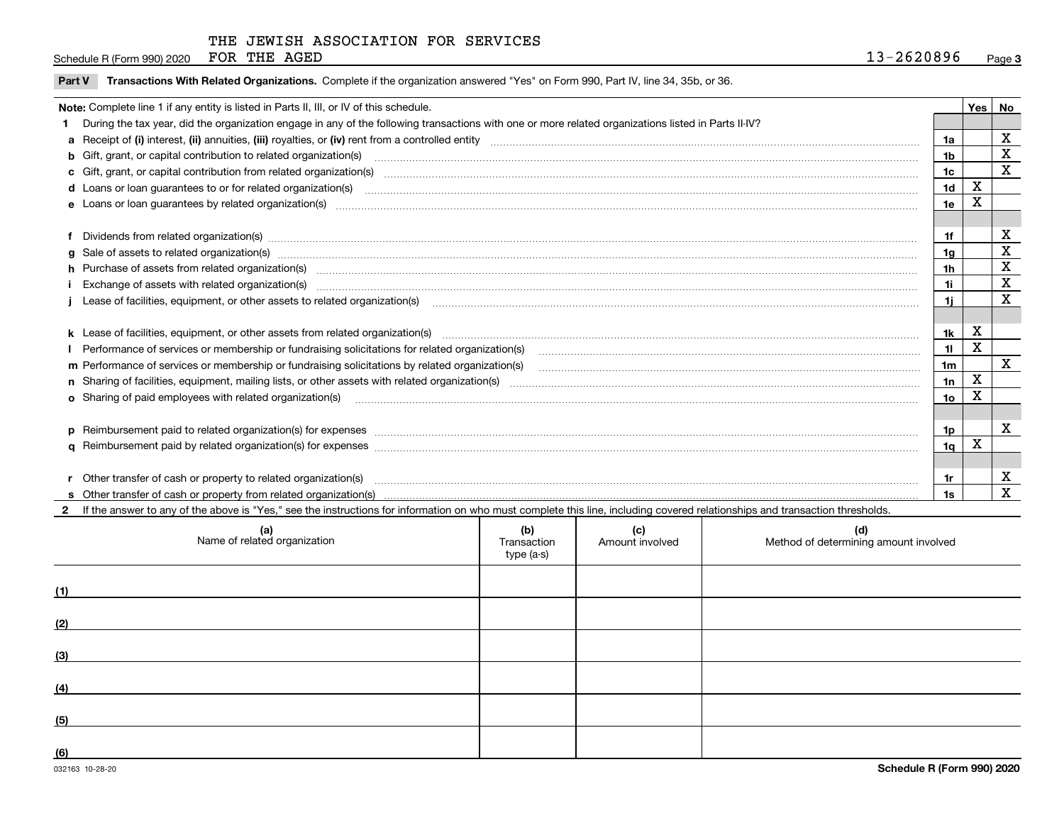THE JEWISH ASSOCIATION FOR SERVICES FOR THE AGED

Schedule R (Form 990) 2020 — 13-2620896 — Page 3

**Part V Transactions With Related Organizations.** Complete if the organization answered "Yes" on Form 990, Part IV, line 34, 35b, or 36.

**Note:** Complete line 1 if any entity is listed in Parts II, III, or IV of this schedule.

| | | | Yes | No |
|---|---|---|---|---|
| **1** | During the tax year, did the organization engage in any of the following transactions with one or more related organizations listed in Parts II-IV? | | | |
| **a** | Receipt of **(i)** interest, **(ii)** annuities, **(iii)** royalties, or **(iv)** rent from a controlled entity | 1a | | X |
| **b** | Gift, grant, or capital contribution to related organization(s) | 1b | | X |
| **c** | Gift, grant, or capital contribution from related organization(s) | 1c | | X |
| **d** | Loans or loan guarantees to or for related organization(s) | 1d | X | |
| **e** | Loans or loan guarantees by related organization(s) | 1e | X | |
| **f** | Dividends from related organization(s) | 1f | | X |
| **g** | Sale of assets to related organization(s) | 1g | | X |
| **h** | Purchase of assets from related organization(s) | 1h | | X |
| **i** | Exchange of assets with related organization(s) | 1i | | X |
| **j** | Lease of facilities, equipment, or other assets to related organization(s) | 1j | | X |
| **k** | Lease of facilities, equipment, or other assets from related organization(s) | 1k | X | |
| **l** | Performance of services or membership or fundraising solicitations for related organization(s) | 1l | X | |
| **m** | Performance of services or membership or fundraising solicitations by related organization(s) | 1m | | X |
| **n** | Sharing of facilities, equipment, mailing lists, or other assets with related organization(s) | 1n | X | |
| **o** | Sharing of paid employees with related organization(s) | 1o | X | |
| **p** | Reimbursement paid to related organization(s) for expenses | 1p | | X |
| **q** | Reimbursement paid by related organization(s) for expenses | 1q | X | |
| **r** | Other transfer of cash or property to related organization(s) | 1r | | X |
| **s** | Other transfer of cash or property from related organization(s) | 1s | | X |

**2** If the answer to any of the above is "Yes," see the instructions for information on who must complete this line, including covered relationships and transaction thresholds.

| | (a) Name of related organization | (b) Transaction type (a-s) | (c) Amount involved | (d) Method of determining amount involved |
|---|---|---|---|---|
| (1) | | | | |
| (2) | | | | |
| (3) | | | | |
| (4) | | | | |
| (5) | | | | |
| (6) | | | | |

032163 10-28-20

**Schedule R (Form 990) 2020**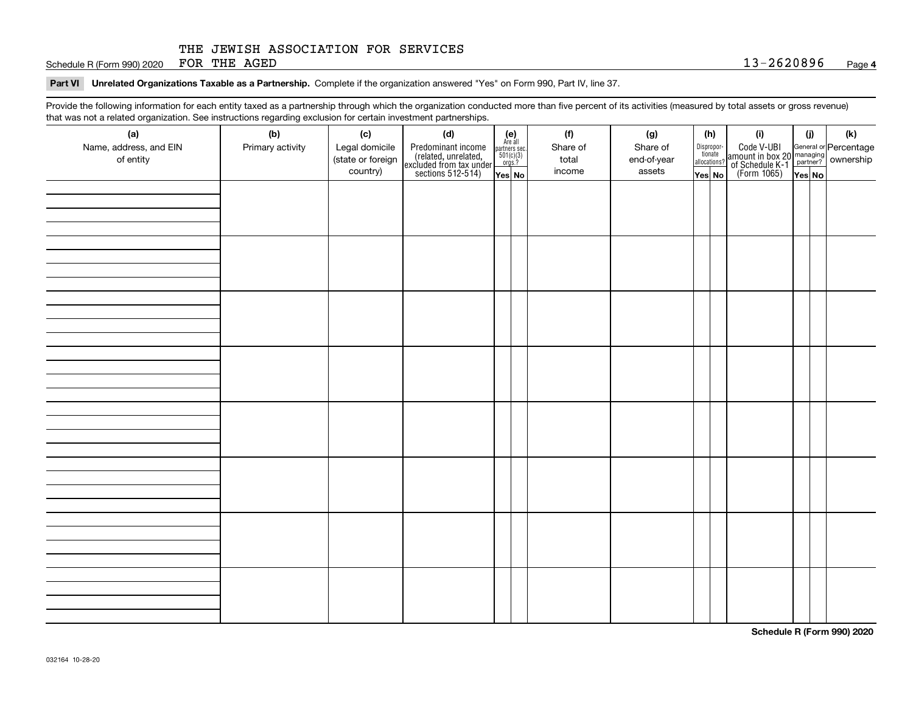THE JEWISH ASSOCIATION FOR SERVICES FOR THE AGED

Schedule R (Form 990) 2020 13-2620896 Page **4**

**Part VI Unrelated Organizations Taxable as a Partnership.** Complete if the organization answered "Yes" on Form 990, Part IV, line 37.

Provide the following information for each entity taxed as a partnership through which the organization conducted more than five percent of its activities (measured by total assets or gross revenue) that was not a related organization. See instructions regarding exclusion for certain investment partnerships.

| (a) Name, address, and EIN of entity | (b) Primary activity | (c) Legal domicile (state or foreign country) | (d) Predominant income (related, unrelated, excluded from tax under sections 512-514) | (e) Are all partners sec. 501(c)(3) orgs.? | | (f) Share of total income | (g) Share of end-of-year assets | (h) Disproportionate allocations? | | (i) Code V-UBI amount in box 20 of Schedule K-1 (Form 1065) | (j) General or managing partner? | | (k) Percentage ownership |
|---|---|---|---|---|---|---|---|---|---|---|---|---|---|
| | | | | Yes | No | | | Yes | No | | Yes | No | |
| | | | | | | | | | | | | | |
| | | | | | | | | | | | | | |
| | | | | | | | | | | | | | |
| | | | | | | | | | | | | | |
| | | | | | | | | | | | | | |
| | | | | | | | | | | | | | |
| | | | | | | | | | | | | | |
| | | | | | | | | | | | | | |

**Schedule R (Form 990) 2020**

032164 10-28-20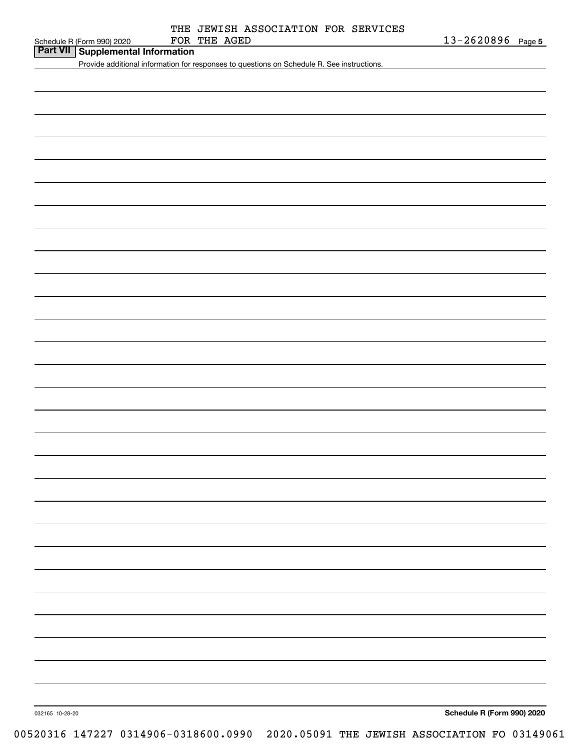THE JEWISH ASSOCIATION FOR SERVICES FOR THE AGED

Schedule R (Form 990) 2020 13-2620896 Page 5

## Part VII Supplemental Information

Provide additional information for responses to questions on Schedule R. See instructions.

032165 10-28-20

**Schedule R (Form 990) 2020**

00520316 147227 0314906-0318600.0990 2020.05091 THE JEWISH ASSOCIATION FO 03149061